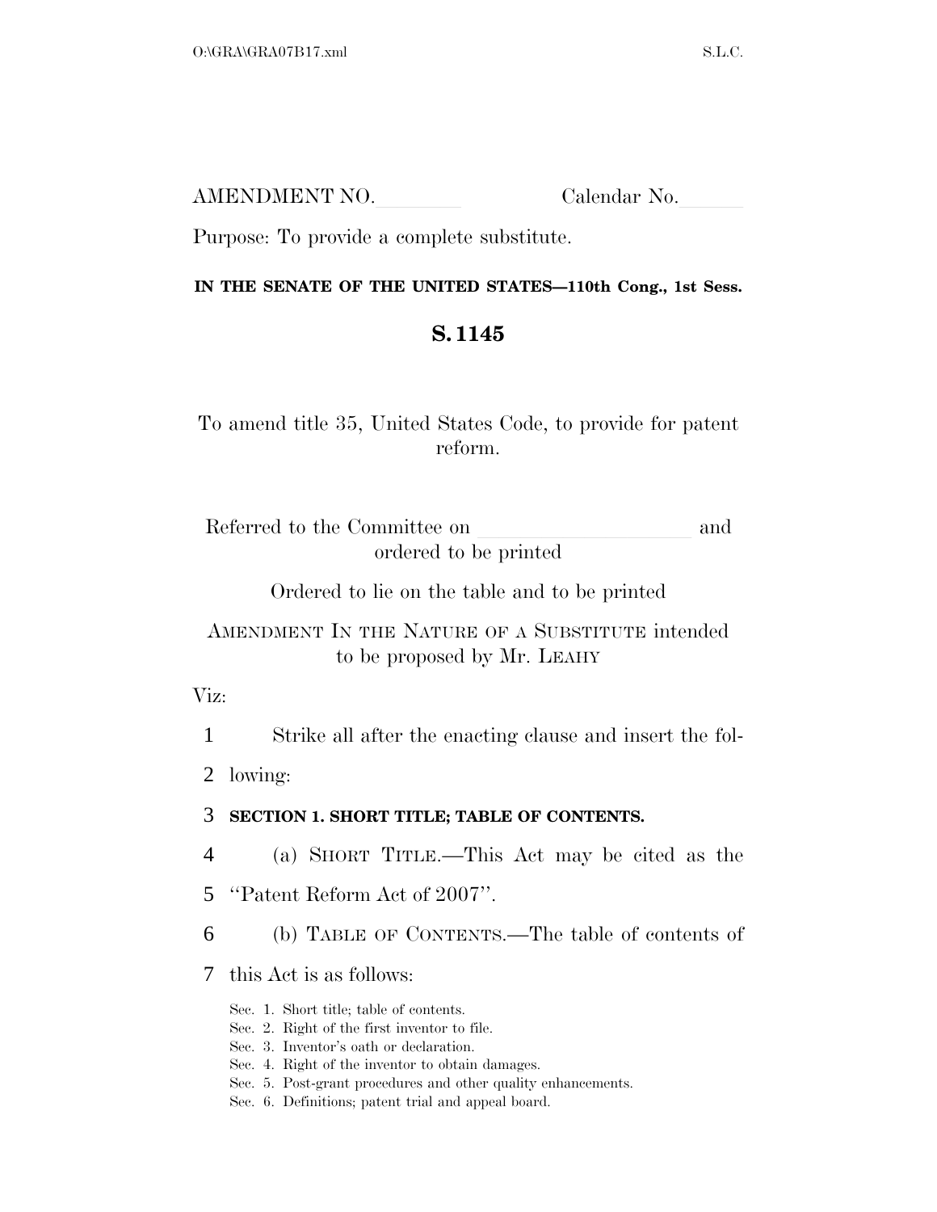AMENDMENT NO.________ Calendar No.______

Purpose: To provide a complete substitute.

**IN THE SENATE OF THE UNITED STATES—110th Cong., 1st Sess.**

# S. 1145

To amend title 35, United States Code, to provide for patent reform.

Referred to the Committee on ____________________ and ordered to be printed

Ordered to lie on the table and to be printed

AMENDMENT IN THE NATURE OF A SUBSTITUTE intended to be proposed by Mr. LEAHY

Viz:

1 Strike all after the enacting clause and insert the fol-
2 lowing:

3 **SECTION 1. SHORT TITLE; TABLE OF CONTENTS.**

4 (a) SHORT TITLE.—This Act may be cited as the
5 ''Patent Reform Act of 2007''.

6 (b) TABLE OF CONTENTS.—The table of contents of
7 this Act is as follows:

Sec. 1. Short title; table of contents.
Sec. 2. Right of the first inventor to file.
Sec. 3. Inventor's oath or declaration.
Sec. 4. Right of the inventor to obtain damages.
Sec. 5. Post-grant procedures and other quality enhancements.
Sec. 6. Definitions; patent trial and appeal board.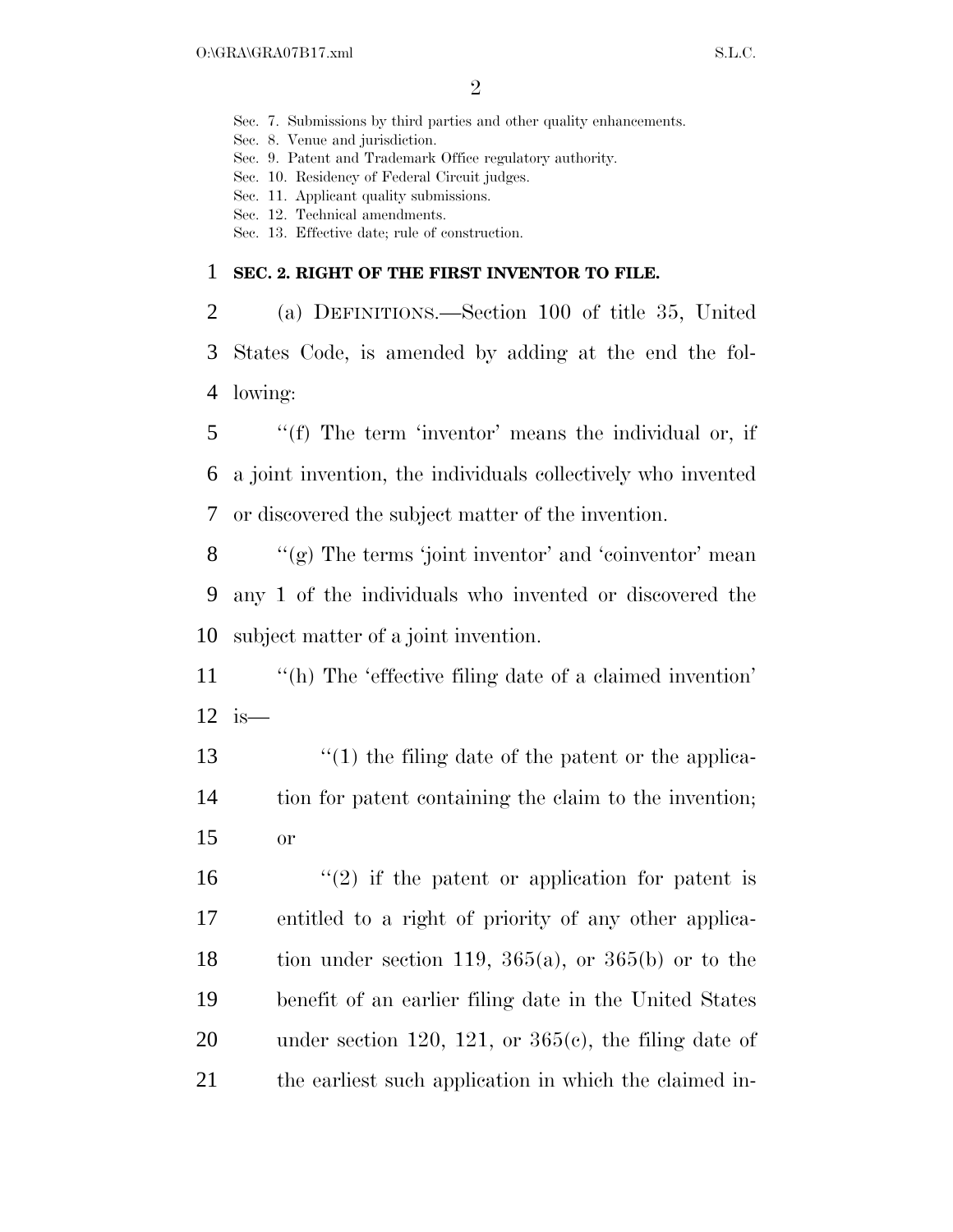Sec. 7. Submissions by third parties and other quality enhancements.
Sec. 8. Venue and jurisdiction.
Sec. 9. Patent and Trademark Office regulatory authority.
Sec. 10. Residency of Federal Circuit judges.
Sec. 11. Applicant quality submissions.
Sec. 12. Technical amendments.
Sec. 13. Effective date; rule of construction.

**SEC. 2. RIGHT OF THE FIRST INVENTOR TO FILE.**

(a) DEFINITIONS.—Section 100 of title 35, United States Code, is amended by adding at the end the following:

"(f) The term 'inventor' means the individual or, if a joint invention, the individuals collectively who invented or discovered the subject matter of the invention.

"(g) The terms 'joint inventor' and 'coinventor' mean any 1 of the individuals who invented or discovered the subject matter of a joint invention.

"(h) The 'effective filing date of a claimed invention' is—

"(1) the filing date of the patent or the application for patent containing the claim to the invention; or

"(2) if the patent or application for patent is entitled to a right of priority of any other application under section 119, 365(a), or 365(b) or to the benefit of an earlier filing date in the United States under section 120, 121, or 365(c), the filing date of the earliest such application in which the claimed in-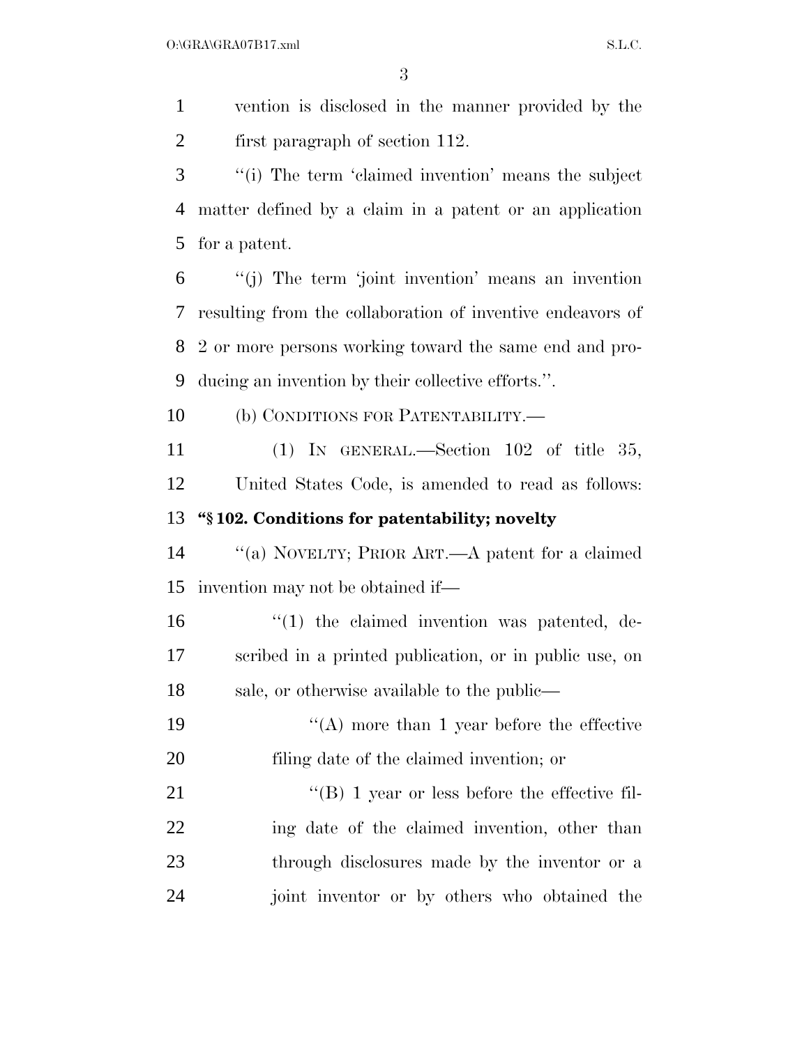vention is disclosed in the manner provided by the first paragraph of section 112.

''(i) The term 'claimed invention' means the subject matter defined by a claim in a patent or an application for a patent.

''(j) The term 'joint invention' means an invention resulting from the collaboration of inventive endeavors of 2 or more persons working toward the same end and producing an invention by their collective efforts.''.

(b) CONDITIONS FOR PATENTABILITY.—

(1) IN GENERAL.—Section 102 of title 35, United States Code, is amended to read as follows:

**''§ 102. Conditions for patentability; novelty**

''(a) NOVELTY; PRIOR ART.—A patent for a claimed invention may not be obtained if—

''(1) the claimed invention was patented, described in a printed publication, or in public use, on sale, or otherwise available to the public—

''(A) more than 1 year before the effective filing date of the claimed invention; or

''(B) 1 year or less before the effective filing date of the claimed invention, other than through disclosures made by the inventor or a joint inventor or by others who obtained the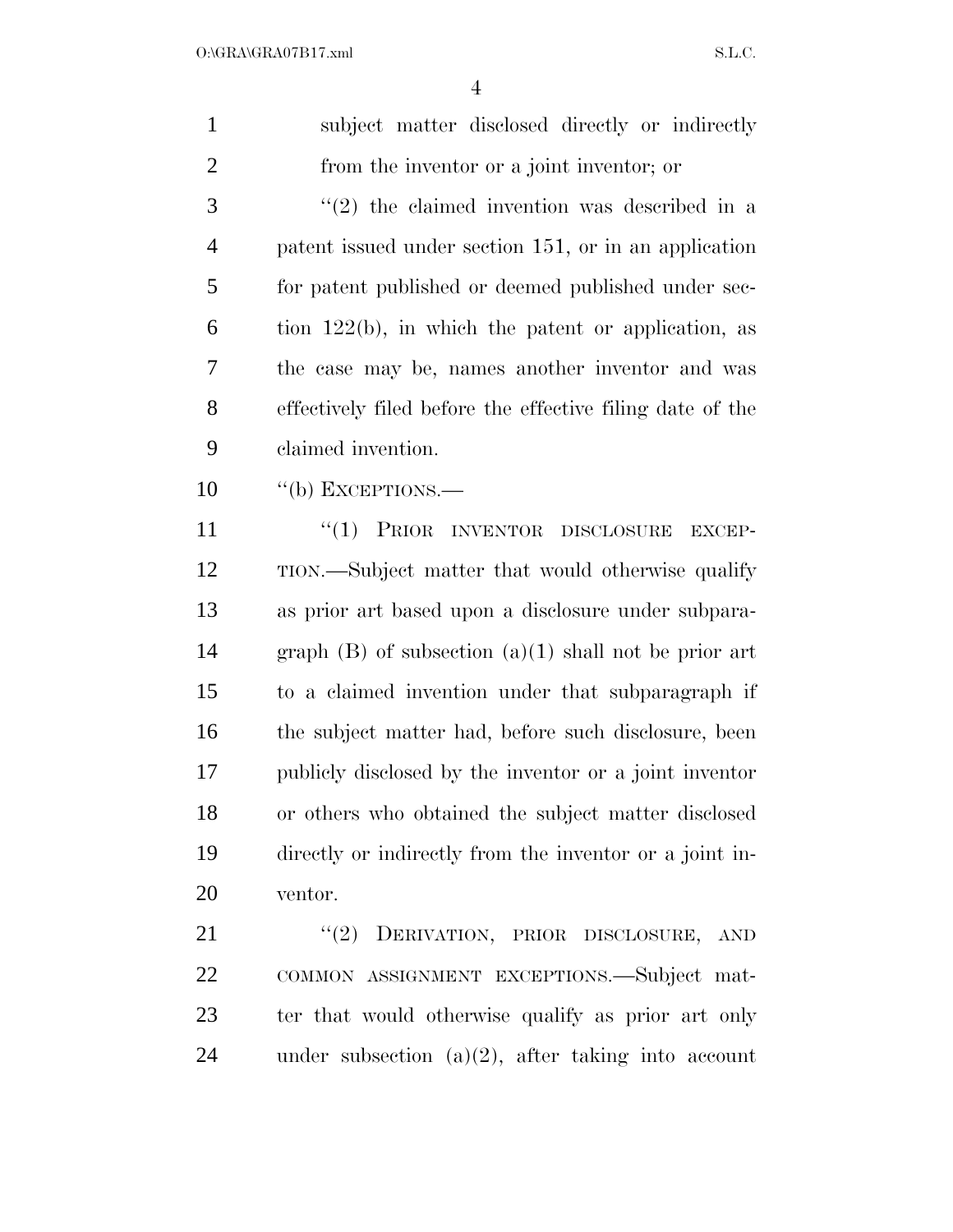subject matter disclosed directly or indirectly from the inventor or a joint inventor; or

"(2) the claimed invention was described in a patent issued under section 151, or in an application for patent published or deemed published under section 122(b), in which the patent or application, as the case may be, names another inventor and was effectively filed before the effective filing date of the claimed invention.

"(b) EXCEPTIONS.—

"(1) PRIOR INVENTOR DISCLOSURE EXCEPTION.—Subject matter that would otherwise qualify as prior art based upon a disclosure under subparagraph (B) of subsection (a)(1) shall not be prior art to a claimed invention under that subparagraph if the subject matter had, before such disclosure, been publicly disclosed by the inventor or a joint inventor or others who obtained the subject matter disclosed directly or indirectly from the inventor or a joint inventor.

"(2) DERIVATION, PRIOR DISCLOSURE, AND COMMON ASSIGNMENT EXCEPTIONS.—Subject matter that would otherwise qualify as prior art only under subsection (a)(2), after taking into account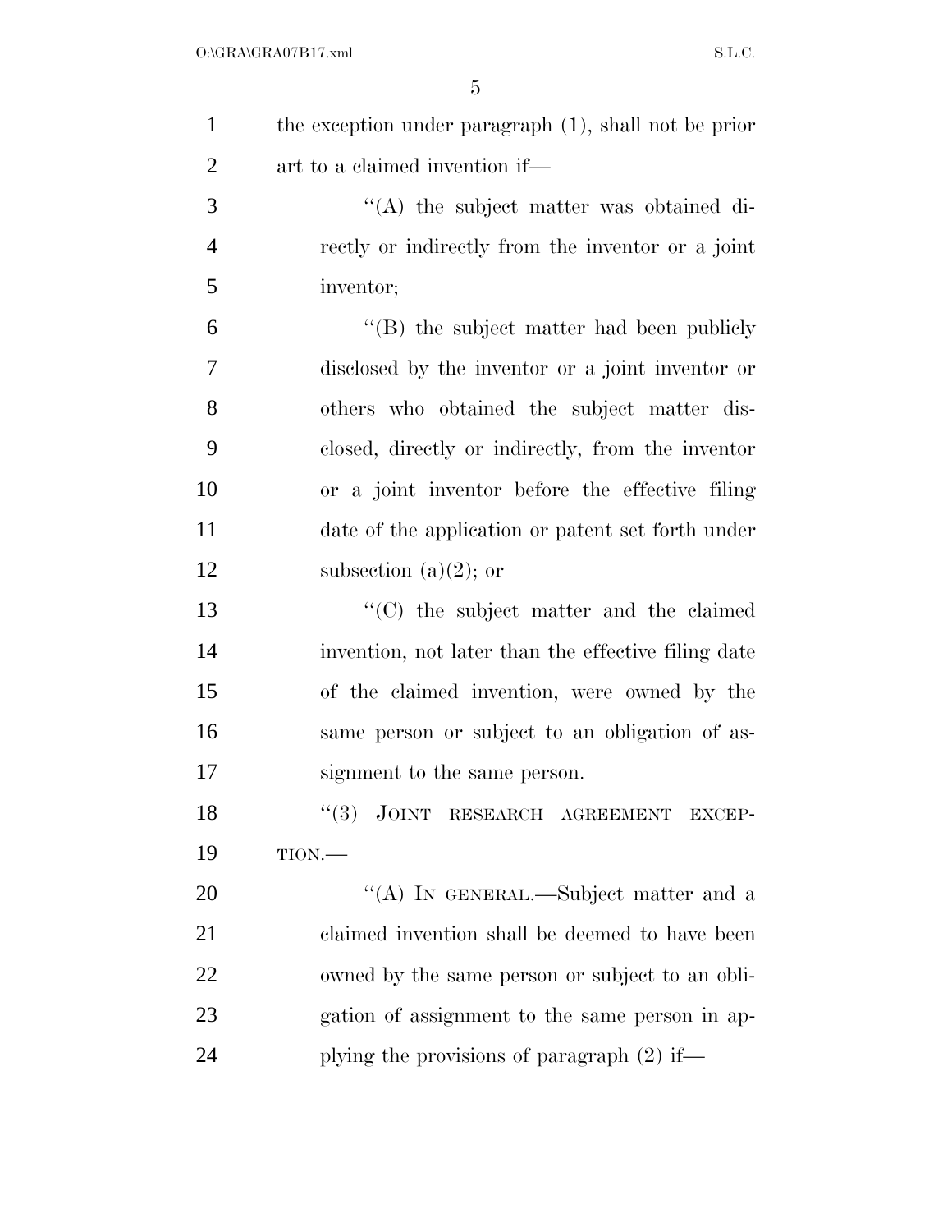the exception under paragraph (1), shall not be prior art to a claimed invention if—

''(A) the subject matter was obtained directly or indirectly from the inventor or a joint inventor;

''(B) the subject matter had been publicly disclosed by the inventor or a joint inventor or others who obtained the subject matter disclosed, directly or indirectly, from the inventor or a joint inventor before the effective filing date of the application or patent set forth under subsection (a)(2); or

''(C) the subject matter and the claimed invention, not later than the effective filing date of the claimed invention, were owned by the same person or subject to an obligation of assignment to the same person.

''(3) JOINT RESEARCH AGREEMENT EXCEPTION.—

''(A) IN GENERAL.—Subject matter and a claimed invention shall be deemed to have been owned by the same person or subject to an obligation of assignment to the same person in applying the provisions of paragraph (2) if—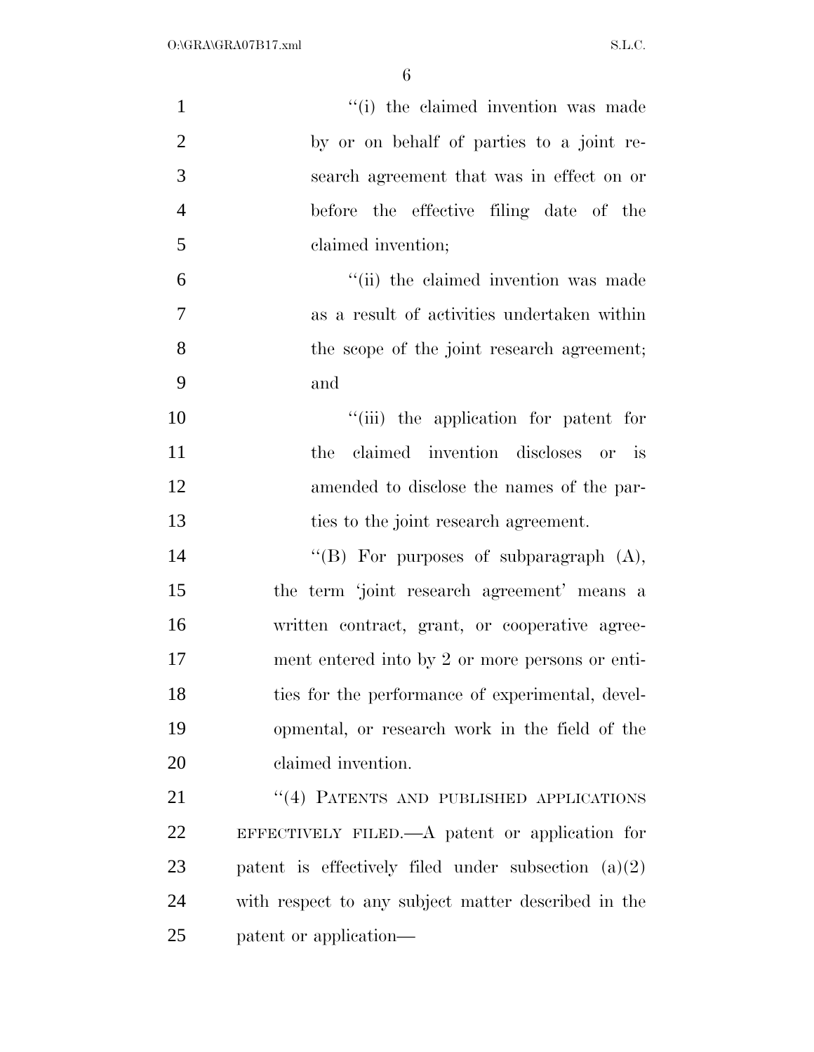"(i) the claimed invention was made by or on behalf of parties to a joint research agreement that was in effect on or before the effective filing date of the claimed invention;

"(ii) the claimed invention was made as a result of activities undertaken within the scope of the joint research agreement; and

"(iii) the application for patent for the claimed invention discloses or is amended to disclose the names of the parties to the joint research agreement.

"(B) For purposes of subparagraph (A), the term 'joint research agreement' means a written contract, grant, or cooperative agreement entered into by 2 or more persons or entities for the performance of experimental, developmental, or research work in the field of the claimed invention.

"(4) PATENTS AND PUBLISHED APPLICATIONS EFFECTIVELY FILED.—A patent or application for patent is effectively filed under subsection (a)(2) with respect to any subject matter described in the patent or application—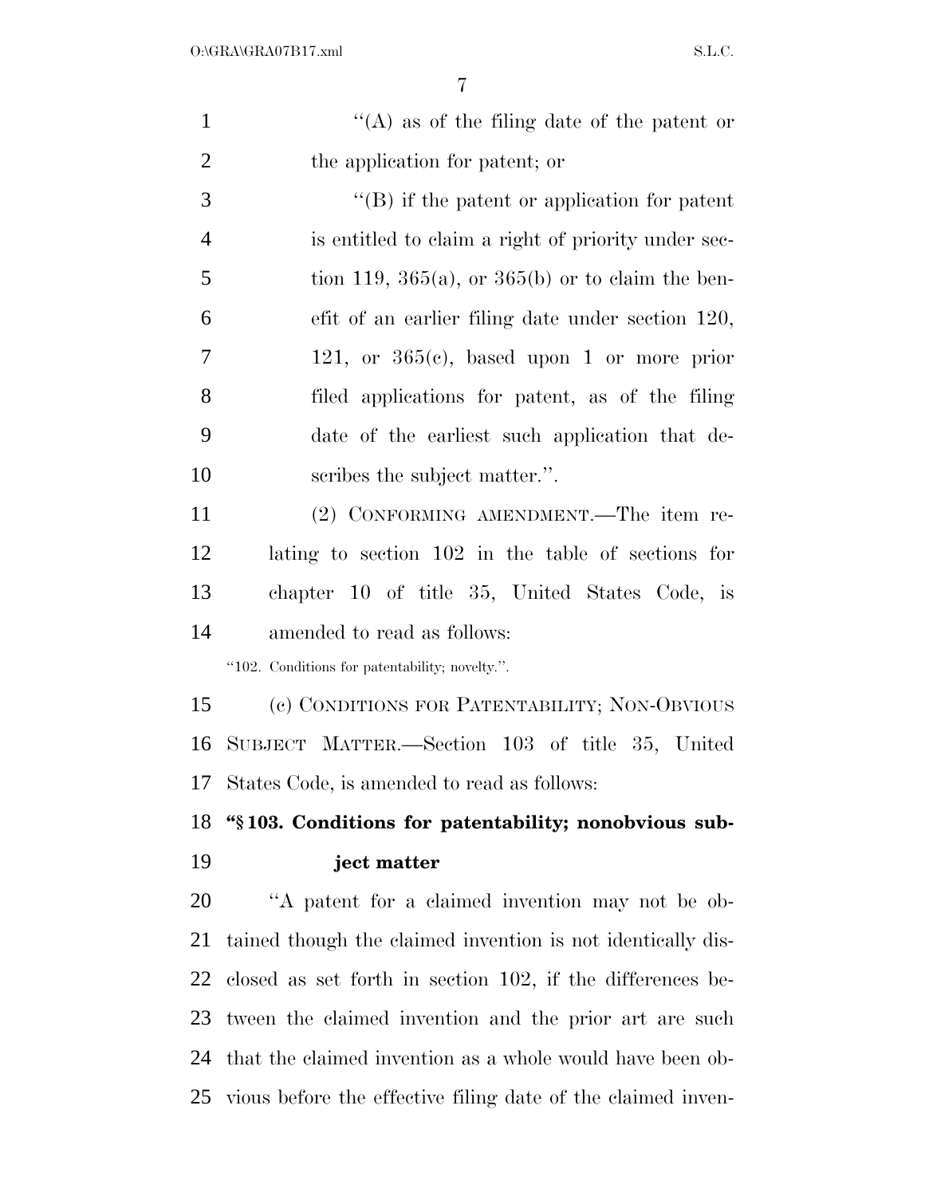"(A) as of the filing date of the patent or the application for patent; or

"(B) if the patent or application for patent is entitled to claim a right of priority under section 119, 365(a), or 365(b) or to claim the benefit of an earlier filing date under section 120, 121, or 365(c), based upon 1 or more prior filed applications for patent, as of the filing date of the earliest such application that describes the subject matter.".

(2) CONFORMING AMENDMENT.—The item relating to section 102 in the table of sections for chapter 10 of title 35, United States Code, is amended to read as follows:

"102. Conditions for patentability; novelty.".

(c) CONDITIONS FOR PATENTABILITY; NON-OBVIOUS SUBJECT MATTER.—Section 103 of title 35, United States Code, is amended to read as follows:

**"§ 103. Conditions for patentability; nonobvious subject matter**

"A patent for a claimed invention may not be obtained though the claimed invention is not identically disclosed as set forth in section 102, if the differences between the claimed invention and the prior art are such that the claimed invention as a whole would have been obvious before the effective filing date of the claimed inven-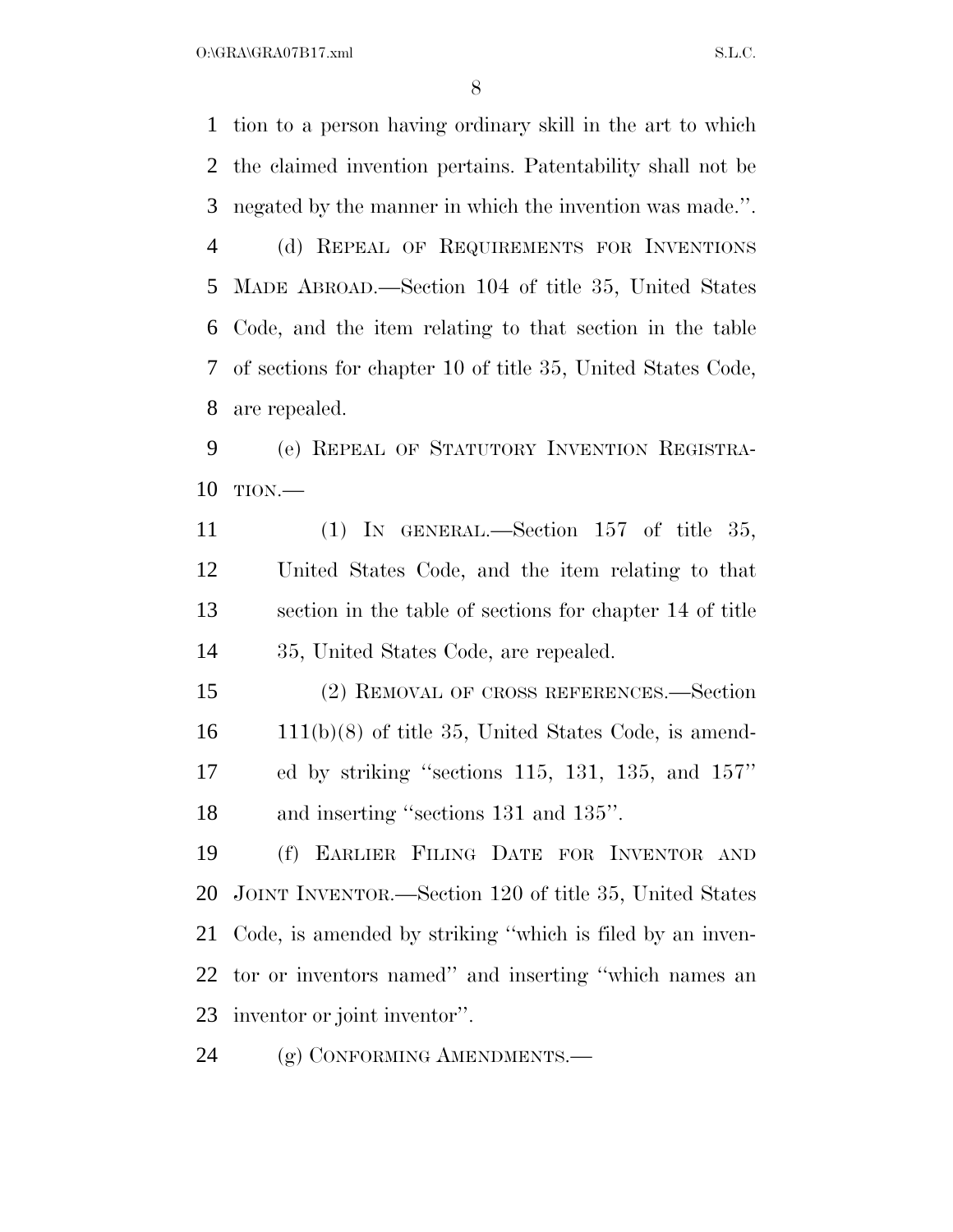tion to a person having ordinary skill in the art to which the claimed invention pertains. Patentability shall not be negated by the manner in which the invention was made.''.

(d) REPEAL OF REQUIREMENTS FOR INVENTIONS MADE ABROAD.—Section 104 of title 35, United States Code, and the item relating to that section in the table of sections for chapter 10 of title 35, United States Code, are repealed.

(e) REPEAL OF STATUTORY INVENTION REGISTRATION.—

(1) IN GENERAL.—Section 157 of title 35, United States Code, and the item relating to that section in the table of sections for chapter 14 of title 35, United States Code, are repealed.

(2) REMOVAL OF CROSS REFERENCES.—Section 111(b)(8) of title 35, United States Code, is amended by striking ''sections 115, 131, 135, and 157'' and inserting ''sections 131 and 135''.

(f) EARLIER FILING DATE FOR INVENTOR AND JOINT INVENTOR.—Section 120 of title 35, United States Code, is amended by striking ''which is filed by an inventor or inventors named'' and inserting ''which names an inventor or joint inventor''.

(g) CONFORMING AMENDMENTS.—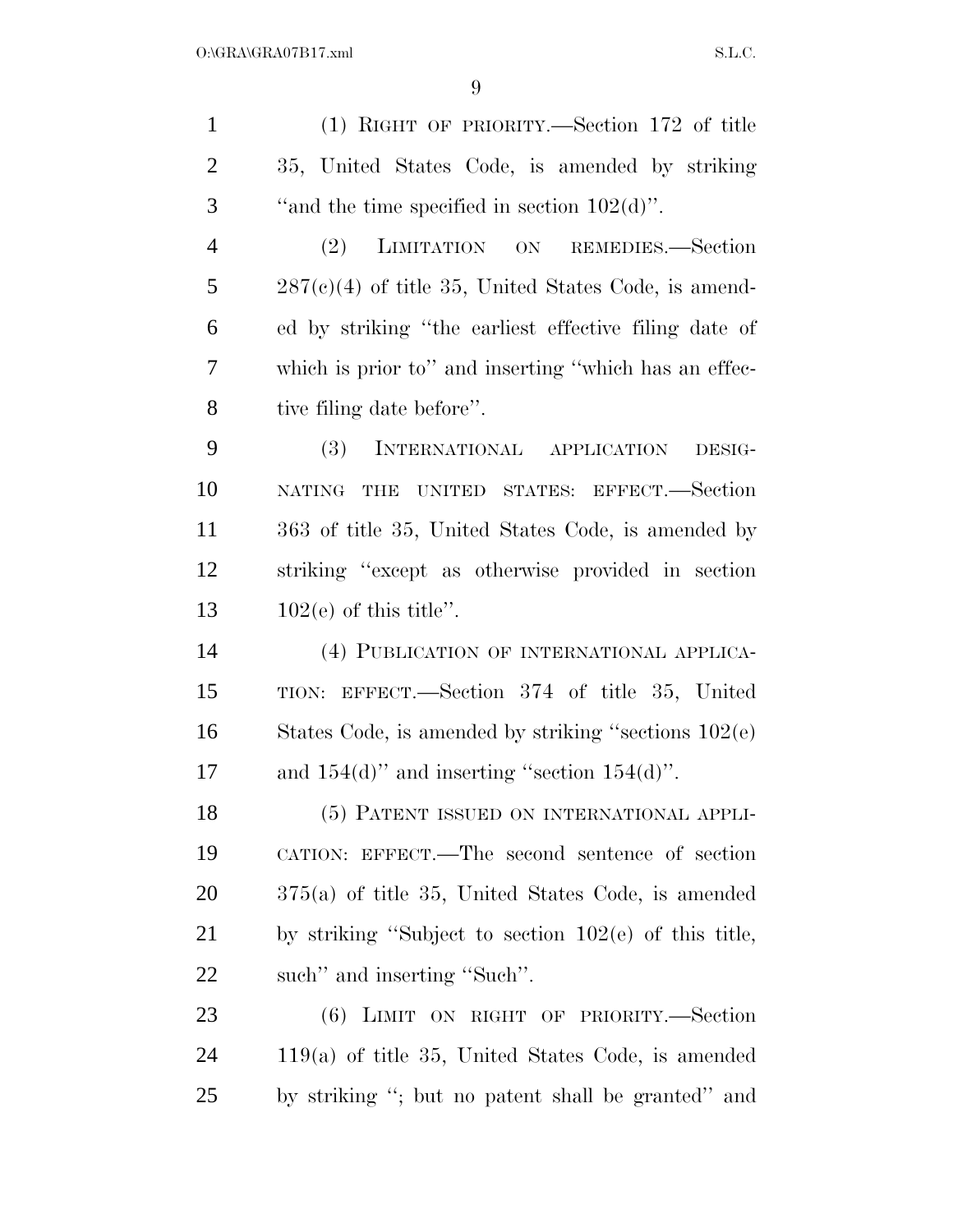(1) RIGHT OF PRIORITY.—Section 172 of title 35, United States Code, is amended by striking "and the time specified in section 102(d)".

(2) LIMITATION ON REMEDIES.—Section 287(c)(4) of title 35, United States Code, is amended by striking "the earliest effective filing date of which is prior to" and inserting "which has an effective filing date before".

(3) INTERNATIONAL APPLICATION DESIGNATING THE UNITED STATES: EFFECT.—Section 363 of title 35, United States Code, is amended by striking "except as otherwise provided in section 102(e) of this title".

(4) PUBLICATION OF INTERNATIONAL APPLICATION: EFFECT.—Section 374 of title 35, United States Code, is amended by striking "sections 102(e) and 154(d)" and inserting "section 154(d)".

(5) PATENT ISSUED ON INTERNATIONAL APPLICATION: EFFECT.—The second sentence of section 375(a) of title 35, United States Code, is amended by striking "Subject to section 102(e) of this title, such" and inserting "Such".

(6) LIMIT ON RIGHT OF PRIORITY.—Section 119(a) of title 35, United States Code, is amended by striking "; but no patent shall be granted" and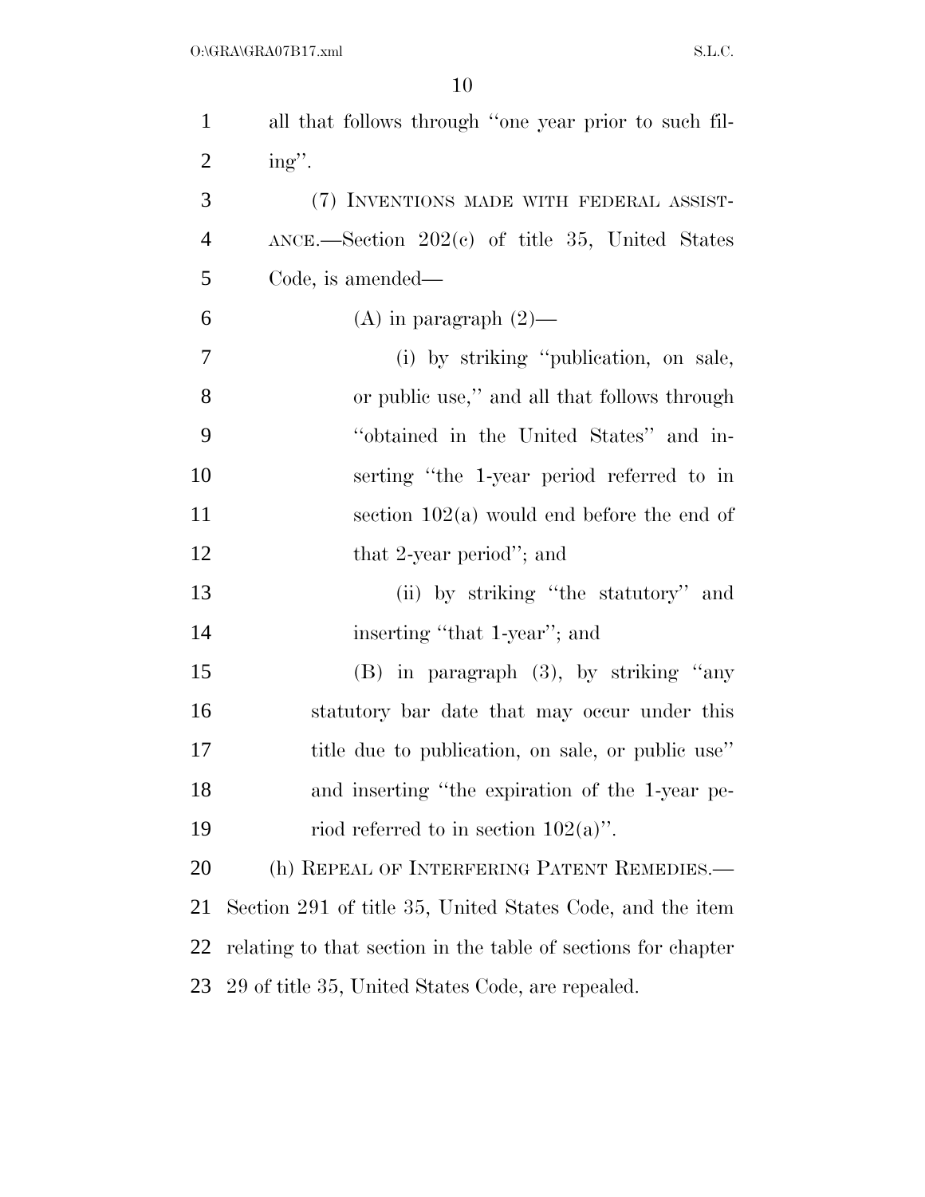all that follows through "one year prior to such filing".

(7) INVENTIONS MADE WITH FEDERAL ASSISTANCE.—Section 202(c) of title 35, United States Code, is amended—

(A) in paragraph (2)—

(i) by striking "publication, on sale, or public use," and all that follows through "obtained in the United States" and inserting "the 1-year period referred to in section 102(a) would end before the end of that 2-year period"; and

(ii) by striking "the statutory" and inserting "that 1-year"; and

(B) in paragraph (3), by striking "any statutory bar date that may occur under this title due to publication, on sale, or public use" and inserting "the expiration of the 1-year period referred to in section 102(a)".

(h) REPEAL OF INTERFERING PATENT REMEDIES.—Section 291 of title 35, United States Code, and the item relating to that section in the table of sections for chapter 29 of title 35, United States Code, are repealed.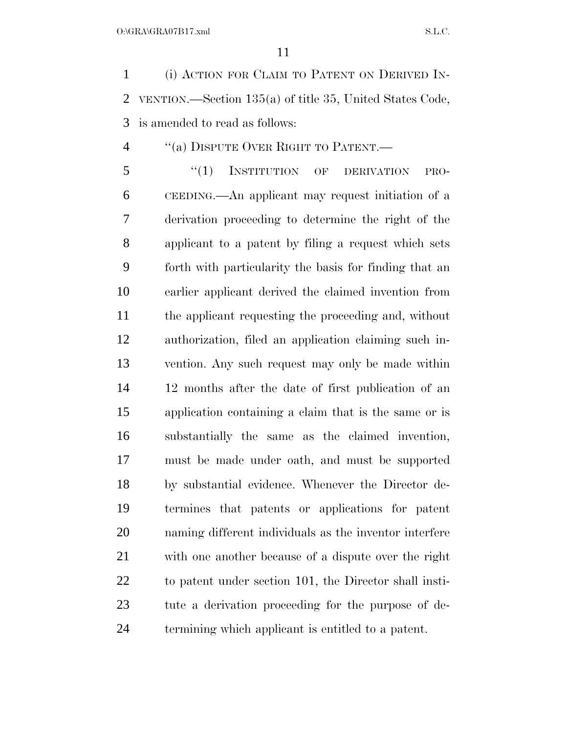(i) ACTION FOR CLAIM TO PATENT ON DERIVED INVENTION.—Section 135(a) of title 35, United States Code, is amended to read as follows:

"(a) DISPUTE OVER RIGHT TO PATENT.—

"(1) INSTITUTION OF DERIVATION PROCEEDING.—An applicant may request initiation of a derivation proceeding to determine the right of the applicant to a patent by filing a request which sets forth with particularity the basis for finding that an earlier applicant derived the claimed invention from the applicant requesting the proceeding and, without authorization, filed an application claiming such invention. Any such request may only be made within 12 months after the date of first publication of an application containing a claim that is the same or is substantially the same as the claimed invention, must be made under oath, and must be supported by substantial evidence. Whenever the Director determines that patents or applications for patent naming different individuals as the inventor interfere with one another because of a dispute over the right to patent under section 101, the Director shall institute a derivation proceeding for the purpose of determining which applicant is entitled to a patent.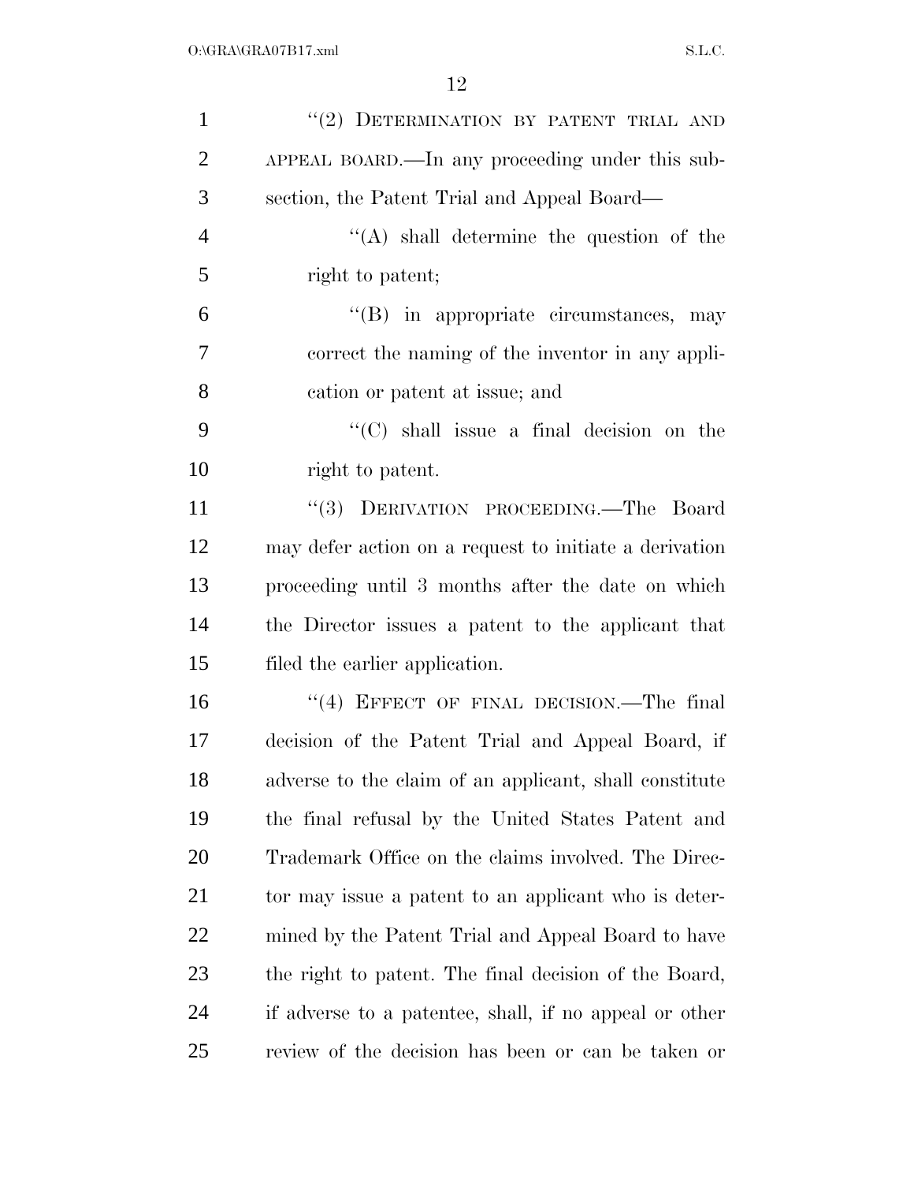"(2) DETERMINATION BY PATENT TRIAL AND APPEAL BOARD.—In any proceeding under this subsection, the Patent Trial and Appeal Board—

"(A) shall determine the question of the right to patent;

"(B) in appropriate circumstances, may correct the naming of the inventor in any application or patent at issue; and

"(C) shall issue a final decision on the right to patent.

"(3) DERIVATION PROCEEDING.—The Board may defer action on a request to initiate a derivation proceeding until 3 months after the date on which the Director issues a patent to the applicant that filed the earlier application.

"(4) EFFECT OF FINAL DECISION.—The final decision of the Patent Trial and Appeal Board, if adverse to the claim of an applicant, shall constitute the final refusal by the United States Patent and Trademark Office on the claims involved. The Director may issue a patent to an applicant who is determined by the Patent Trial and Appeal Board to have the right to patent. The final decision of the Board, if adverse to a patentee, shall, if no appeal or other review of the decision has been or can be taken or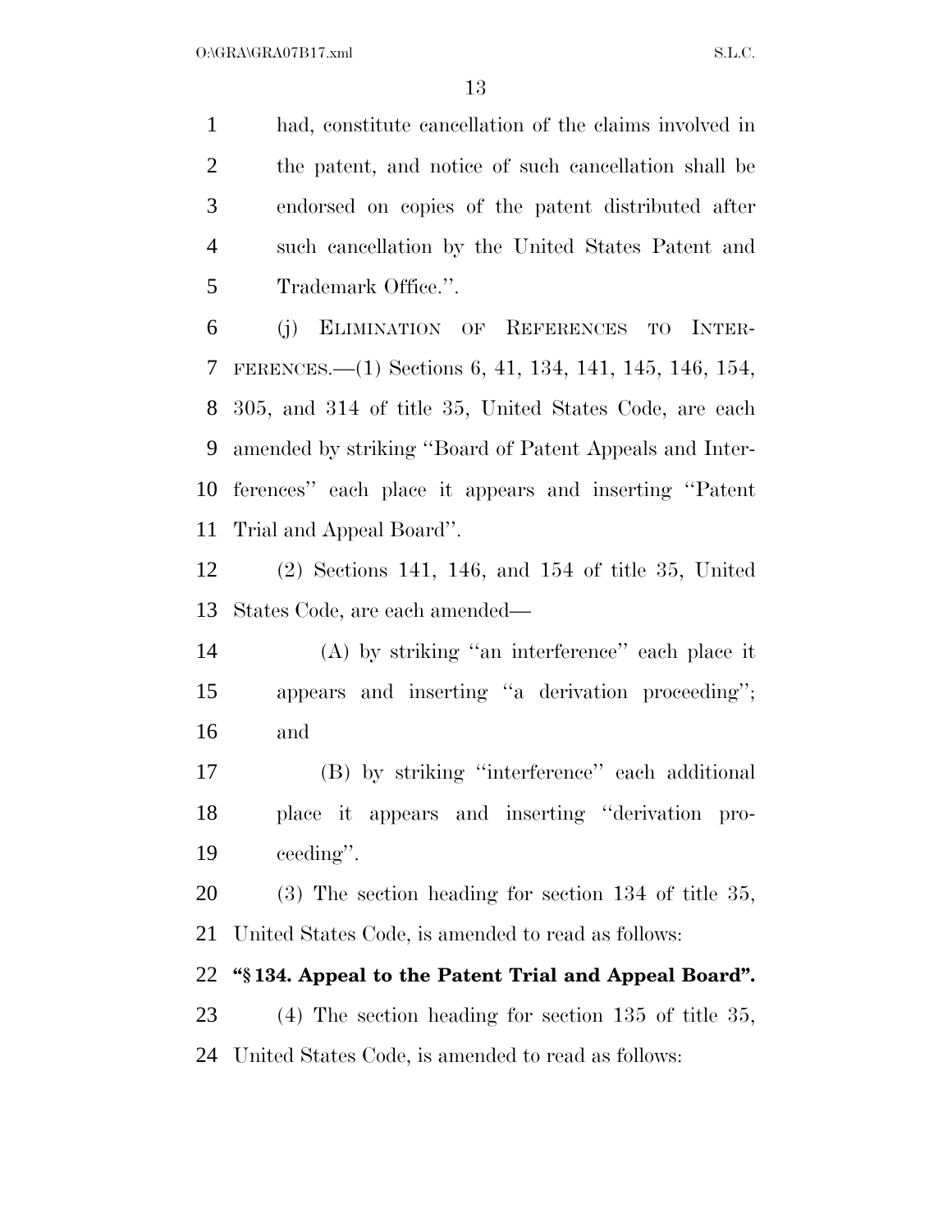had, constitute cancellation of the claims involved in the patent, and notice of such cancellation shall be endorsed on copies of the patent distributed after such cancellation by the United States Patent and Trademark Office.''.

(j) ELIMINATION OF REFERENCES TO INTERFERENCES.—(1) Sections 6, 41, 134, 141, 145, 146, 154, 305, and 314 of title 35, United States Code, are each amended by striking ''Board of Patent Appeals and Interferences'' each place it appears and inserting ''Patent Trial and Appeal Board''.

(2) Sections 141, 146, and 154 of title 35, United States Code, are each amended—

(A) by striking ''an interference'' each place it appears and inserting ''a derivation proceeding''; and

(B) by striking ''interference'' each additional place it appears and inserting ''derivation proceeding''.

(3) The section heading for section 134 of title 35, United States Code, is amended to read as follows:

**''§ 134. Appeal to the Patent Trial and Appeal Board''.**

(4) The section heading for section 135 of title 35, United States Code, is amended to read as follows: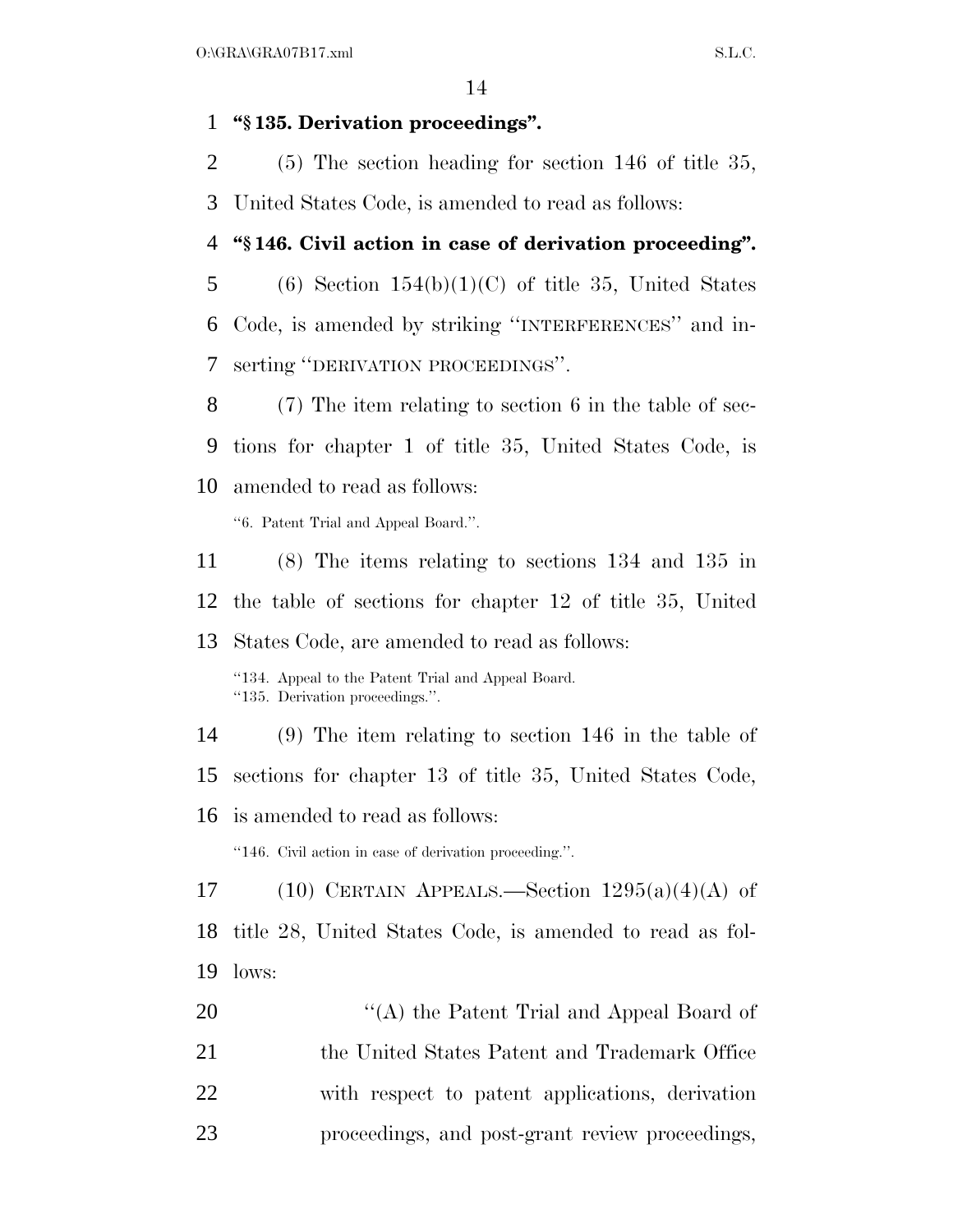**"§ 135. Derivation proceedings".**

(5) The section heading for section 146 of title 35, United States Code, is amended to read as follows:

**"§ 146. Civil action in case of derivation proceeding".**

(6) Section 154(b)(1)(C) of title 35, United States Code, is amended by striking "INTERFERENCES" and inserting "DERIVATION PROCEEDINGS".

(7) The item relating to section 6 in the table of sections for chapter 1 of title 35, United States Code, is amended to read as follows:

"6. Patent Trial and Appeal Board.".

(8) The items relating to sections 134 and 135 in the table of sections for chapter 12 of title 35, United States Code, are amended to read as follows:

"134. Appeal to the Patent Trial and Appeal Board.
"135. Derivation proceedings.".

(9) The item relating to section 146 in the table of sections for chapter 13 of title 35, United States Code, is amended to read as follows:

"146. Civil action in case of derivation proceeding.".

(10) CERTAIN APPEALS.—Section 1295(a)(4)(A) of title 28, United States Code, is amended to read as follows:

"(A) the Patent Trial and Appeal Board of the United States Patent and Trademark Office with respect to patent applications, derivation proceedings, and post-grant review proceedings,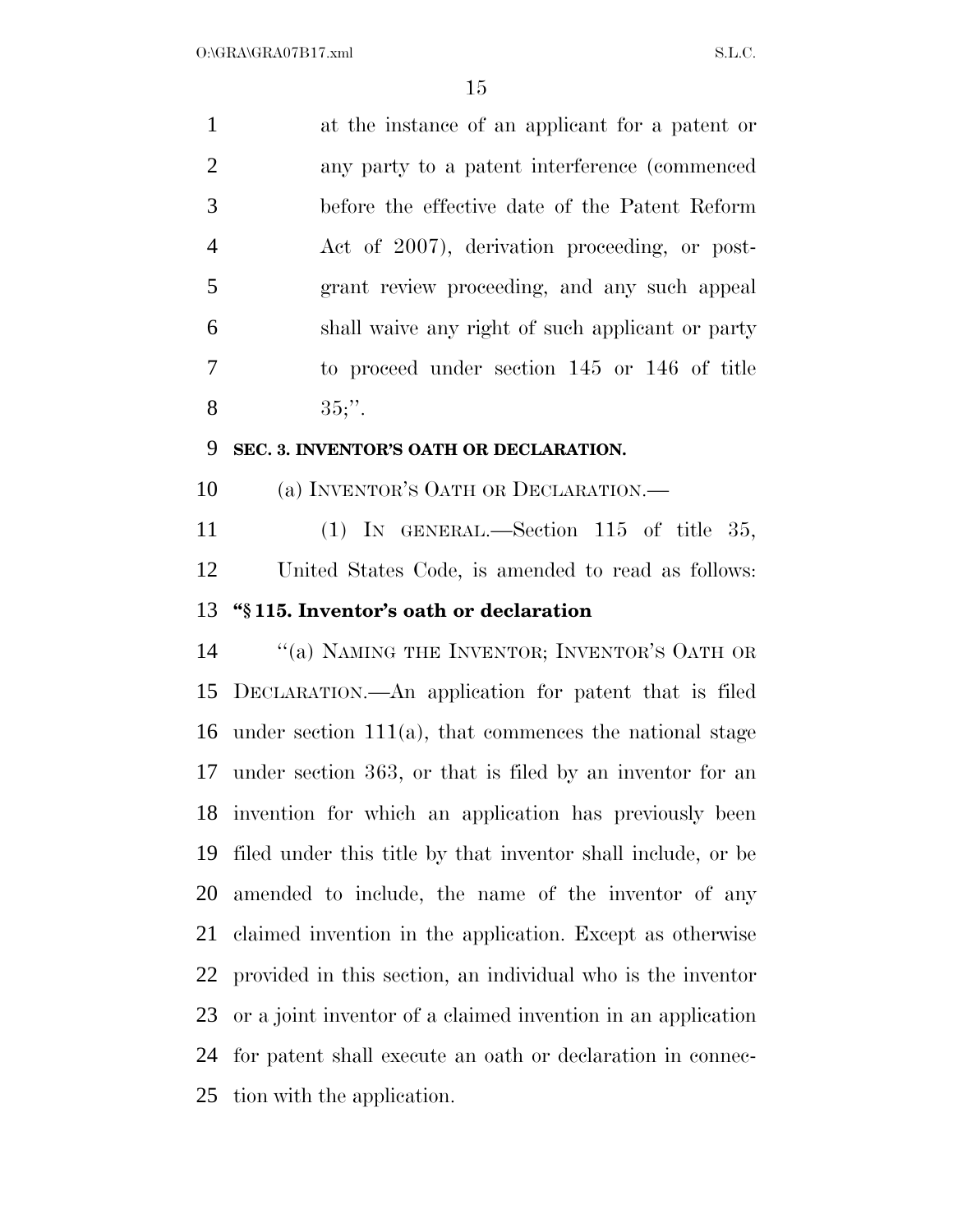at the instance of an applicant for a patent or any party to a patent interference (commenced before the effective date of the Patent Reform Act of 2007), derivation proceeding, or post-grant review proceeding, and any such appeal shall waive any right of such applicant or party to proceed under section 145 or 146 of title 35;''.

**SEC. 3. INVENTOR'S OATH OR DECLARATION.**

(a) INVENTOR'S OATH OR DECLARATION.—

(1) IN GENERAL.—Section 115 of title 35, United States Code, is amended to read as follows:

**"§ 115. Inventor's oath or declaration**

"(a) NAMING THE INVENTOR; INVENTOR'S OATH OR DECLARATION.—An application for patent that is filed under section 111(a), that commences the national stage under section 363, or that is filed by an inventor for an invention for which an application has previously been filed under this title by that inventor shall include, or be amended to include, the name of the inventor of any claimed invention in the application. Except as otherwise provided in this section, an individual who is the inventor or a joint inventor of a claimed invention in an application for patent shall execute an oath or declaration in connection with the application.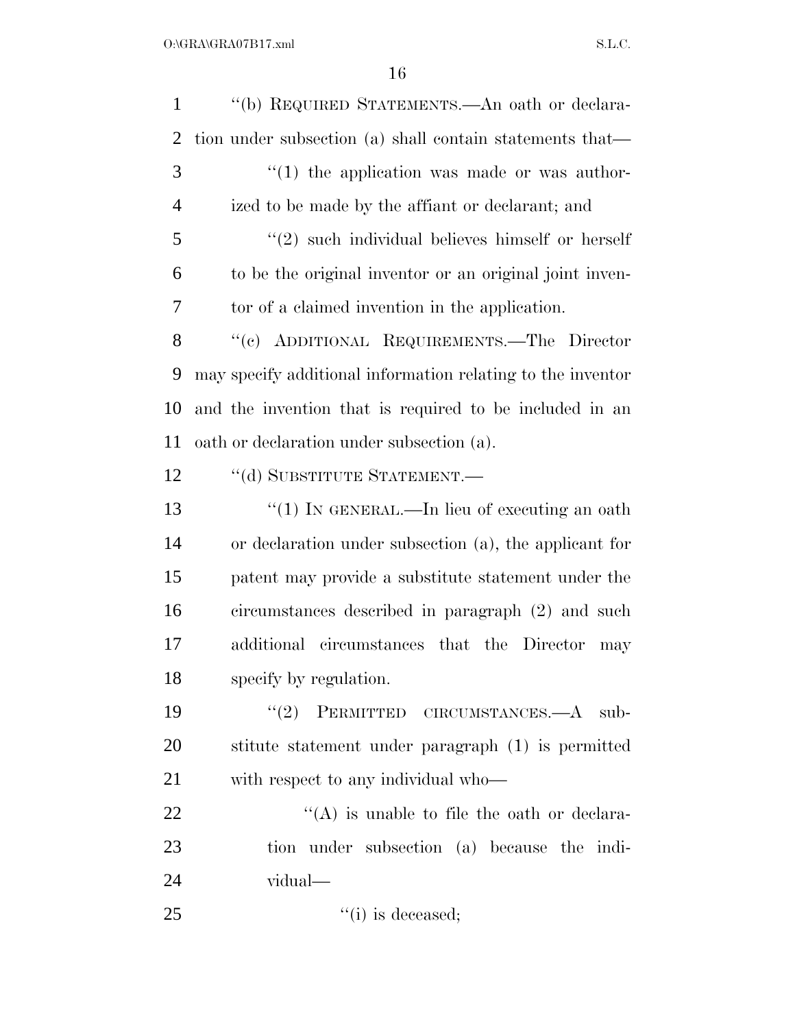''(b) REQUIRED STATEMENTS.—An oath or declaration under subsection (a) shall contain statements that—

''(1) the application was made or was authorized to be made by the affiant or declarant; and

''(2) such individual believes himself or herself to be the original inventor or an original joint inventor of a claimed invention in the application.

''(c) ADDITIONAL REQUIREMENTS.—The Director may specify additional information relating to the inventor and the invention that is required to be included in an oath or declaration under subsection (a).

''(d) SUBSTITUTE STATEMENT.—

''(1) IN GENERAL.—In lieu of executing an oath or declaration under subsection (a), the applicant for patent may provide a substitute statement under the circumstances described in paragraph (2) and such additional circumstances that the Director may specify by regulation.

''(2) PERMITTED CIRCUMSTANCES.—A substitute statement under paragraph (1) is permitted with respect to any individual who—

''(A) is unable to file the oath or declaration under subsection (a) because the individual—

''(i) is deceased;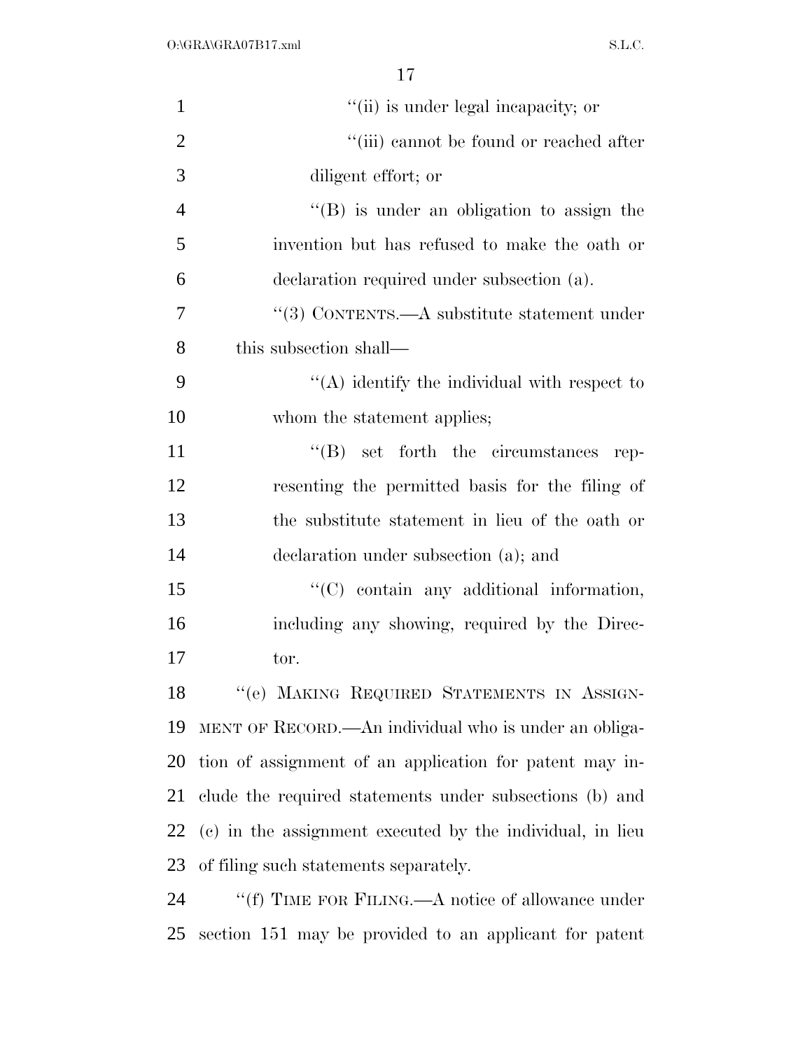"(ii) is under legal incapacity; or

"(iii) cannot be found or reached after diligent effort; or

"(B) is under an obligation to assign the invention but has refused to make the oath or declaration required under subsection (a).

"(3) CONTENTS.—A substitute statement under this subsection shall—

"(A) identify the individual with respect to whom the statement applies;

"(B) set forth the circumstances representing the permitted basis for the filing of the substitute statement in lieu of the oath or declaration under subsection (a); and

"(C) contain any additional information, including any showing, required by the Director.

"(e) MAKING REQUIRED STATEMENTS IN ASSIGNMENT OF RECORD.—An individual who is under an obligation of assignment of an application for patent may include the required statements under subsections (b) and (c) in the assignment executed by the individual, in lieu of filing such statements separately.

"(f) TIME FOR FILING.—A notice of allowance under section 151 may be provided to an applicant for patent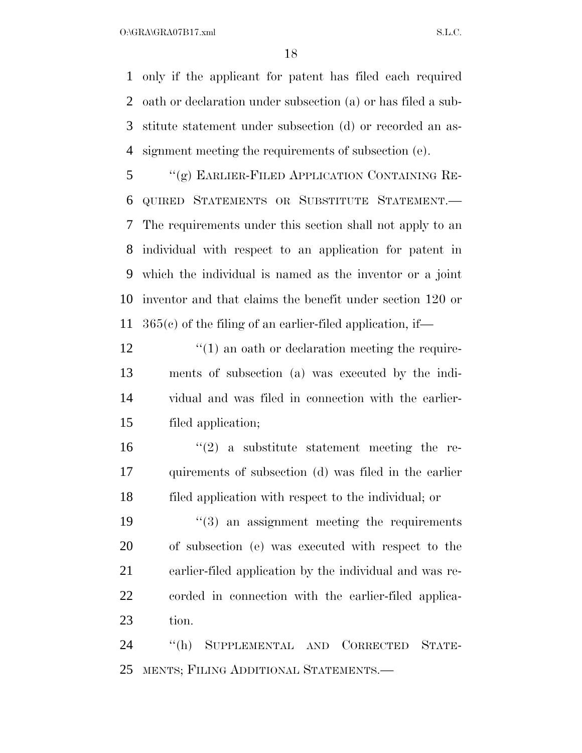only if the applicant for patent has filed each required oath or declaration under subsection (a) or has filed a substitute statement under subsection (d) or recorded an assignment meeting the requirements of subsection (e).

"(g) EARLIER-FILED APPLICATION CONTAINING REQUIRED STATEMENTS OR SUBSTITUTE STATEMENT.—The requirements under this section shall not apply to an individual with respect to an application for patent in which the individual is named as the inventor or a joint inventor and that claims the benefit under section 120 or 365(c) of the filing of an earlier-filed application, if—

"(1) an oath or declaration meeting the requirements of subsection (a) was executed by the individual and was filed in connection with the earlier-filed application;

"(2) a substitute statement meeting the requirements of subsection (d) was filed in the earlier filed application with respect to the individual; or

"(3) an assignment meeting the requirements of subsection (e) was executed with respect to the earlier-filed application by the individual and was recorded in connection with the earlier-filed application.

"(h) SUPPLEMENTAL AND CORRECTED STATEMENTS; FILING ADDITIONAL STATEMENTS.—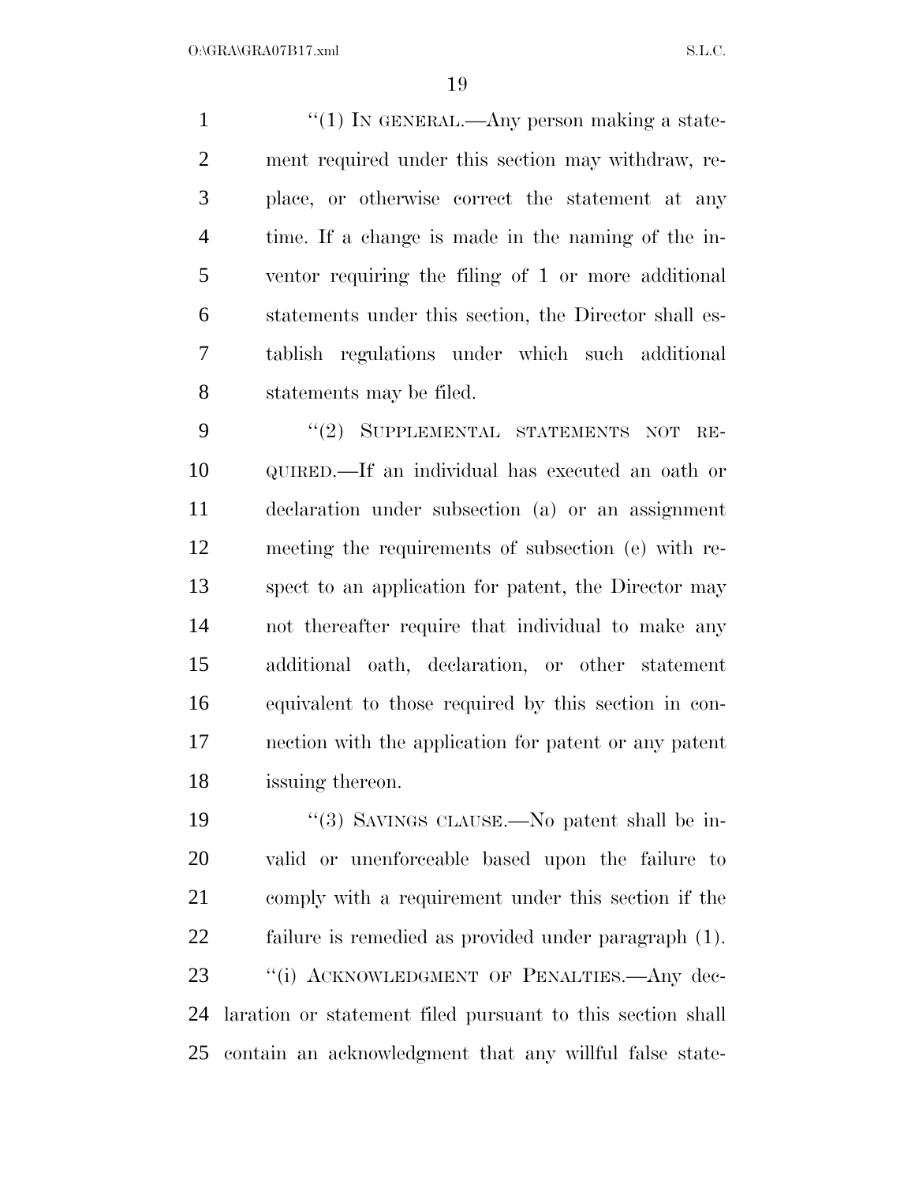"(1) IN GENERAL.—Any person making a statement required under this section may withdraw, replace, or otherwise correct the statement at any time. If a change is made in the naming of the inventor requiring the filing of 1 or more additional statements under this section, the Director shall establish regulations under which such additional statements may be filed.

"(2) SUPPLEMENTAL STATEMENTS NOT REQUIRED.—If an individual has executed an oath or declaration under subsection (a) or an assignment meeting the requirements of subsection (e) with respect to an application for patent, the Director may not thereafter require that individual to make any additional oath, declaration, or other statement equivalent to those required by this section in connection with the application for patent or any patent issuing thereon.

"(3) SAVINGS CLAUSE.—No patent shall be invalid or unenforceable based upon the failure to comply with a requirement under this section if the failure is remedied as provided under paragraph (1).

"(i) ACKNOWLEDGMENT OF PENALTIES.—Any declaration or statement filed pursuant to this section shall contain an acknowledgment that any willful false state-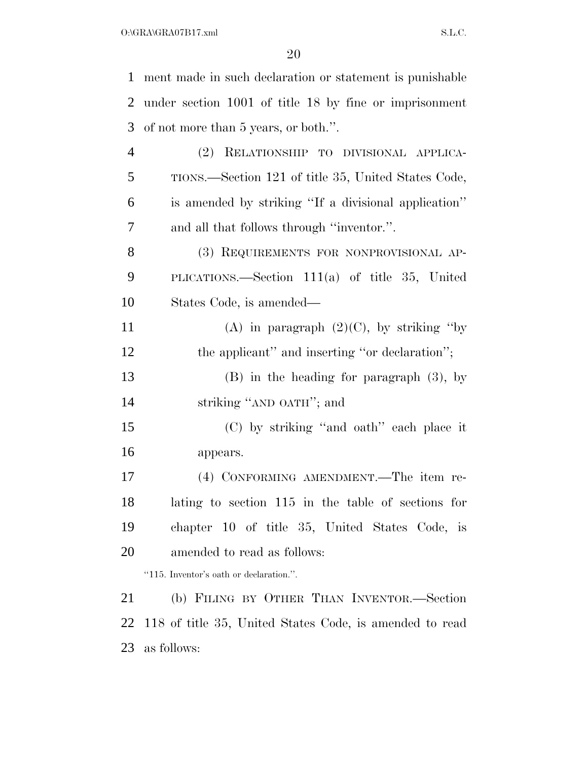ment made in such declaration or statement is punishable under section 1001 of title 18 by fine or imprisonment of not more than 5 years, or both.''.

(2) RELATIONSHIP TO DIVISIONAL APPLICATIONS.—Section 121 of title 35, United States Code, is amended by striking ''If a divisional application'' and all that follows through ''inventor.''.

(3) REQUIREMENTS FOR NONPROVISIONAL APPLICATIONS.—Section 111(a) of title 35, United States Code, is amended—

(A) in paragraph (2)(C), by striking ''by the applicant'' and inserting ''or declaration'';

(B) in the heading for paragraph (3), by striking ''AND OATH''; and

(C) by striking ''and oath'' each place it appears.

(4) CONFORMING AMENDMENT.—The item relating to section 115 in the table of sections for chapter 10 of title 35, United States Code, is amended to read as follows:

''115. Inventor's oath or declaration.''.

(b) FILING BY OTHER THAN INVENTOR.—Section 118 of title 35, United States Code, is amended to read as follows: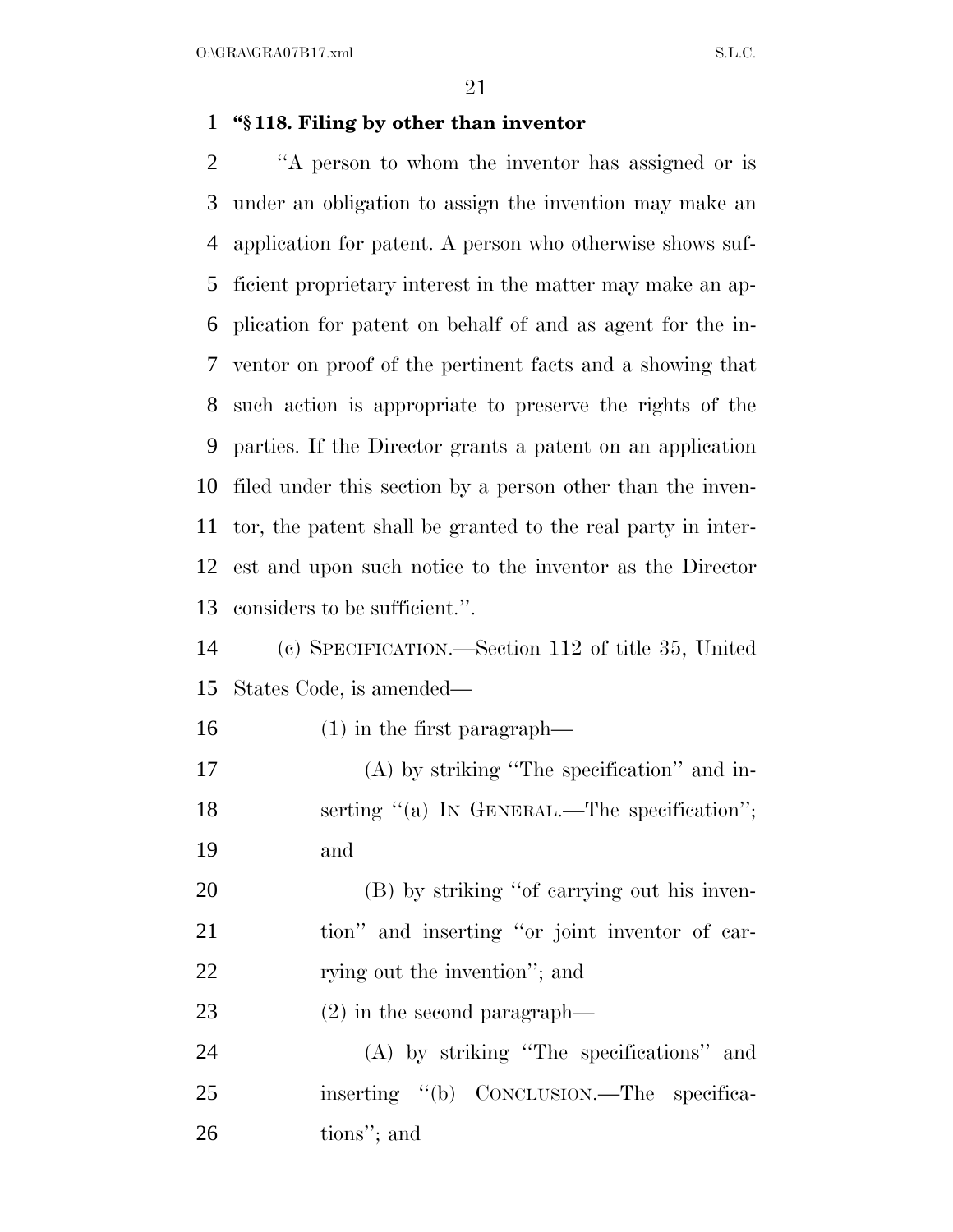**"§ 118. Filing by other than inventor**

"A person to whom the inventor has assigned or is under an obligation to assign the invention may make an application for patent. A person who otherwise shows sufficient proprietary interest in the matter may make an application for patent on behalf of and as agent for the inventor on proof of the pertinent facts and a showing that such action is appropriate to preserve the rights of the parties. If the Director grants a patent on an application filed under this section by a person other than the inventor, the patent shall be granted to the real party in interest and upon such notice to the inventor as the Director considers to be sufficient.".

(c) SPECIFICATION.—Section 112 of title 35, United States Code, is amended—

(1) in the first paragraph—

(A) by striking "The specification" and inserting "(a) IN GENERAL.—The specification"; and

(B) by striking "of carrying out his invention" and inserting "or joint inventor of carrying out the invention"; and

(2) in the second paragraph—

(A) by striking "The specifications" and inserting "(b) CONCLUSION.—The specifications"; and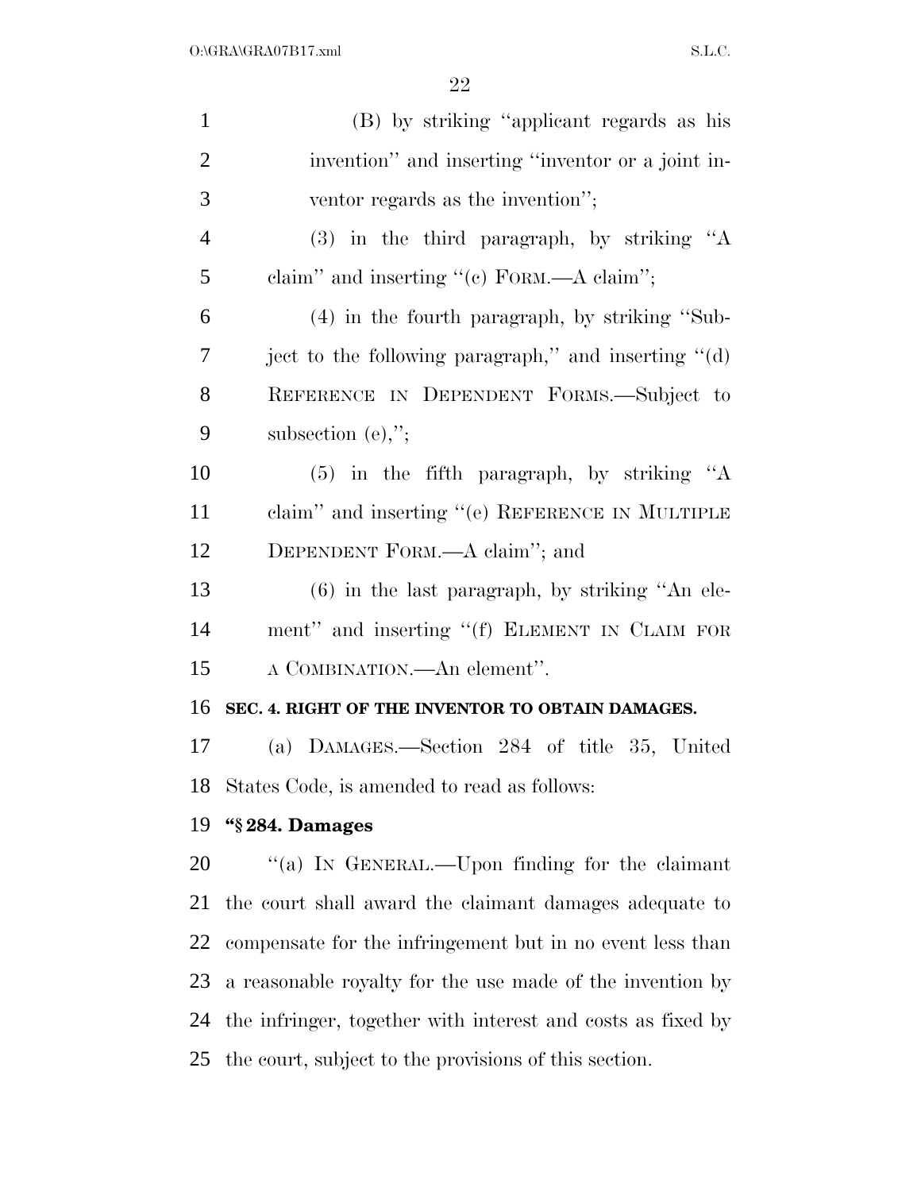(B) by striking "applicant regards as his invention" and inserting "inventor or a joint inventor regards as the invention";

(3) in the third paragraph, by striking "A claim" and inserting "(c) FORM.—A claim";

(4) in the fourth paragraph, by striking "Subject to the following paragraph," and inserting "(d) REFERENCE IN DEPENDENT FORMS.—Subject to subsection (e),";

(5) in the fifth paragraph, by striking "A claim" and inserting "(e) REFERENCE IN MULTIPLE DEPENDENT FORM.—A claim"; and

(6) in the last paragraph, by striking "An element" and inserting "(f) ELEMENT IN CLAIM FOR A COMBINATION.—An element".

**SEC. 4. RIGHT OF THE INVENTOR TO OBTAIN DAMAGES.**

(a) DAMAGES.—Section 284 of title 35, United States Code, is amended to read as follows:

**"§ 284. Damages**

"(a) IN GENERAL.—Upon finding for the claimant the court shall award the claimant damages adequate to compensate for the infringement but in no event less than a reasonable royalty for the use made of the invention by the infringer, together with interest and costs as fixed by the court, subject to the provisions of this section.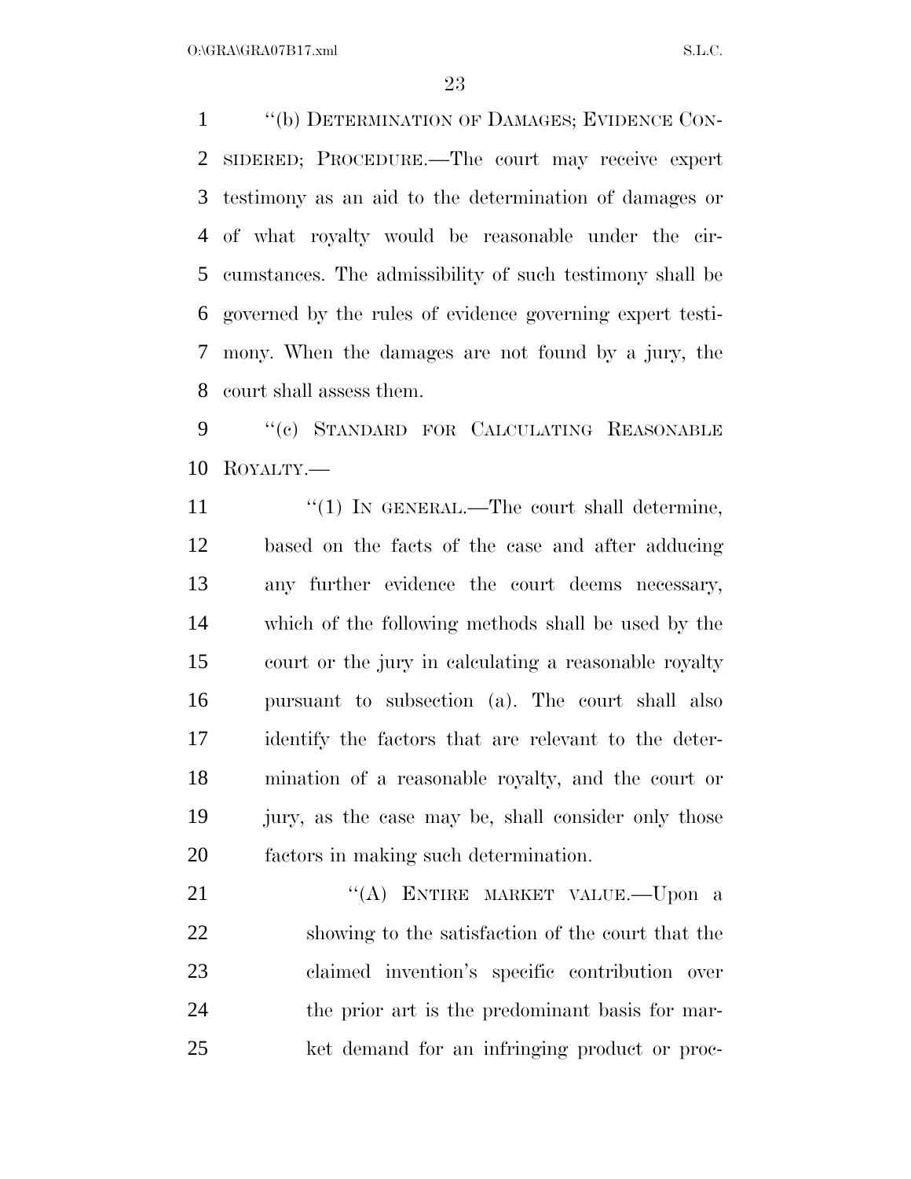"(b) DETERMINATION OF DAMAGES; EVIDENCE CONSIDERED; PROCEDURE.—The court may receive expert testimony as an aid to the determination of damages or of what royalty would be reasonable under the circumstances. The admissibility of such testimony shall be governed by the rules of evidence governing expert testimony. When the damages are not found by a jury, the court shall assess them.

"(c) STANDARD FOR CALCULATING REASONABLE ROYALTY.—

"(1) IN GENERAL.—The court shall determine, based on the facts of the case and after adducing any further evidence the court deems necessary, which of the following methods shall be used by the court or the jury in calculating a reasonable royalty pursuant to subsection (a). The court shall also identify the factors that are relevant to the determination of a reasonable royalty, and the court or jury, as the case may be, shall consider only those factors in making such determination.

"(A) ENTIRE MARKET VALUE.—Upon a showing to the satisfaction of the court that the claimed invention's specific contribution over the prior art is the predominant basis for market demand for an infringing product or proc-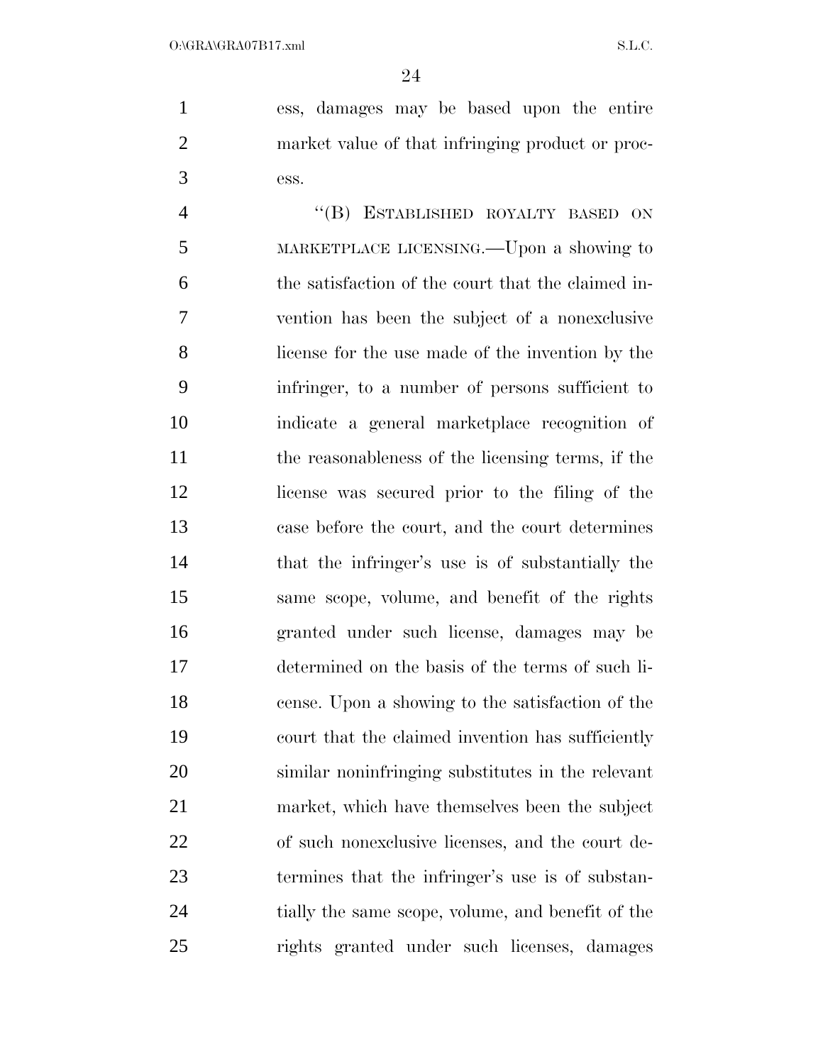ess, damages may be based upon the entire market value of that infringing product or process.

"(B) ESTABLISHED ROYALTY BASED ON MARKETPLACE LICENSING.—Upon a showing to the satisfaction of the court that the claimed invention has been the subject of a nonexclusive license for the use made of the invention by the infringer, to a number of persons sufficient to indicate a general marketplace recognition of the reasonableness of the licensing terms, if the license was secured prior to the filing of the case before the court, and the court determines that the infringer's use is of substantially the same scope, volume, and benefit of the rights granted under such license, damages may be determined on the basis of the terms of such license. Upon a showing to the satisfaction of the court that the claimed invention has sufficiently similar noninfringing substitutes in the relevant market, which have themselves been the subject of such nonexclusive licenses, and the court determines that the infringer's use is of substantially the same scope, volume, and benefit of the rights granted under such licenses, damages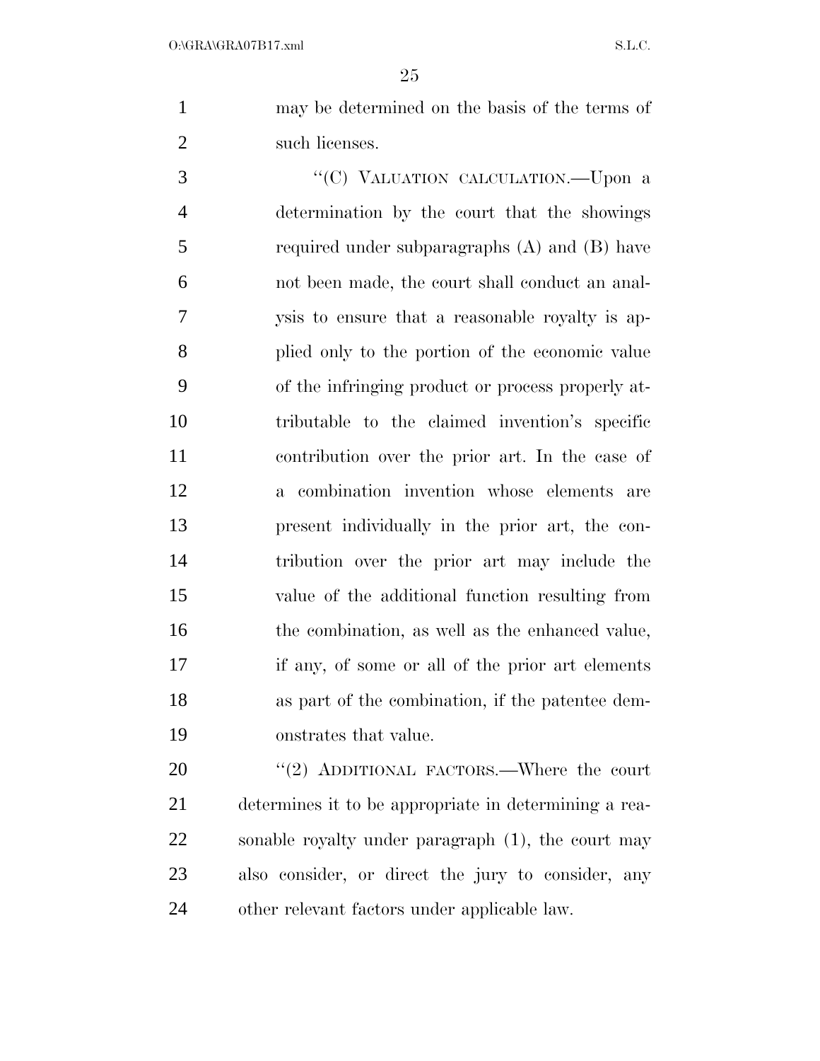may be determined on the basis of the terms of such licenses.

"(C) VALUATION CALCULATION.—Upon a determination by the court that the showings required under subparagraphs (A) and (B) have not been made, the court shall conduct an analysis to ensure that a reasonable royalty is applied only to the portion of the economic value of the infringing product or process properly attributable to the claimed invention's specific contribution over the prior art. In the case of a combination invention whose elements are present individually in the prior art, the contribution over the prior art may include the value of the additional function resulting from the combination, as well as the enhanced value, if any, of some or all of the prior art elements as part of the combination, if the patentee demonstrates that value.

"(2) ADDITIONAL FACTORS.—Where the court determines it to be appropriate in determining a reasonable royalty under paragraph (1), the court may also consider, or direct the jury to consider, any other relevant factors under applicable law.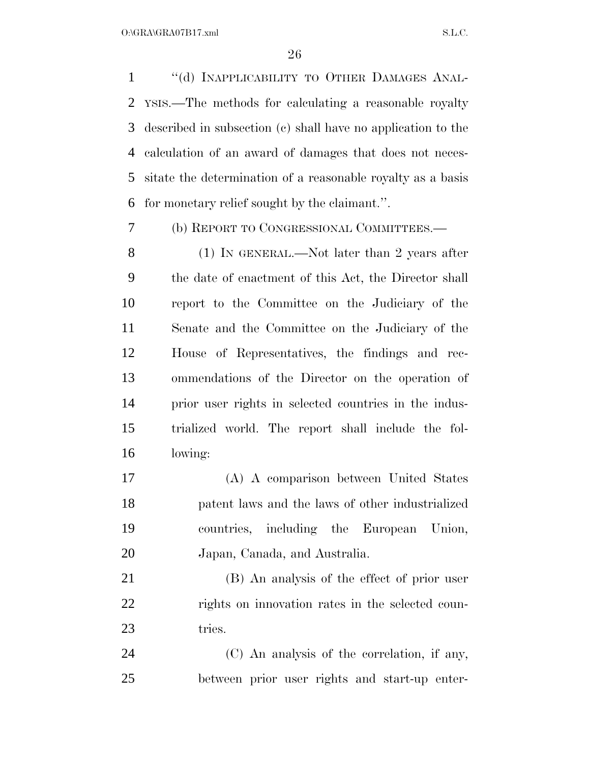"(d) INAPPLICABILITY TO OTHER DAMAGES ANALYSIS.—The methods for calculating a reasonable royalty described in subsection (c) shall have no application to the calculation of an award of damages that does not necessitate the determination of a reasonable royalty as a basis for monetary relief sought by the claimant.".

(b) REPORT TO CONGRESSIONAL COMMITTEES.—

(1) IN GENERAL.—Not later than 2 years after the date of enactment of this Act, the Director shall report to the Committee on the Judiciary of the Senate and the Committee on the Judiciary of the House of Representatives, the findings and recommendations of the Director on the operation of prior user rights in selected countries in the industrialized world. The report shall include the following:

(A) A comparison between United States patent laws and the laws of other industrialized countries, including the European Union, Japan, Canada, and Australia.

(B) An analysis of the effect of prior user rights on innovation rates in the selected countries.

(C) An analysis of the correlation, if any, between prior user rights and start-up enter-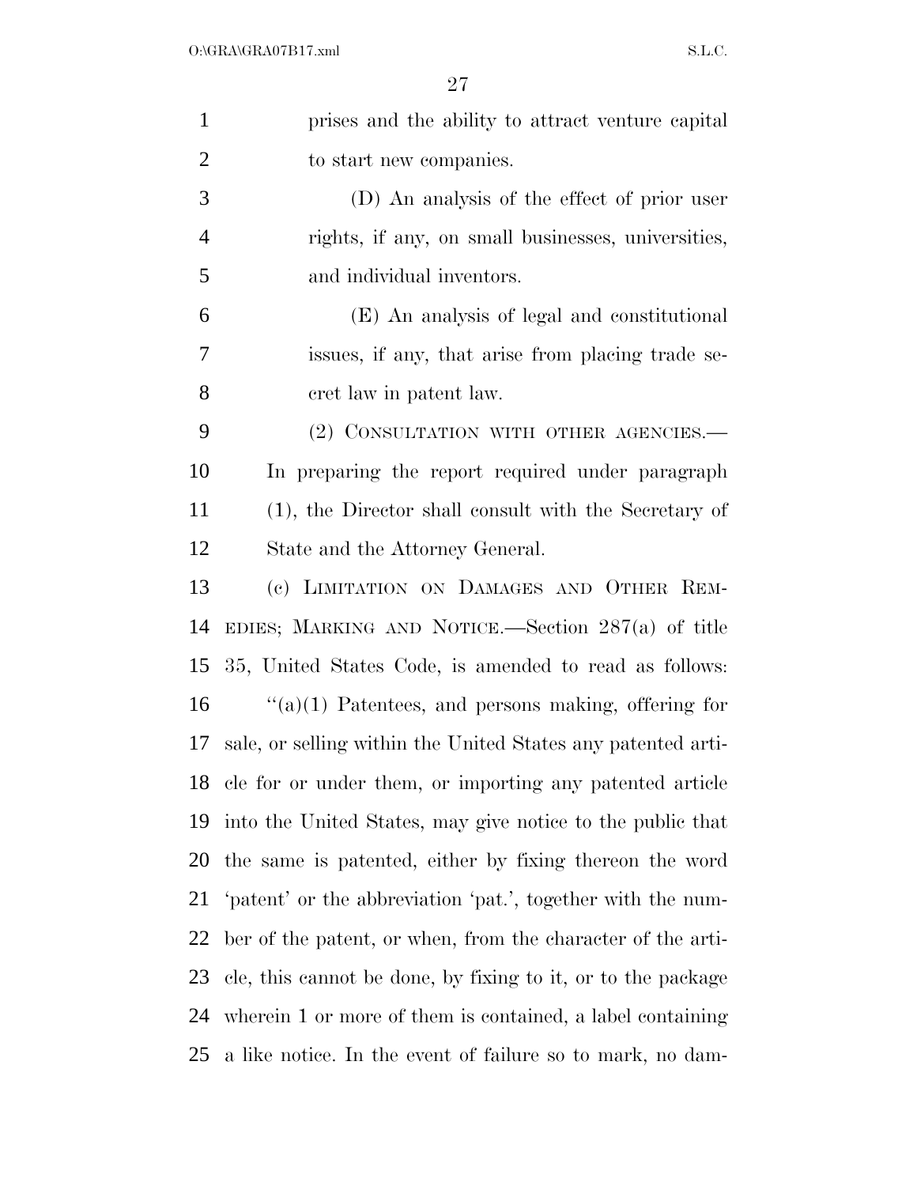prises and the ability to attract venture capital to start new companies.

(D) An analysis of the effect of prior user rights, if any, on small businesses, universities, and individual inventors.

(E) An analysis of legal and constitutional issues, if any, that arise from placing trade secret law in patent law.

(2) CONSULTATION WITH OTHER AGENCIES.—In preparing the report required under paragraph (1), the Director shall consult with the Secretary of State and the Attorney General.

(c) LIMITATION ON DAMAGES AND OTHER REMEDIES; MARKING AND NOTICE.—Section 287(a) of title 35, United States Code, is amended to read as follows:

"(a)(1) Patentees, and persons making, offering for sale, or selling within the United States any patented article for or under them, or importing any patented article into the United States, may give notice to the public that the same is patented, either by fixing thereon the word 'patent' or the abbreviation 'pat.', together with the number of the patent, or when, from the character of the article, this cannot be done, by fixing to it, or to the package wherein 1 or more of them is contained, a label containing a like notice. In the event of failure so to mark, no dam-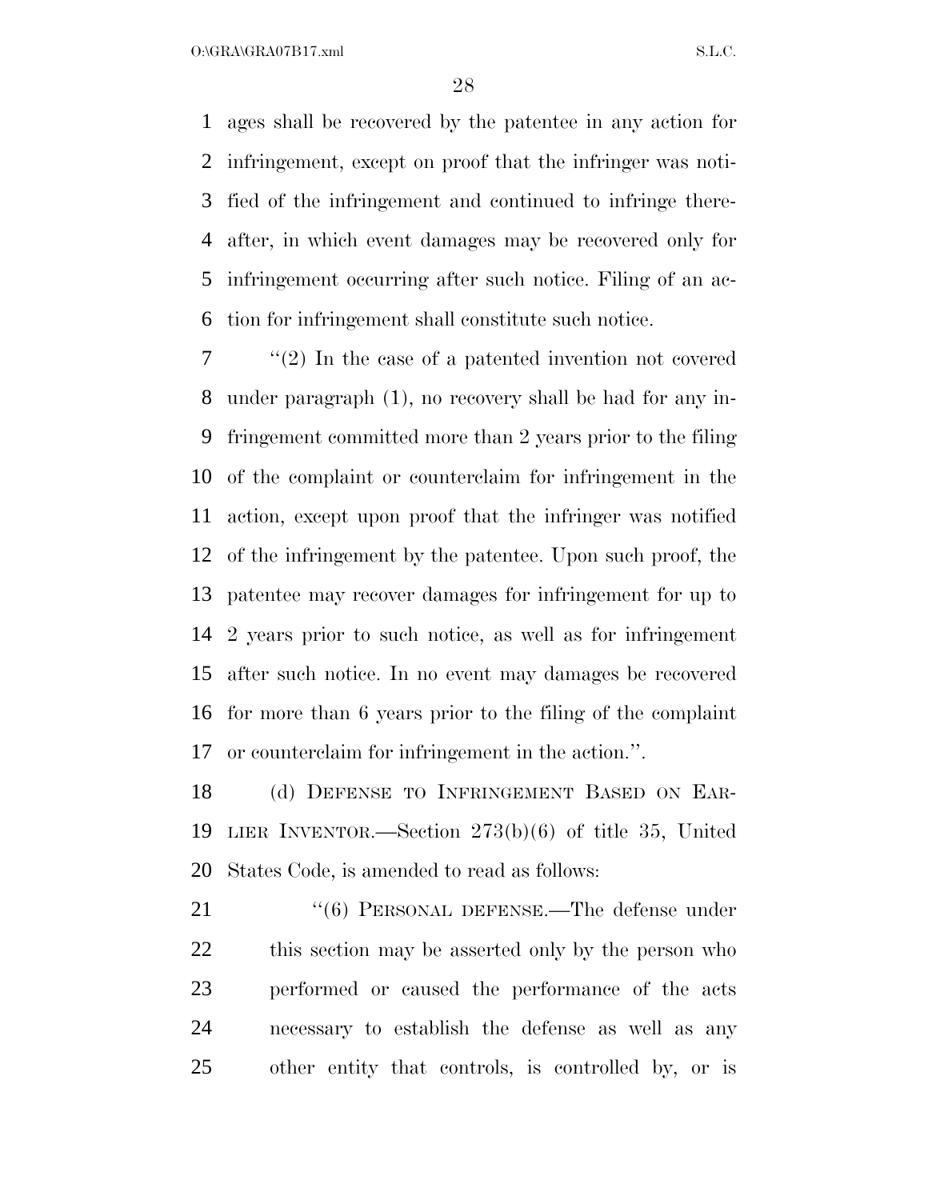ages shall be recovered by the patentee in any action for infringement, except on proof that the infringer was notified of the infringement and continued to infringe thereafter, in which event damages may be recovered only for infringement occurring after such notice. Filing of an action for infringement shall constitute such notice.

"(2) In the case of a patented invention not covered under paragraph (1), no recovery shall be had for any infringement committed more than 2 years prior to the filing of the complaint or counterclaim for infringement in the action, except upon proof that the infringer was notified of the infringement by the patentee. Upon such proof, the patentee may recover damages for infringement for up to 2 years prior to such notice, as well as for infringement after such notice. In no event may damages be recovered for more than 6 years prior to the filing of the complaint or counterclaim for infringement in the action.".

(d) DEFENSE TO INFRINGEMENT BASED ON EARLIER INVENTOR.—Section 273(b)(6) of title 35, United States Code, is amended to read as follows:

"(6) PERSONAL DEFENSE.—The defense under this section may be asserted only by the person who performed or caused the performance of the acts necessary to establish the defense as well as any other entity that controls, is controlled by, or is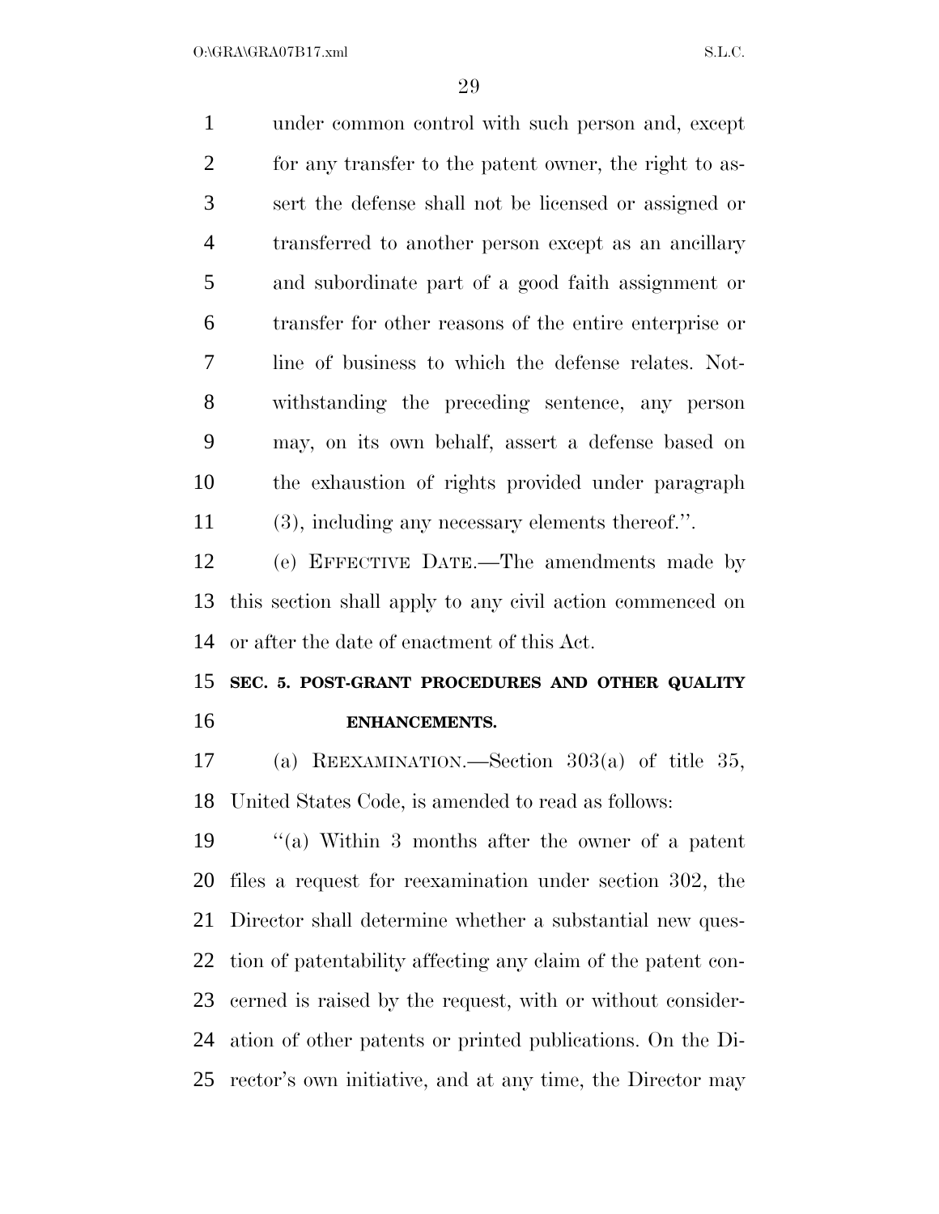under common control with such person and, except for any transfer to the patent owner, the right to assert the defense shall not be licensed or assigned or transferred to another person except as an ancillary and subordinate part of a good faith assignment or transfer for other reasons of the entire enterprise or line of business to which the defense relates. Notwithstanding the preceding sentence, any person may, on its own behalf, assert a defense based on the exhaustion of rights provided under paragraph (3), including any necessary elements thereof.''.

(e) EFFECTIVE DATE.—The amendments made by this section shall apply to any civil action commenced on or after the date of enactment of this Act.

**SEC. 5. POST-GRANT PROCEDURES AND OTHER QUALITY ENHANCEMENTS.**

(a) REEXAMINATION.—Section 303(a) of title 35, United States Code, is amended to read as follows:

''(a) Within 3 months after the owner of a patent files a request for reexamination under section 302, the Director shall determine whether a substantial new question of patentability affecting any claim of the patent concerned is raised by the request, with or without consideration of other patents or printed publications. On the Director's own initiative, and at any time, the Director may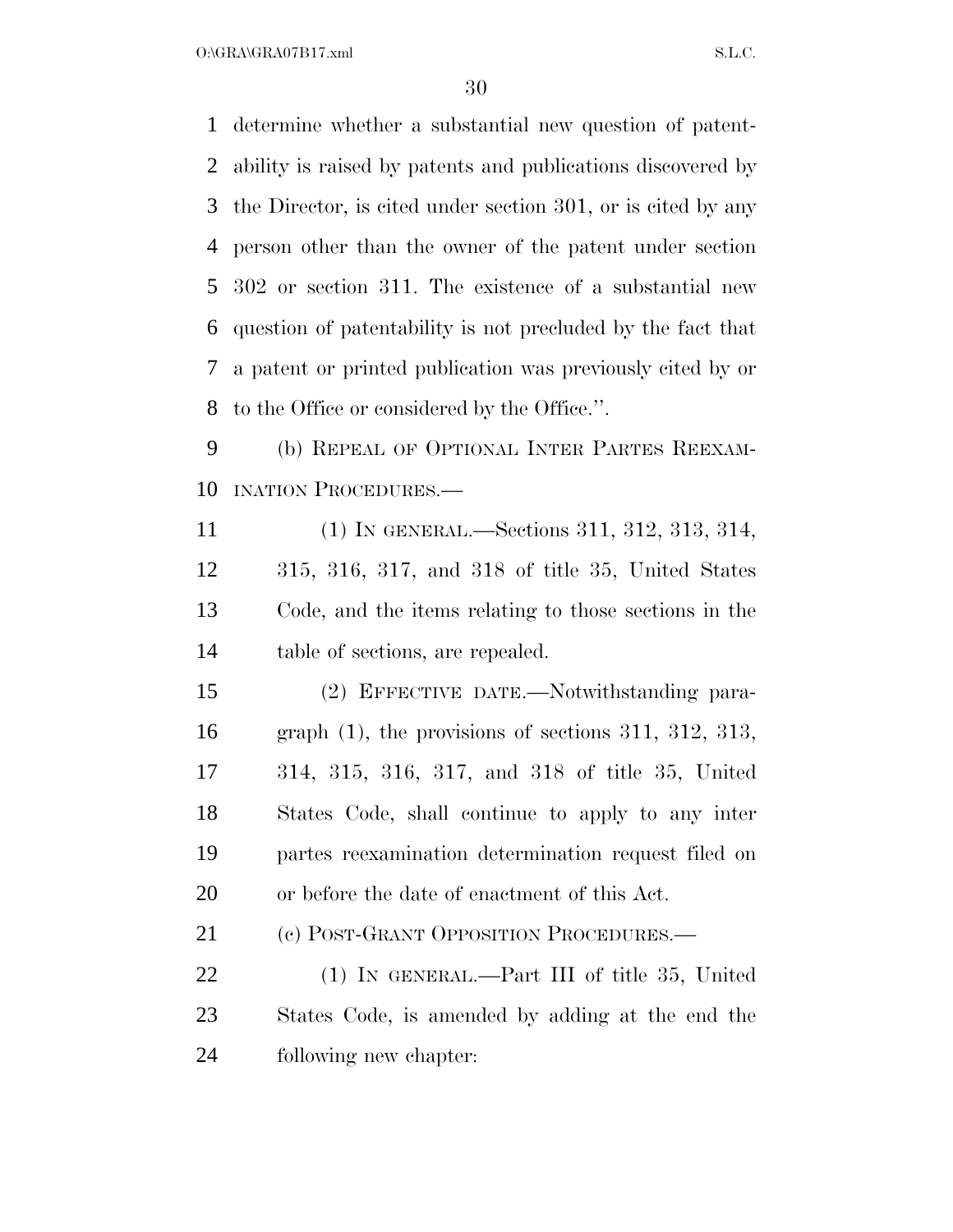determine whether a substantial new question of patentability is raised by patents and publications discovered by the Director, is cited under section 301, or is cited by any person other than the owner of the patent under section 302 or section 311. The existence of a substantial new question of patentability is not precluded by the fact that a patent or printed publication was previously cited by or to the Office or considered by the Office.''.

(b) REPEAL OF OPTIONAL INTER PARTES REEXAMINATION PROCEDURES.—

(1) IN GENERAL.—Sections 311, 312, 313, 314, 315, 316, 317, and 318 of title 35, United States Code, and the items relating to those sections in the table of sections, are repealed.

(2) EFFECTIVE DATE.—Notwithstanding paragraph (1), the provisions of sections 311, 312, 313, 314, 315, 316, 317, and 318 of title 35, United States Code, shall continue to apply to any inter partes reexamination determination request filed on or before the date of enactment of this Act.

(c) POST-GRANT OPPOSITION PROCEDURES.—

(1) IN GENERAL.—Part III of title 35, United States Code, is amended by adding at the end the following new chapter: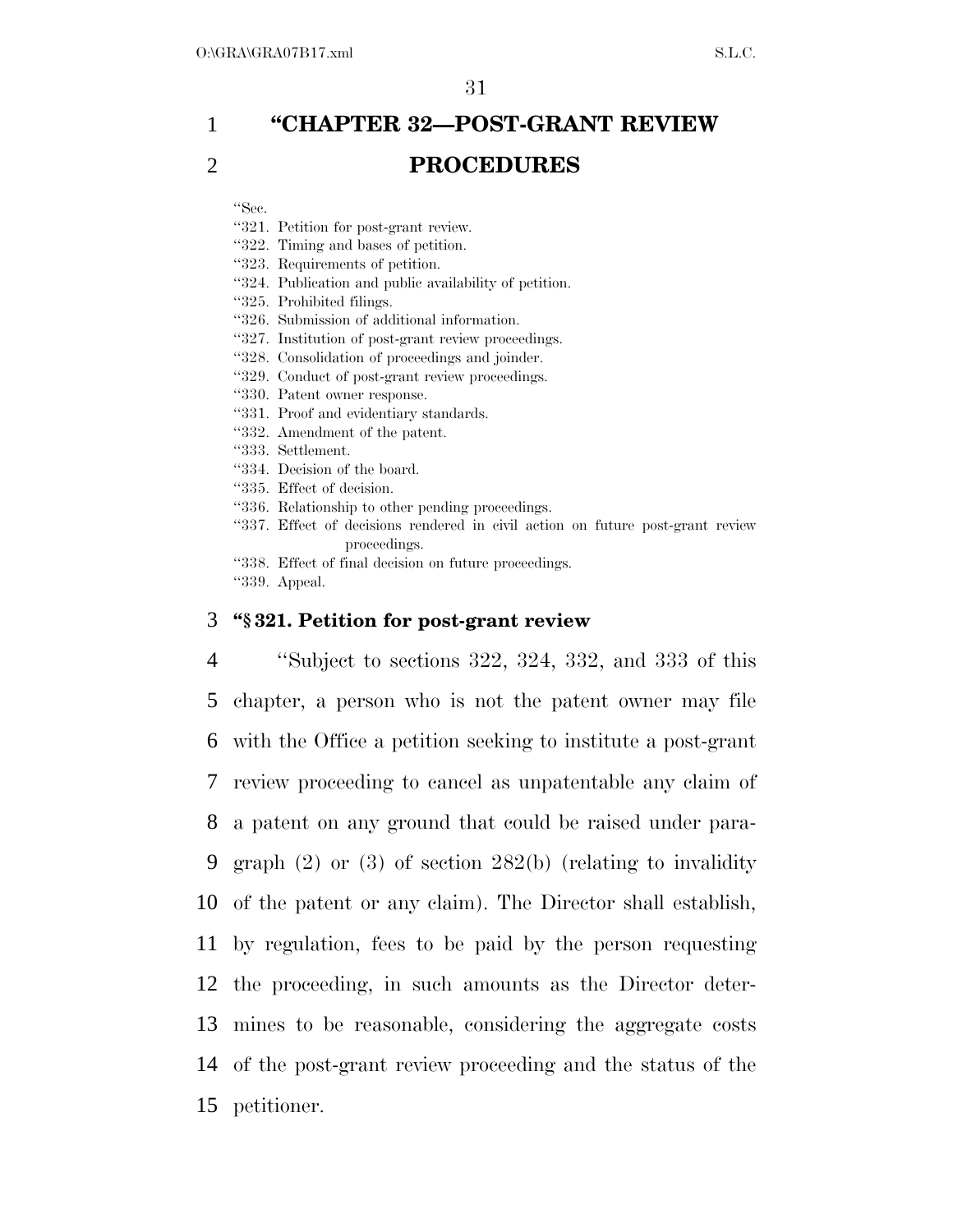# "CHAPTER 32—POST-GRANT REVIEW PROCEDURES

"Sec.
"321. Petition for post-grant review.
"322. Timing and bases of petition.
"323. Requirements of petition.
"324. Publication and public availability of petition.
"325. Prohibited filings.
"326. Submission of additional information.
"327. Institution of post-grant review proceedings.
"328. Consolidation of proceedings and joinder.
"329. Conduct of post-grant review proceedings.
"330. Patent owner response.
"331. Proof and evidentiary standards.
"332. Amendment of the patent.
"333. Settlement.
"334. Decision of the board.
"335. Effect of decision.
"336. Relationship to other pending proceedings.
"337. Effect of decisions rendered in civil action on future post-grant review proceedings.
"338. Effect of final decision on future proceedings.
"339. Appeal.

**"§ 321. Petition for post-grant review**

"Subject to sections 322, 324, 332, and 333 of this chapter, a person who is not the patent owner may file with the Office a petition seeking to institute a post-grant review proceeding to cancel as unpatentable any claim of a patent on any ground that could be raised under paragraph (2) or (3) of section 282(b) (relating to invalidity of the patent or any claim). The Director shall establish, by regulation, fees to be paid by the person requesting the proceeding, in such amounts as the Director determines to be reasonable, considering the aggregate costs of the post-grant review proceeding and the status of the petitioner.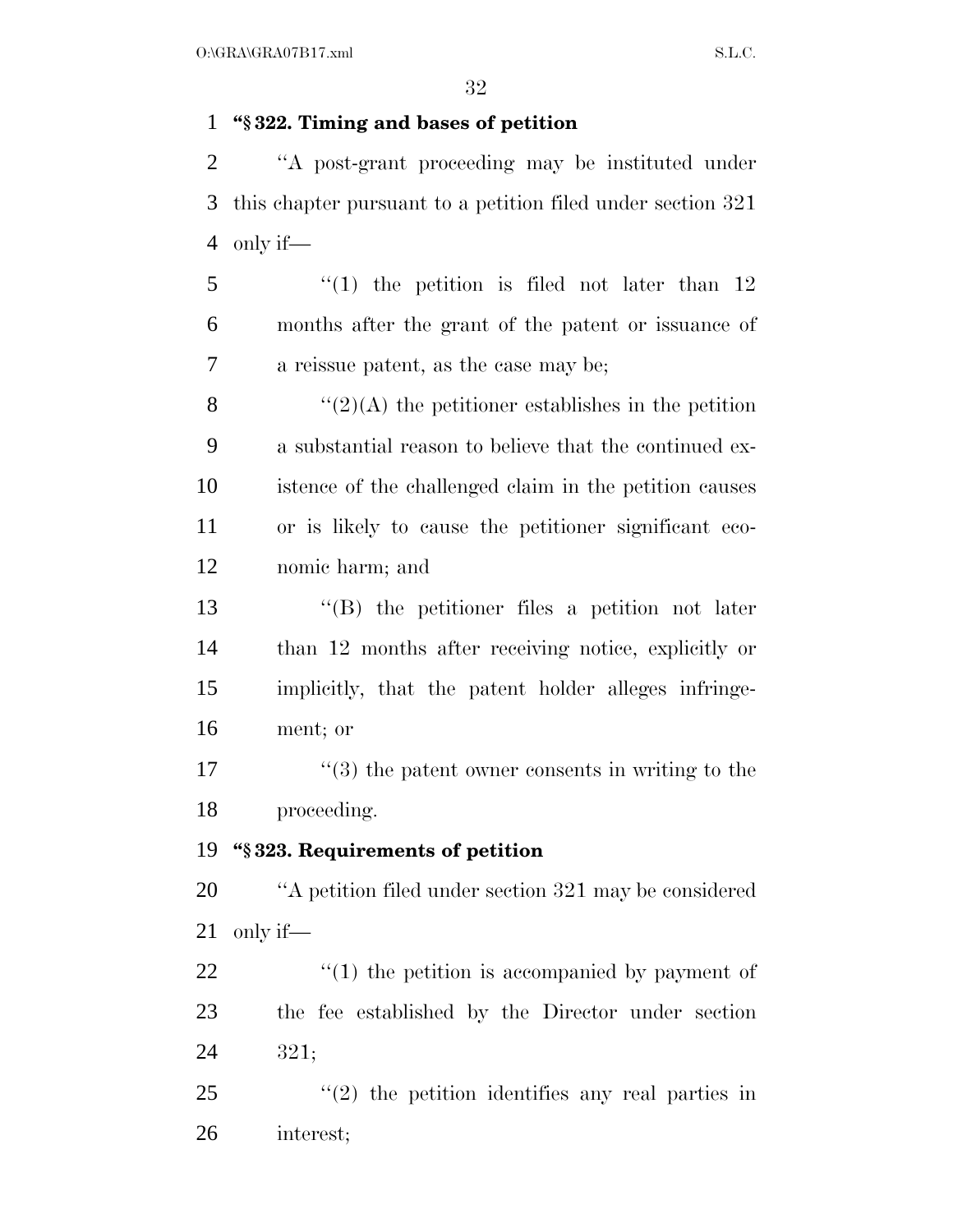**"§ 322. Timing and bases of petition**

"A post-grant proceeding may be instituted under this chapter pursuant to a petition filed under section 321 only if—

"(1) the petition is filed not later than 12 months after the grant of the patent or issuance of a reissue patent, as the case may be;

"(2)(A) the petitioner establishes in the petition a substantial reason to believe that the continued existence of the challenged claim in the petition causes or is likely to cause the petitioner significant economic harm; and

"(B) the petitioner files a petition not later than 12 months after receiving notice, explicitly or implicitly, that the patent holder alleges infringement; or

"(3) the patent owner consents in writing to the proceeding.

**"§ 323. Requirements of petition**

"A petition filed under section 321 may be considered only if—

"(1) the petition is accompanied by payment of the fee established by the Director under section 321;

"(2) the petition identifies any real parties in interest;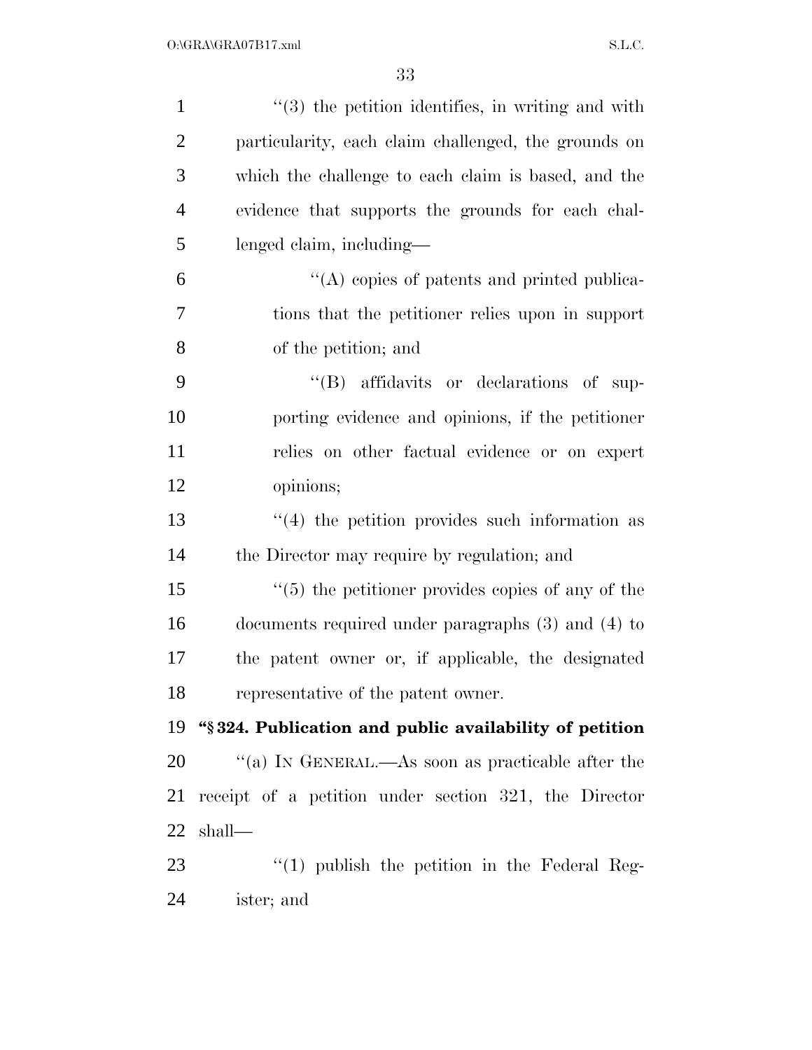"(3) the petition identifies, in writing and with particularity, each claim challenged, the grounds on which the challenge to each claim is based, and the evidence that supports the grounds for each challenged claim, including—

"(A) copies of patents and printed publications that the petitioner relies upon in support of the petition; and

"(B) affidavits or declarations of supporting evidence and opinions, if the petitioner relies on other factual evidence or on expert opinions;

"(4) the petition provides such information as the Director may require by regulation; and

"(5) the petitioner provides copies of any of the documents required under paragraphs (3) and (4) to the patent owner or, if applicable, the designated representative of the patent owner.

**"§ 324. Publication and public availability of petition**

"(a) IN GENERAL.—As soon as practicable after the receipt of a petition under section 321, the Director shall—

"(1) publish the petition in the Federal Register; and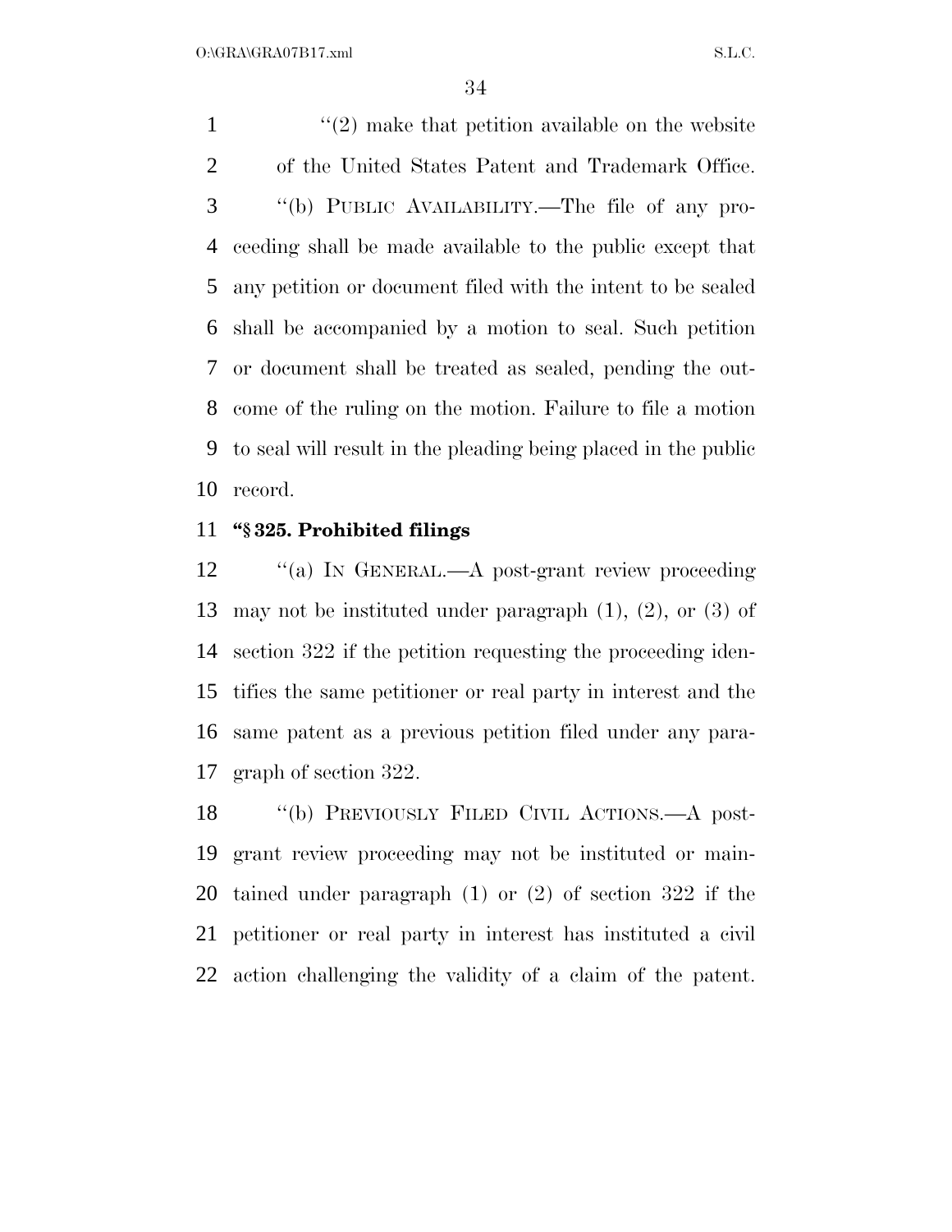"(2) make that petition available on the website of the United States Patent and Trademark Office.

"(b) PUBLIC AVAILABILITY.—The file of any proceeding shall be made available to the public except that any petition or document filed with the intent to be sealed shall be accompanied by a motion to seal. Such petition or document shall be treated as sealed, pending the outcome of the ruling on the motion. Failure to file a motion to seal will result in the pleading being placed in the public record.

**"§ 325. Prohibited filings**

"(a) IN GENERAL.—A post-grant review proceeding may not be instituted under paragraph (1), (2), or (3) of section 322 if the petition requesting the proceeding identifies the same petitioner or real party in interest and the same patent as a previous petition filed under any paragraph of section 322.

"(b) PREVIOUSLY FILED CIVIL ACTIONS.—A post-grant review proceeding may not be instituted or maintained under paragraph (1) or (2) of section 322 if the petitioner or real party in interest has instituted a civil action challenging the validity of a claim of the patent.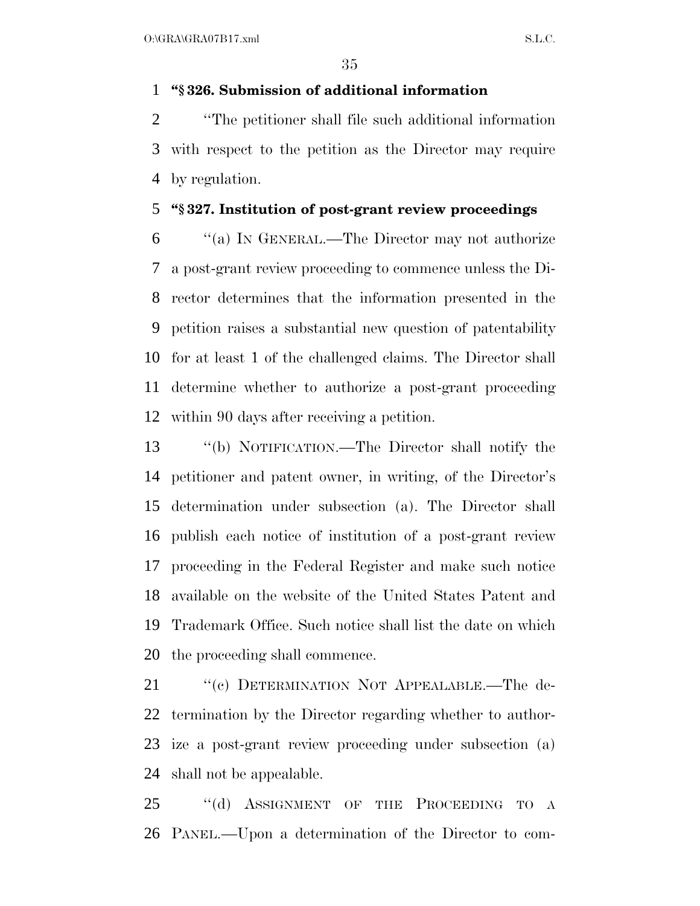**"§ 326. Submission of additional information**

"The petitioner shall file such additional information with respect to the petition as the Director may require by regulation.

**"§ 327. Institution of post-grant review proceedings**

"(a) IN GENERAL.—The Director may not authorize a post-grant review proceeding to commence unless the Director determines that the information presented in the petition raises a substantial new question of patentability for at least 1 of the challenged claims. The Director shall determine whether to authorize a post-grant proceeding within 90 days after receiving a petition.

"(b) NOTIFICATION.—The Director shall notify the petitioner and patent owner, in writing, of the Director's determination under subsection (a). The Director shall publish each notice of institution of a post-grant review proceeding in the Federal Register and make such notice available on the website of the United States Patent and Trademark Office. Such notice shall list the date on which the proceeding shall commence.

"(c) DETERMINATION NOT APPEALABLE.—The determination by the Director regarding whether to authorize a post-grant review proceeding under subsection (a) shall not be appealable.

"(d) ASSIGNMENT OF THE PROCEEDING TO A PANEL.—Upon a determination of the Director to com-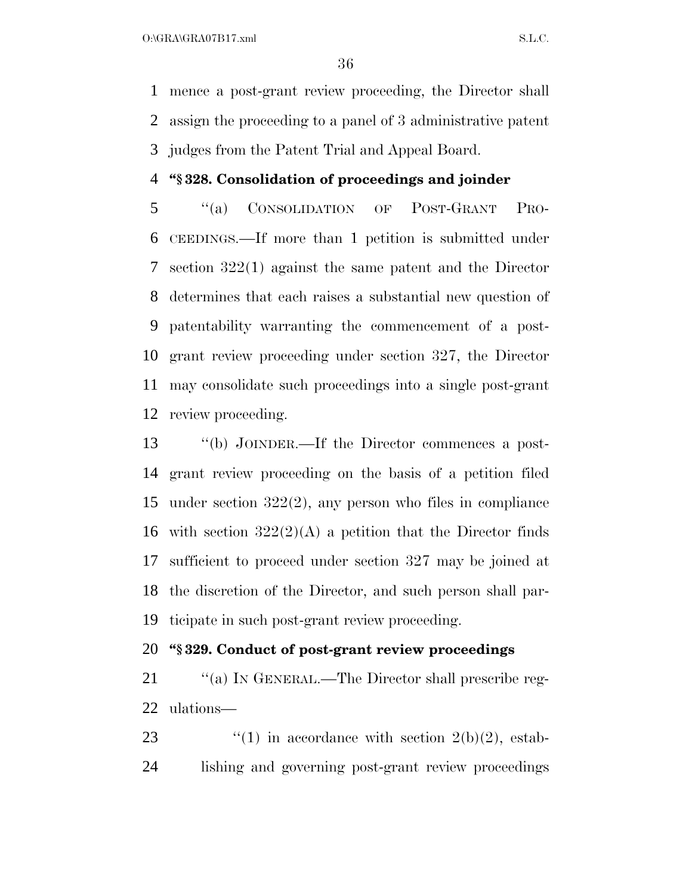mence a post-grant review proceeding, the Director shall assign the proceeding to a panel of 3 administrative patent judges from the Patent Trial and Appeal Board.

**"§ 328. Consolidation of proceedings and joinder**

"(a) CONSOLIDATION OF POST-GRANT PROCEEDINGS.—If more than 1 petition is submitted under section 322(1) against the same patent and the Director determines that each raises a substantial new question of patentability warranting the commencement of a post-grant review proceeding under section 327, the Director may consolidate such proceedings into a single post-grant review proceeding.

"(b) JOINDER.—If the Director commences a post-grant review proceeding on the basis of a petition filed under section 322(2), any person who files in compliance with section 322(2)(A) a petition that the Director finds sufficient to proceed under section 327 may be joined at the discretion of the Director, and such person shall participate in such post-grant review proceeding.

**"§ 329. Conduct of post-grant review proceedings**

"(a) IN GENERAL.—The Director shall prescribe regulations—

"(1) in accordance with section 2(b)(2), establishing and governing post-grant review proceedings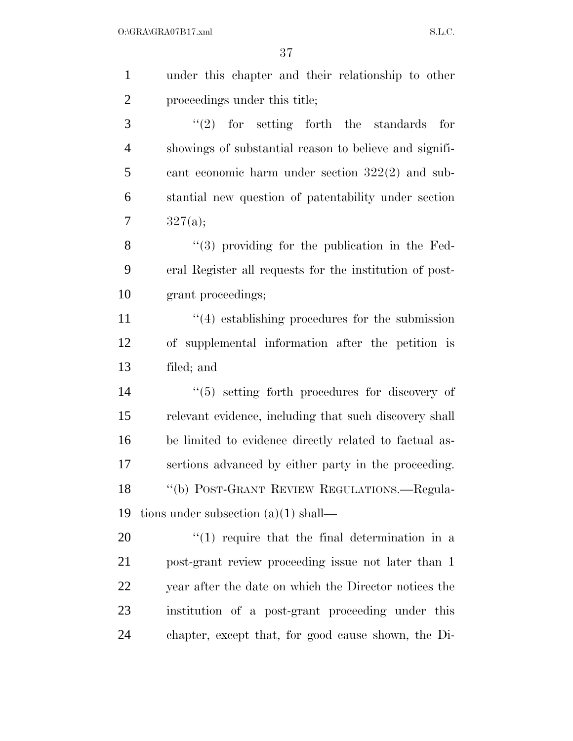under this chapter and their relationship to other proceedings under this title;

"(2) for setting forth the standards for showings of substantial reason to believe and significant economic harm under section 322(2) and substantial new question of patentability under section 327(a);

"(3) providing for the publication in the Federal Register all requests for the institution of post-grant proceedings;

"(4) establishing procedures for the submission of supplemental information after the petition is filed; and

"(5) setting forth procedures for discovery of relevant evidence, including that such discovery shall be limited to evidence directly related to factual assertions advanced by either party in the proceeding.

"(b) POST-GRANT REVIEW REGULATIONS.—Regulations under subsection (a)(1) shall—

"(1) require that the final determination in a post-grant review proceeding issue not later than 1 year after the date on which the Director notices the institution of a post-grant proceeding under this chapter, except that, for good cause shown, the Di-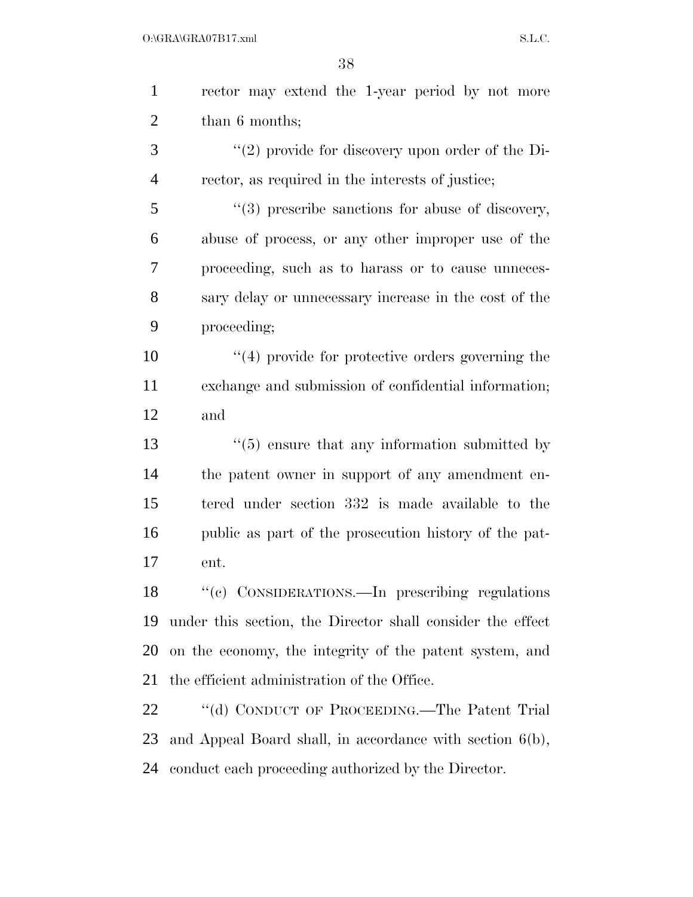rector may extend the 1-year period by not more than 6 months;

"(2) provide for discovery upon order of the Director, as required in the interests of justice;

"(3) prescribe sanctions for abuse of discovery, abuse of process, or any other improper use of the proceeding, such as to harass or to cause unnecessary delay or unnecessary increase in the cost of the proceeding;

"(4) provide for protective orders governing the exchange and submission of confidential information; and

"(5) ensure that any information submitted by the patent owner in support of any amendment entered under section 332 is made available to the public as part of the prosecution history of the patent.

"(c) CONSIDERATIONS.—In prescribing regulations under this section, the Director shall consider the effect on the economy, the integrity of the patent system, and the efficient administration of the Office.

"(d) CONDUCT OF PROCEEDING.—The Patent Trial and Appeal Board shall, in accordance with section 6(b), conduct each proceeding authorized by the Director.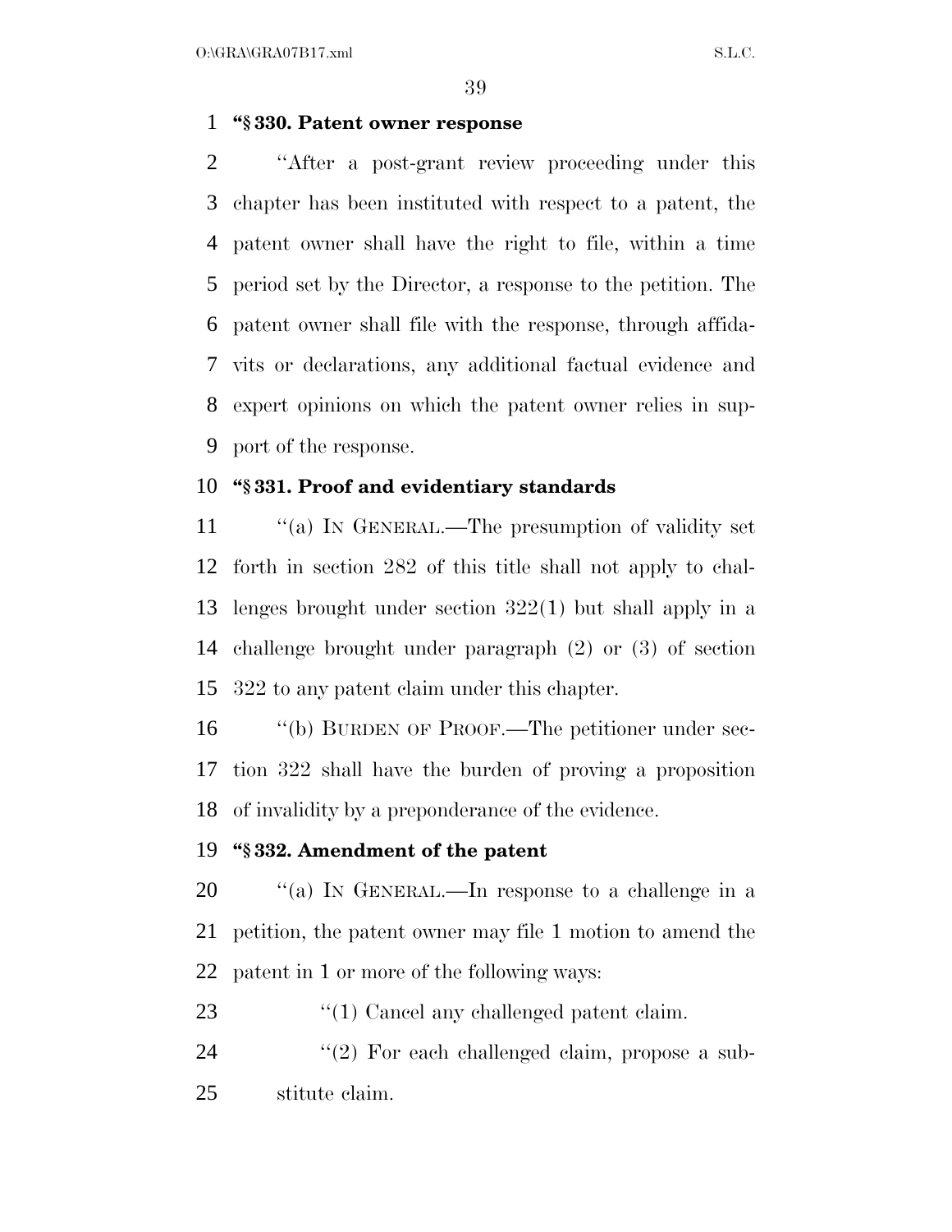**"§ 330. Patent owner response**

"After a post-grant review proceeding under this chapter has been instituted with respect to a patent, the patent owner shall have the right to file, within a time period set by the Director, a response to the petition. The patent owner shall file with the response, through affidavits or declarations, any additional factual evidence and expert opinions on which the patent owner relies in support of the response.

**"§ 331. Proof and evidentiary standards**

"(a) IN GENERAL.—The presumption of validity set forth in section 282 of this title shall not apply to challenges brought under section 322(1) but shall apply in a challenge brought under paragraph (2) or (3) of section 322 to any patent claim under this chapter.

"(b) BURDEN OF PROOF.—The petitioner under section 322 shall have the burden of proving a proposition of invalidity by a preponderance of the evidence.

**"§ 332. Amendment of the patent**

"(a) IN GENERAL.—In response to a challenge in a petition, the patent owner may file 1 motion to amend the patent in 1 or more of the following ways:

"(1) Cancel any challenged patent claim.

"(2) For each challenged claim, propose a substitute claim.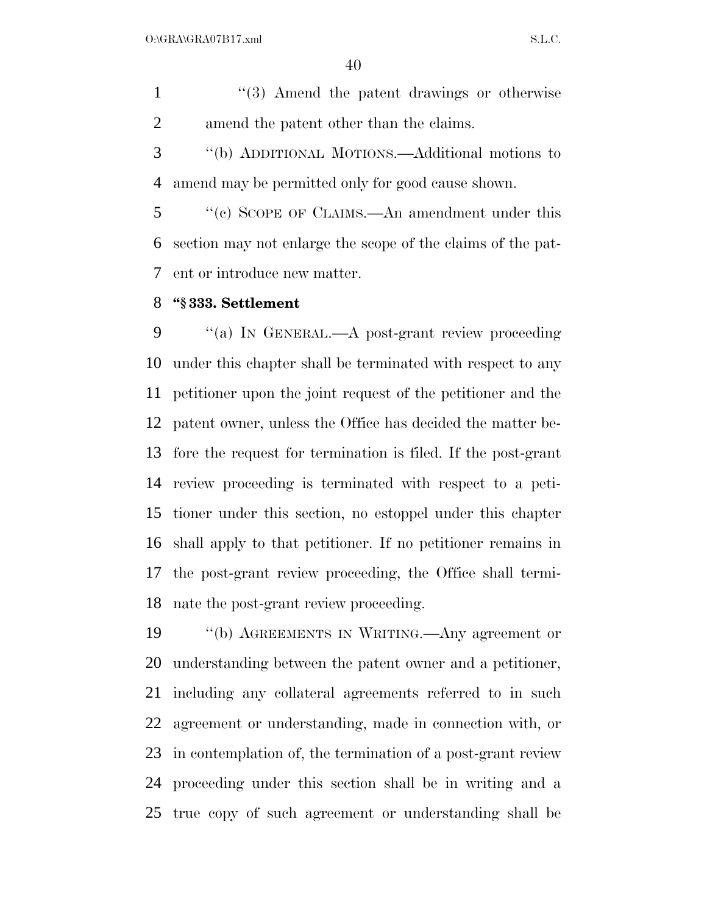"(3) Amend the patent drawings or otherwise amend the patent other than the claims.

"(b) ADDITIONAL MOTIONS.—Additional motions to amend may be permitted only for good cause shown.

"(c) SCOPE OF CLAIMS.—An amendment under this section may not enlarge the scope of the claims of the patent or introduce new matter.

**"§ 333. Settlement**

"(a) IN GENERAL.—A post-grant review proceeding under this chapter shall be terminated with respect to any petitioner upon the joint request of the petitioner and the patent owner, unless the Office has decided the matter before the request for termination is filed. If the post-grant review proceeding is terminated with respect to a petitioner under this section, no estoppel under this chapter shall apply to that petitioner. If no petitioner remains in the post-grant review proceeding, the Office shall terminate the post-grant review proceeding.

"(b) AGREEMENTS IN WRITING.—Any agreement or understanding between the patent owner and a petitioner, including any collateral agreements referred to in such agreement or understanding, made in connection with, or in contemplation of, the termination of a post-grant review proceeding under this section shall be in writing and a true copy of such agreement or understanding shall be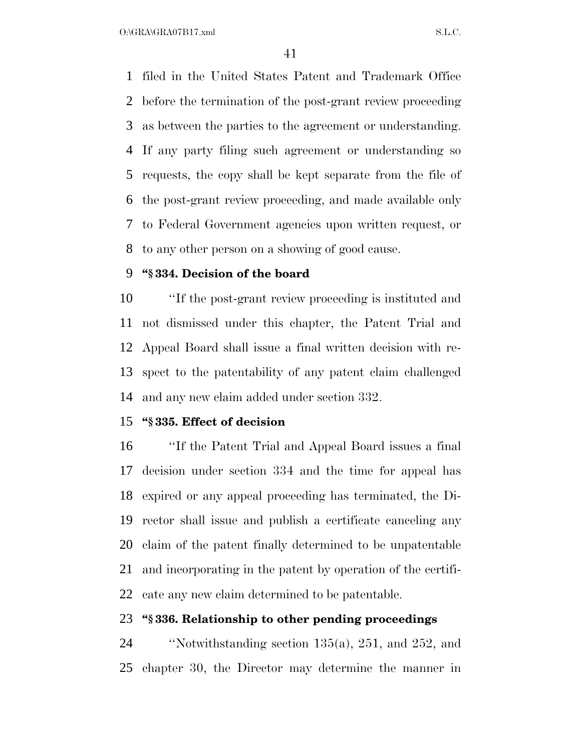filed in the United States Patent and Trademark Office before the termination of the post-grant review proceeding as between the parties to the agreement or understanding. If any party filing such agreement or understanding so requests, the copy shall be kept separate from the file of the post-grant review proceeding, and made available only to Federal Government agencies upon written request, or to any other person on a showing of good cause.

**"§ 334. Decision of the board**

"If the post-grant review proceeding is instituted and not dismissed under this chapter, the Patent Trial and Appeal Board shall issue a final written decision with respect to the patentability of any patent claim challenged and any new claim added under section 332.

**"§ 335. Effect of decision**

"If the Patent Trial and Appeal Board issues a final decision under section 334 and the time for appeal has expired or any appeal proceeding has terminated, the Director shall issue and publish a certificate canceling any claim of the patent finally determined to be unpatentable and incorporating in the patent by operation of the certificate any new claim determined to be patentable.

**"§ 336. Relationship to other pending proceedings**

"Notwithstanding section 135(a), 251, and 252, and chapter 30, the Director may determine the manner in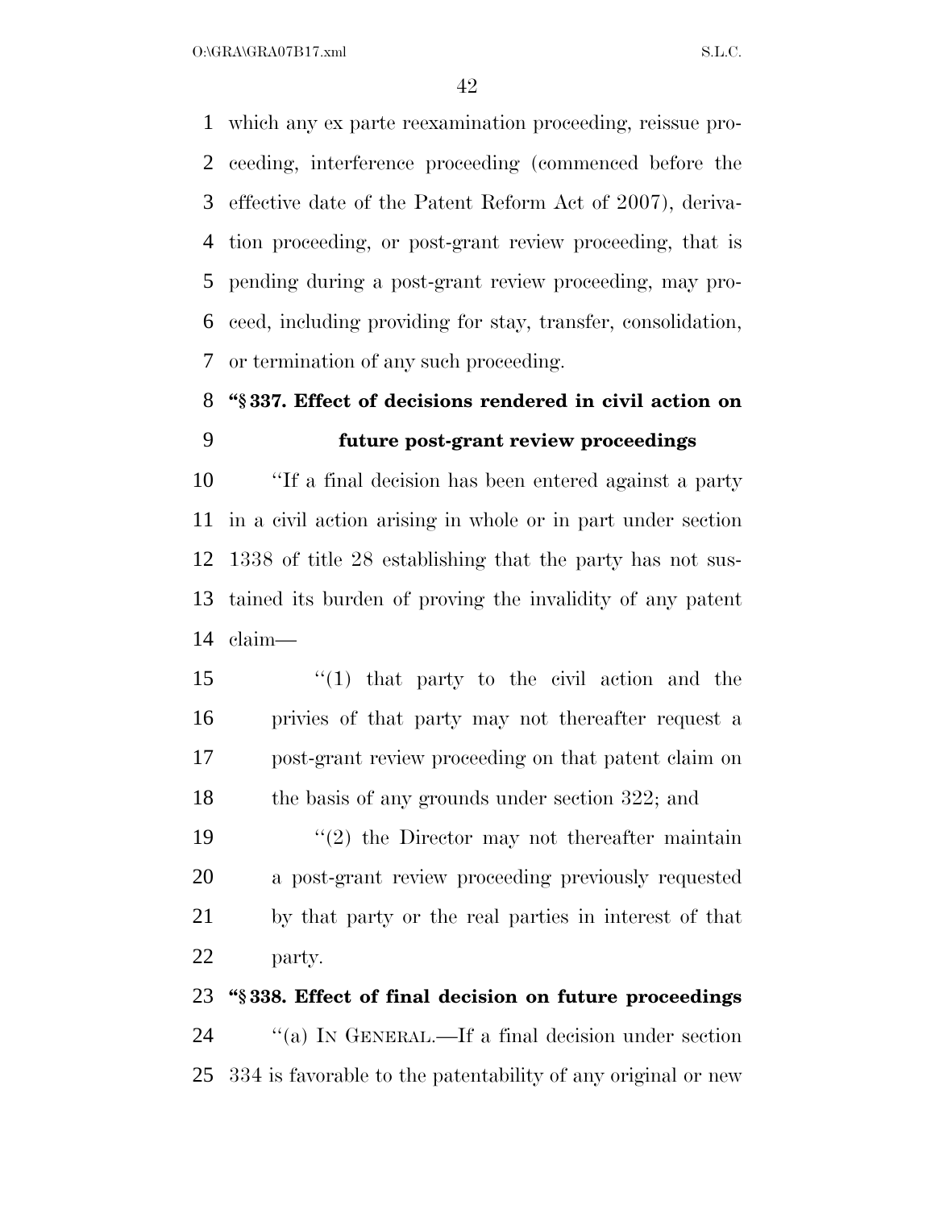which any ex parte reexamination proceeding, reissue proceeding, interference proceeding (commenced before the effective date of the Patent Reform Act of 2007), derivation proceeding, or post-grant review proceeding, that is pending during a post-grant review proceeding, may proceed, including providing for stay, transfer, consolidation, or termination of any such proceeding.

**"§ 337. Effect of decisions rendered in civil action on future post-grant review proceedings**

"If a final decision has been entered against a party in a civil action arising in whole or in part under section 1338 of title 28 establishing that the party has not sustained its burden of proving the invalidity of any patent claim—

"(1) that party to the civil action and the privies of that party may not thereafter request a post-grant review proceeding on that patent claim on the basis of any grounds under section 322; and

"(2) the Director may not thereafter maintain a post-grant review proceeding previously requested by that party or the real parties in interest of that party.

**"§ 338. Effect of final decision on future proceedings**

"(a) IN GENERAL.—If a final decision under section 334 is favorable to the patentability of any original or new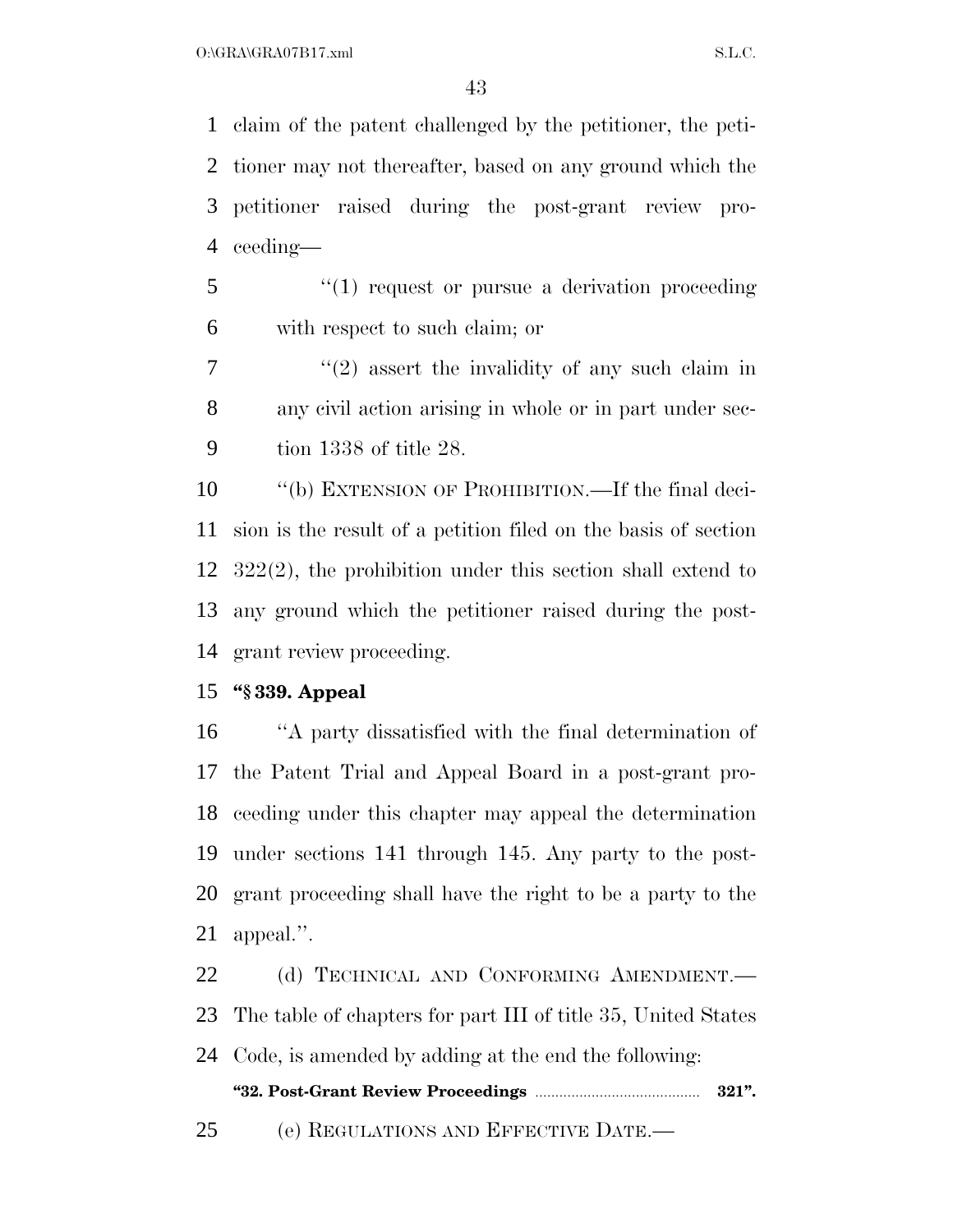claim of the patent challenged by the petitioner, the petitioner may not thereafter, based on any ground which the petitioner raised during the post-grant review proceeding—

''(1) request or pursue a derivation proceeding with respect to such claim; or

''(2) assert the invalidity of any such claim in any civil action arising in whole or in part under section 1338 of title 28.

''(b) EXTENSION OF PROHIBITION.—If the final decision is the result of a petition filed on the basis of section 322(2), the prohibition under this section shall extend to any ground which the petitioner raised during the post-grant review proceeding.

**''§ 339. Appeal**

''A party dissatisfied with the final determination of the Patent Trial and Appeal Board in a post-grant proceeding under this chapter may appeal the determination under sections 141 through 145. Any party to the post-grant proceeding shall have the right to be a party to the appeal.''.

(d) TECHNICAL AND CONFORMING AMENDMENT.—The table of chapters for part III of title 35, United States Code, is amended by adding at the end the following:

**''32. Post-Grant Review Proceedings ........................................ 321''.**

(e) REGULATIONS AND EFFECTIVE DATE.—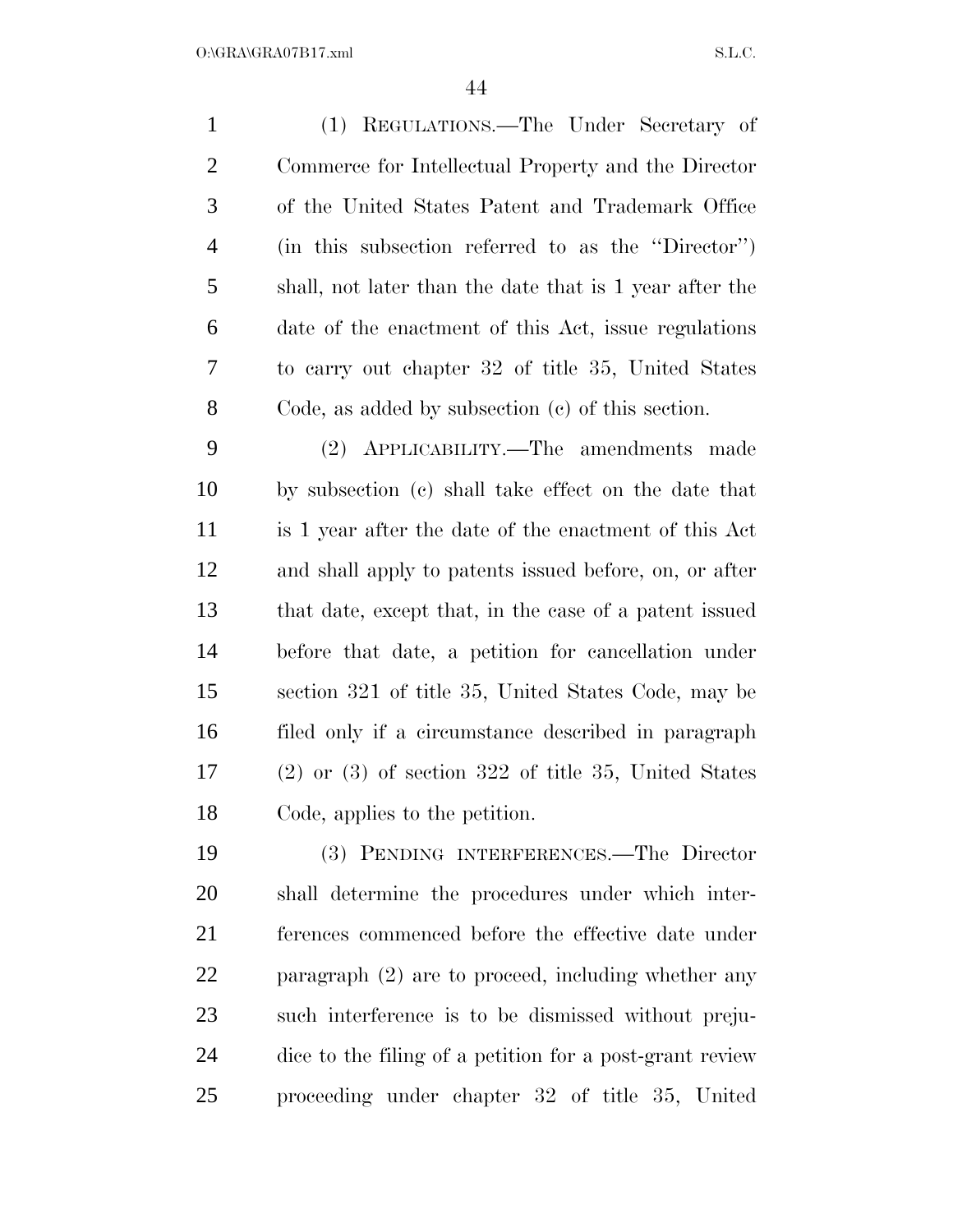(1) REGULATIONS.—The Under Secretary of Commerce for Intellectual Property and the Director of the United States Patent and Trademark Office (in this subsection referred to as the ''Director'') shall, not later than the date that is 1 year after the date of the enactment of this Act, issue regulations to carry out chapter 32 of title 35, United States Code, as added by subsection (c) of this section.

(2) APPLICABILITY.—The amendments made by subsection (c) shall take effect on the date that is 1 year after the date of the enactment of this Act and shall apply to patents issued before, on, or after that date, except that, in the case of a patent issued before that date, a petition for cancellation under section 321 of title 35, United States Code, may be filed only if a circumstance described in paragraph (2) or (3) of section 322 of title 35, United States Code, applies to the petition.

(3) PENDING INTERFERENCES.—The Director shall determine the procedures under which interferences commenced before the effective date under paragraph (2) are to proceed, including whether any such interference is to be dismissed without prejudice to the filing of a petition for a post-grant review proceeding under chapter 32 of title 35, United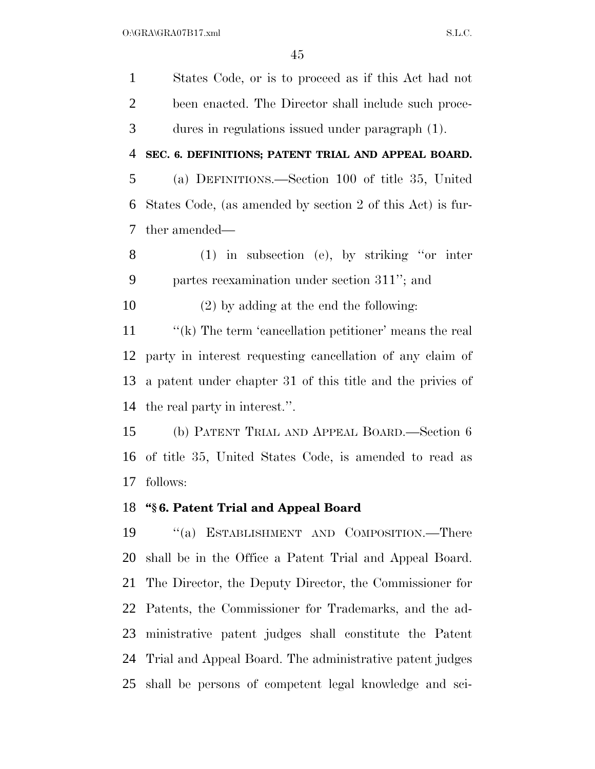States Code, or is to proceed as if this Act had not been enacted. The Director shall include such procedures in regulations issued under paragraph (1).

**SEC. 6. DEFINITIONS; PATENT TRIAL AND APPEAL BOARD.**

(a) DEFINITIONS.—Section 100 of title 35, United States Code, (as amended by section 2 of this Act) is further amended—

(1) in subsection (e), by striking "or inter partes reexamination under section 311"; and

(2) by adding at the end the following:

"(k) The term 'cancellation petitioner' means the real party in interest requesting cancellation of any claim of a patent under chapter 31 of this title and the privies of the real party in interest.".

(b) PATENT TRIAL AND APPEAL BOARD.—Section 6 of title 35, United States Code, is amended to read as follows:

**"§ 6. Patent Trial and Appeal Board**

"(a) ESTABLISHMENT AND COMPOSITION.—There shall be in the Office a Patent Trial and Appeal Board. The Director, the Deputy Director, the Commissioner for Patents, the Commissioner for Trademarks, and the administrative patent judges shall constitute the Patent Trial and Appeal Board. The administrative patent judges shall be persons of competent legal knowledge and sci-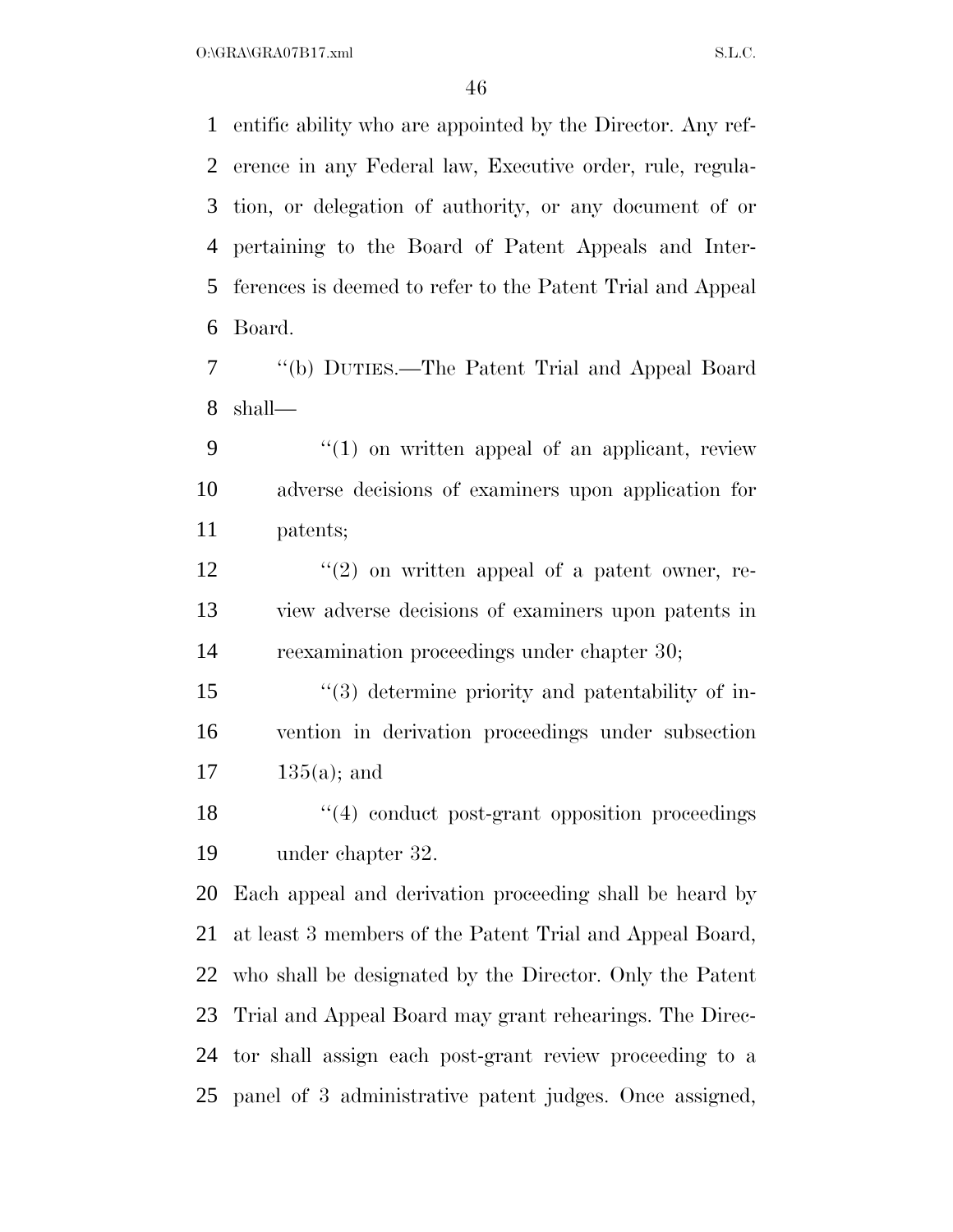entific ability who are appointed by the Director. Any reference in any Federal law, Executive order, rule, regulation, or delegation of authority, or any document of or pertaining to the Board of Patent Appeals and Interferences is deemed to refer to the Patent Trial and Appeal Board.

''(b) DUTIES.—The Patent Trial and Appeal Board shall—

''(1) on written appeal of an applicant, review adverse decisions of examiners upon application for patents;

''(2) on written appeal of a patent owner, review adverse decisions of examiners upon patents in reexamination proceedings under chapter 30;

''(3) determine priority and patentability of invention in derivation proceedings under subsection 135(a); and

''(4) conduct post-grant opposition proceedings under chapter 32.

Each appeal and derivation proceeding shall be heard by at least 3 members of the Patent Trial and Appeal Board, who shall be designated by the Director. Only the Patent Trial and Appeal Board may grant rehearings. The Director shall assign each post-grant review proceeding to a panel of 3 administrative patent judges. Once assigned,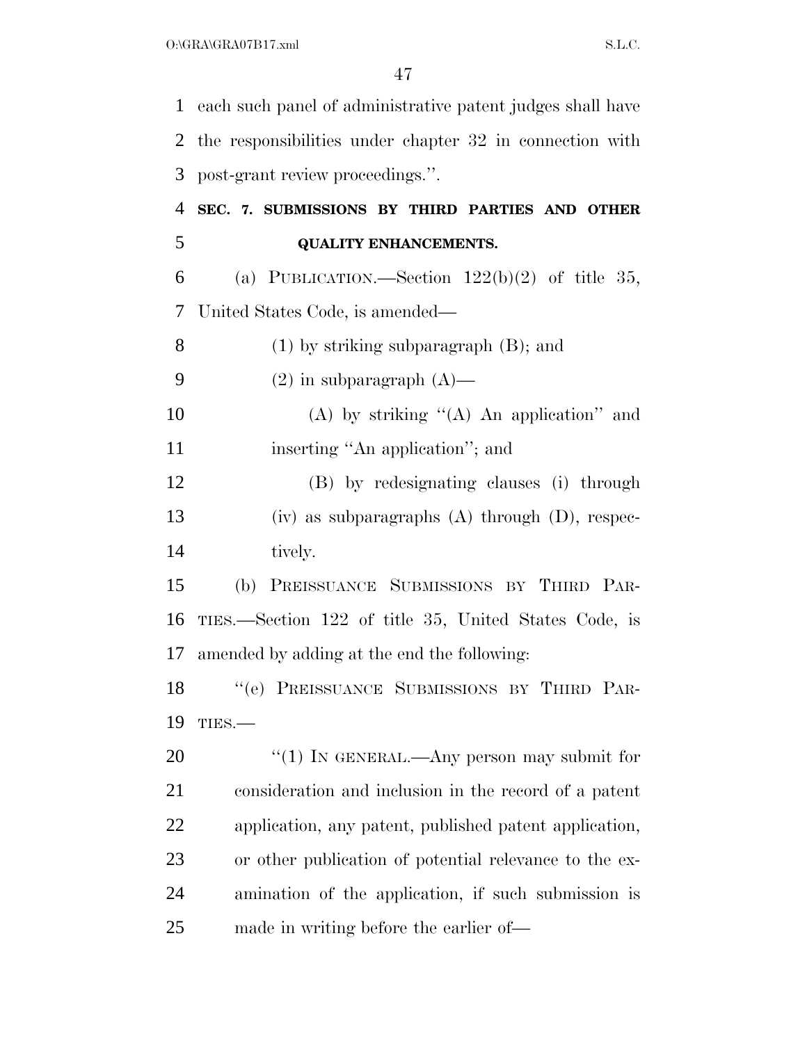each such panel of administrative patent judges shall have the responsibilities under chapter 32 in connection with post-grant review proceedings.''.

**SEC. 7. SUBMISSIONS BY THIRD PARTIES AND OTHER QUALITY ENHANCEMENTS.**

(a) PUBLICATION.—Section 122(b)(2) of title 35, United States Code, is amended—

(1) by striking subparagraph (B); and

(2) in subparagraph (A)—

(A) by striking ''(A) An application'' and inserting ''An application''; and

(B) by redesignating clauses (i) through (iv) as subparagraphs (A) through (D), respectively.

(b) PREISSUANCE SUBMISSIONS BY THIRD PARTIES.—Section 122 of title 35, United States Code, is amended by adding at the end the following:

''(e) PREISSUANCE SUBMISSIONS BY THIRD PARTIES.—

''(1) IN GENERAL.—Any person may submit for consideration and inclusion in the record of a patent application, any patent, published patent application, or other publication of potential relevance to the examination of the application, if such submission is made in writing before the earlier of—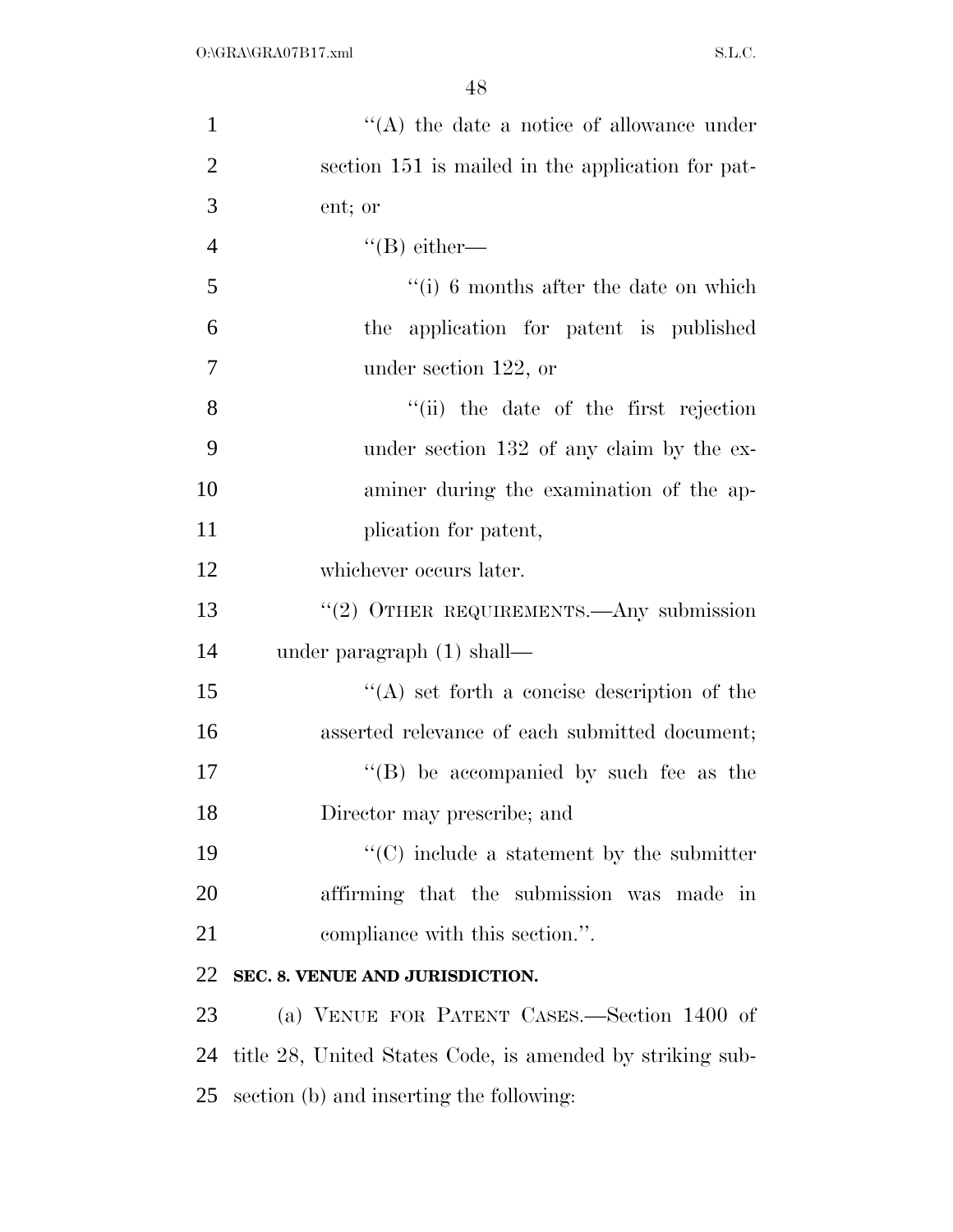''(A) the date a notice of allowance under section 151 is mailed in the application for patent; or

''(B) either—

''(i) 6 months after the date on which the application for patent is published under section 122, or

''(ii) the date of the first rejection under section 132 of any claim by the examiner during the examination of the application for patent,

whichever occurs later.

''(2) OTHER REQUIREMENTS.—Any submission under paragraph (1) shall—

''(A) set forth a concise description of the asserted relevance of each submitted document;

''(B) be accompanied by such fee as the Director may prescribe; and

''(C) include a statement by the submitter affirming that the submission was made in compliance with this section.''.

**SEC. 8. VENUE AND JURISDICTION.**

(a) VENUE FOR PATENT CASES.—Section 1400 of title 28, United States Code, is amended by striking subsection (b) and inserting the following: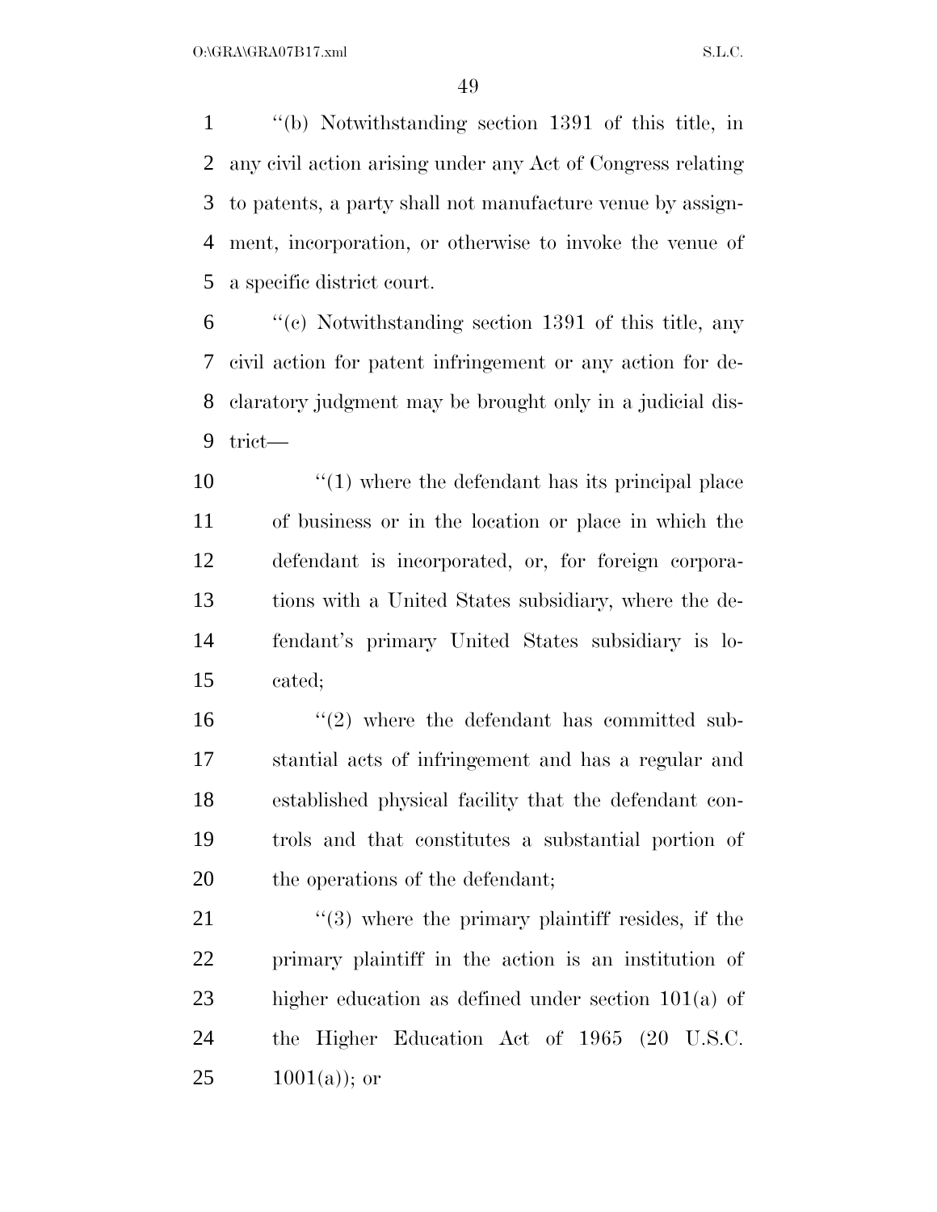''(b) Notwithstanding section 1391 of this title, in any civil action arising under any Act of Congress relating to patents, a party shall not manufacture venue by assignment, incorporation, or otherwise to invoke the venue of a specific district court.

''(c) Notwithstanding section 1391 of this title, any civil action for patent infringement or any action for declaratory judgment may be brought only in a judicial district—

''(1) where the defendant has its principal place of business or in the location or place in which the defendant is incorporated, or, for foreign corporations with a United States subsidiary, where the defendant's primary United States subsidiary is located;

''(2) where the defendant has committed substantial acts of infringement and has a regular and established physical facility that the defendant controls and that constitutes a substantial portion of the operations of the defendant;

''(3) where the primary plaintiff resides, if the primary plaintiff in the action is an institution of higher education as defined under section 101(a) of the Higher Education Act of 1965 (20 U.S.C. 1001(a)); or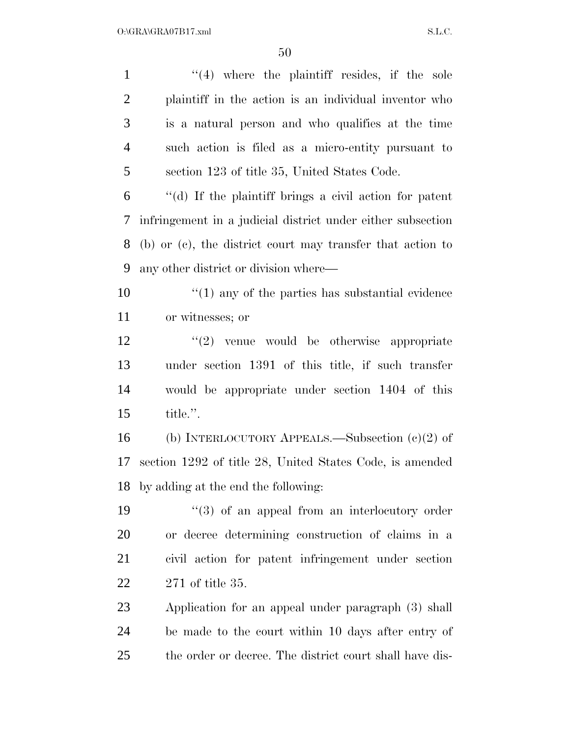''(4) where the plaintiff resides, if the sole plaintiff in the action is an individual inventor who is a natural person and who qualifies at the time such action is filed as a micro-entity pursuant to section 123 of title 35, United States Code.

''(d) If the plaintiff brings a civil action for patent infringement in a judicial district under either subsection (b) or (c), the district court may transfer that action to any other district or division where—

''(1) any of the parties has substantial evidence or witnesses; or

''(2) venue would be otherwise appropriate under section 1391 of this title, if such transfer would be appropriate under section 1404 of this title.''.

(b) INTERLOCUTORY APPEALS.—Subsection (c)(2) of section 1292 of title 28, United States Code, is amended by adding at the end the following:

''(3) of an appeal from an interlocutory order or decree determining construction of claims in a civil action for patent infringement under section 271 of title 35.

Application for an appeal under paragraph (3) shall be made to the court within 10 days after entry of the order or decree. The district court shall have dis-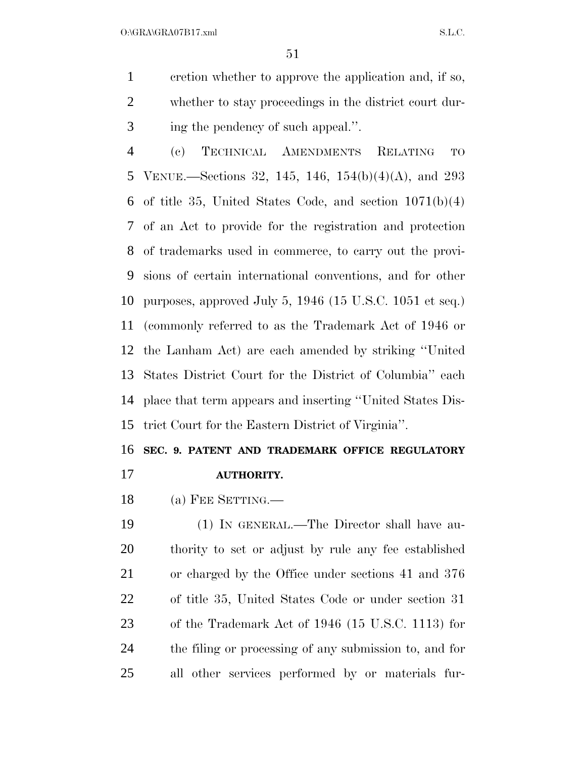cretion whether to approve the application and, if so, whether to stay proceedings in the district court during the pendency of such appeal.''.

(c) TECHNICAL AMENDMENTS RELATING TO VENUE.—Sections 32, 145, 146, 154(b)(4)(A), and 293 of title 35, United States Code, and section 1071(b)(4) of an Act to provide for the registration and protection of trademarks used in commerce, to carry out the provisions of certain international conventions, and for other purposes, approved July 5, 1946 (15 U.S.C. 1051 et seq.) (commonly referred to as the Trademark Act of 1946 or the Lanham Act) are each amended by striking ''United States District Court for the District of Columbia'' each place that term appears and inserting ''United States District Court for the Eastern District of Virginia''.

**SEC. 9. PATENT AND TRADEMARK OFFICE REGULATORY AUTHORITY.**

(a) FEE SETTING.—

(1) IN GENERAL.—The Director shall have authority to set or adjust by rule any fee established or charged by the Office under sections 41 and 376 of title 35, United States Code or under section 31 of the Trademark Act of 1946 (15 U.S.C. 1113) for the filing or processing of any submission to, and for all other services performed by or materials fur-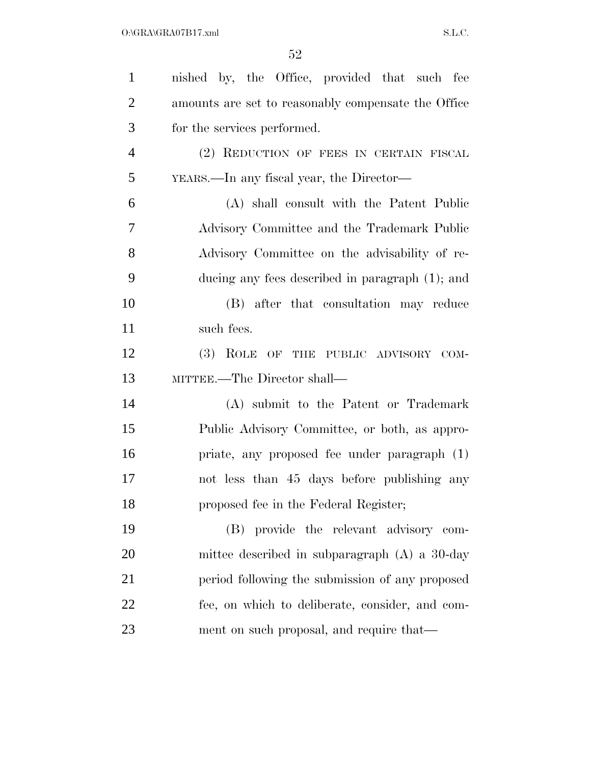nished by, the Office, provided that such fee amounts are set to reasonably compensate the Office for the services performed.

(2) REDUCTION OF FEES IN CERTAIN FISCAL YEARS.—In any fiscal year, the Director—

(A) shall consult with the Patent Public Advisory Committee and the Trademark Public Advisory Committee on the advisability of reducing any fees described in paragraph (1); and

(B) after that consultation may reduce such fees.

(3) ROLE OF THE PUBLIC ADVISORY COMMITTEE.—The Director shall—

(A) submit to the Patent or Trademark Public Advisory Committee, or both, as appropriate, any proposed fee under paragraph (1) not less than 45 days before publishing any proposed fee in the Federal Register;

(B) provide the relevant advisory committee described in subparagraph (A) a 30-day period following the submission of any proposed fee, on which to deliberate, consider, and comment on such proposal, and require that—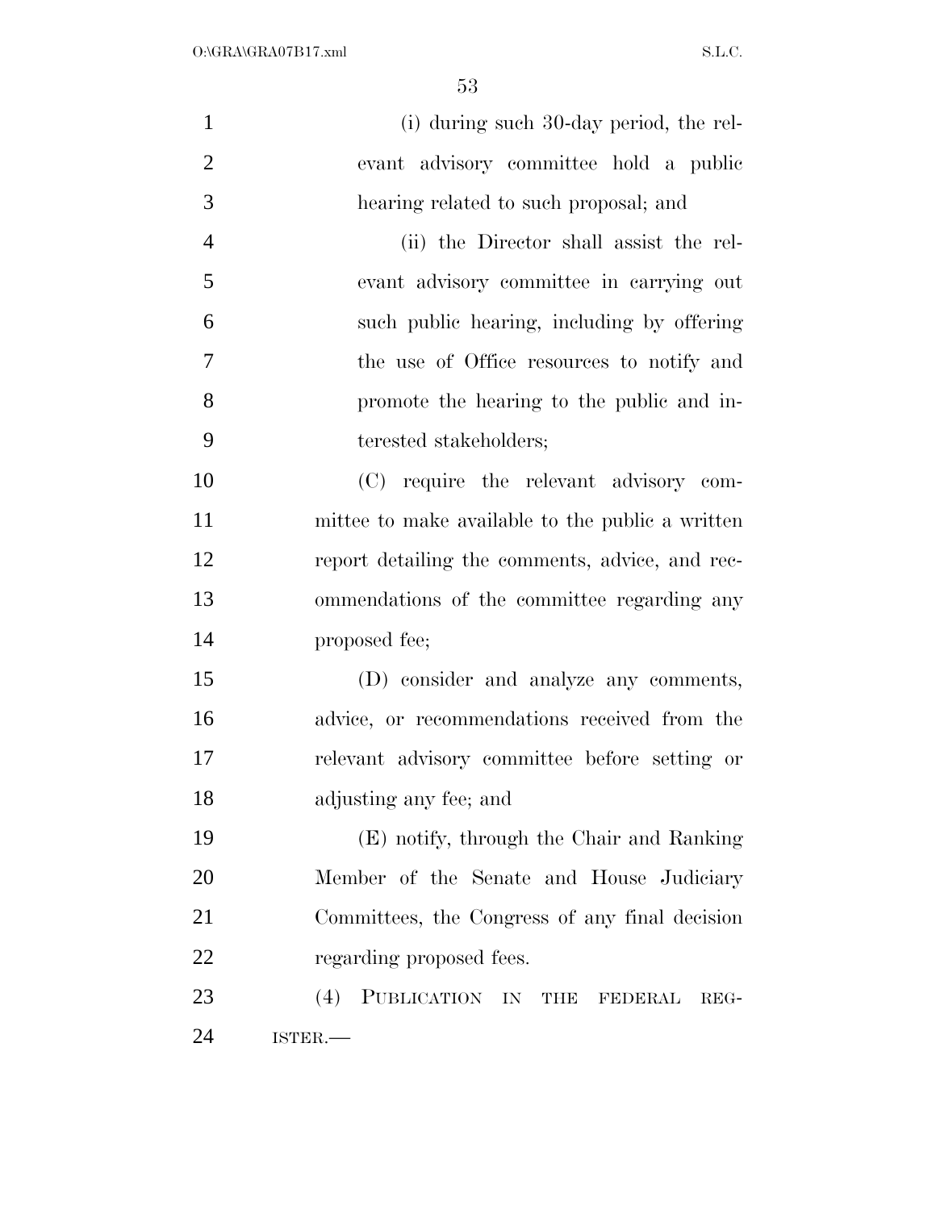(i) during such 30-day period, the relevant advisory committee hold a public hearing related to such proposal; and

(ii) the Director shall assist the relevant advisory committee in carrying out such public hearing, including by offering the use of Office resources to notify and promote the hearing to the public and interested stakeholders;

(C) require the relevant advisory committee to make available to the public a written report detailing the comments, advice, and recommendations of the committee regarding any proposed fee;

(D) consider and analyze any comments, advice, or recommendations received from the relevant advisory committee before setting or adjusting any fee; and

(E) notify, through the Chair and Ranking Member of the Senate and House Judiciary Committees, the Congress of any final decision regarding proposed fees.

(4) PUBLICATION IN THE FEDERAL REGISTER.—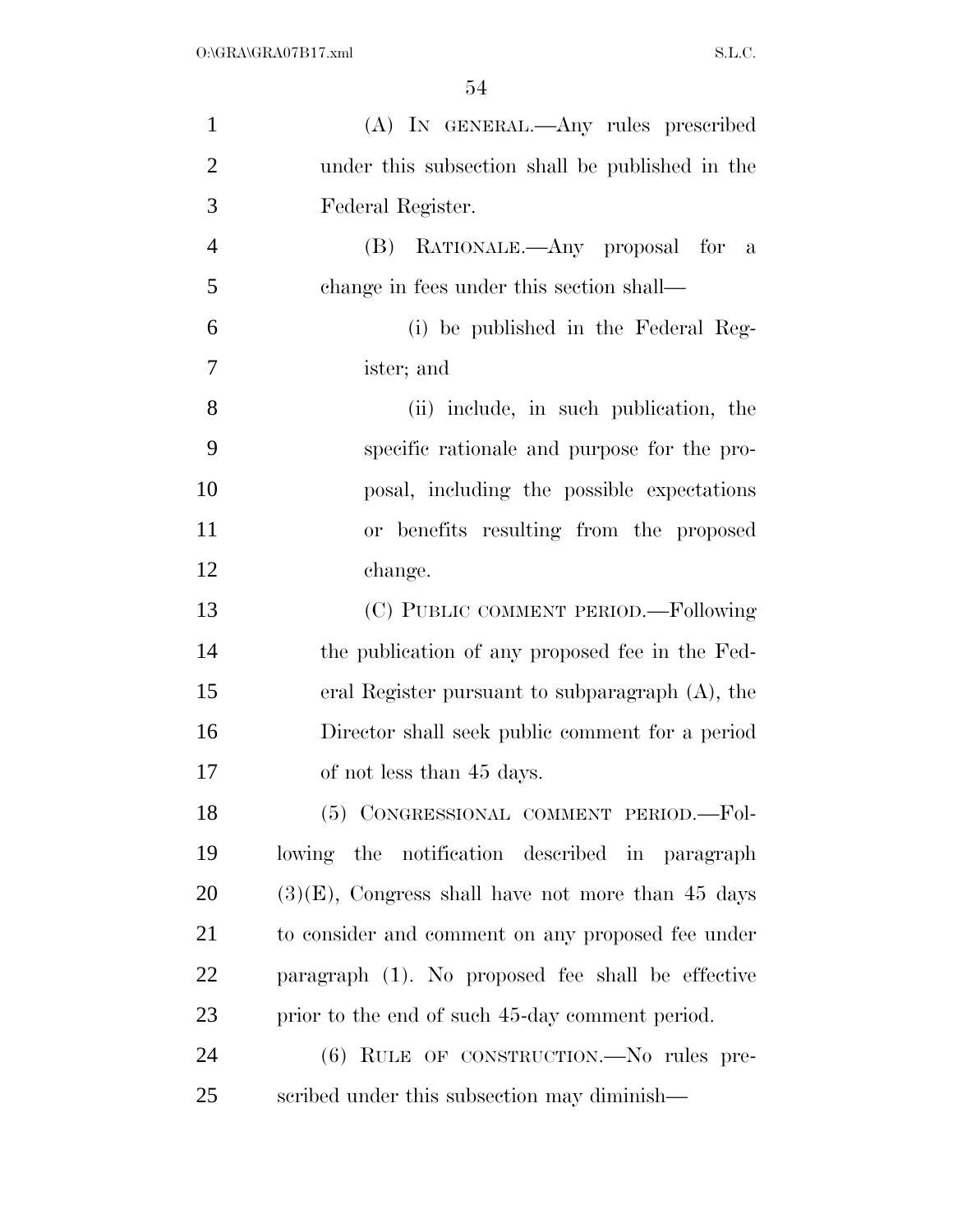(A) IN GENERAL.—Any rules prescribed under this subsection shall be published in the Federal Register.

(B) RATIONALE.—Any proposal for a change in fees under this section shall—

(i) be published in the Federal Register; and

(ii) include, in such publication, the specific rationale and purpose for the proposal, including the possible expectations or benefits resulting from the proposed change.

(C) PUBLIC COMMENT PERIOD.—Following the publication of any proposed fee in the Federal Register pursuant to subparagraph (A), the Director shall seek public comment for a period of not less than 45 days.

(5) CONGRESSIONAL COMMENT PERIOD.—Following the notification described in paragraph (3)(E), Congress shall have not more than 45 days to consider and comment on any proposed fee under paragraph (1). No proposed fee shall be effective prior to the end of such 45-day comment period.

(6) RULE OF CONSTRUCTION.—No rules prescribed under this subsection may diminish—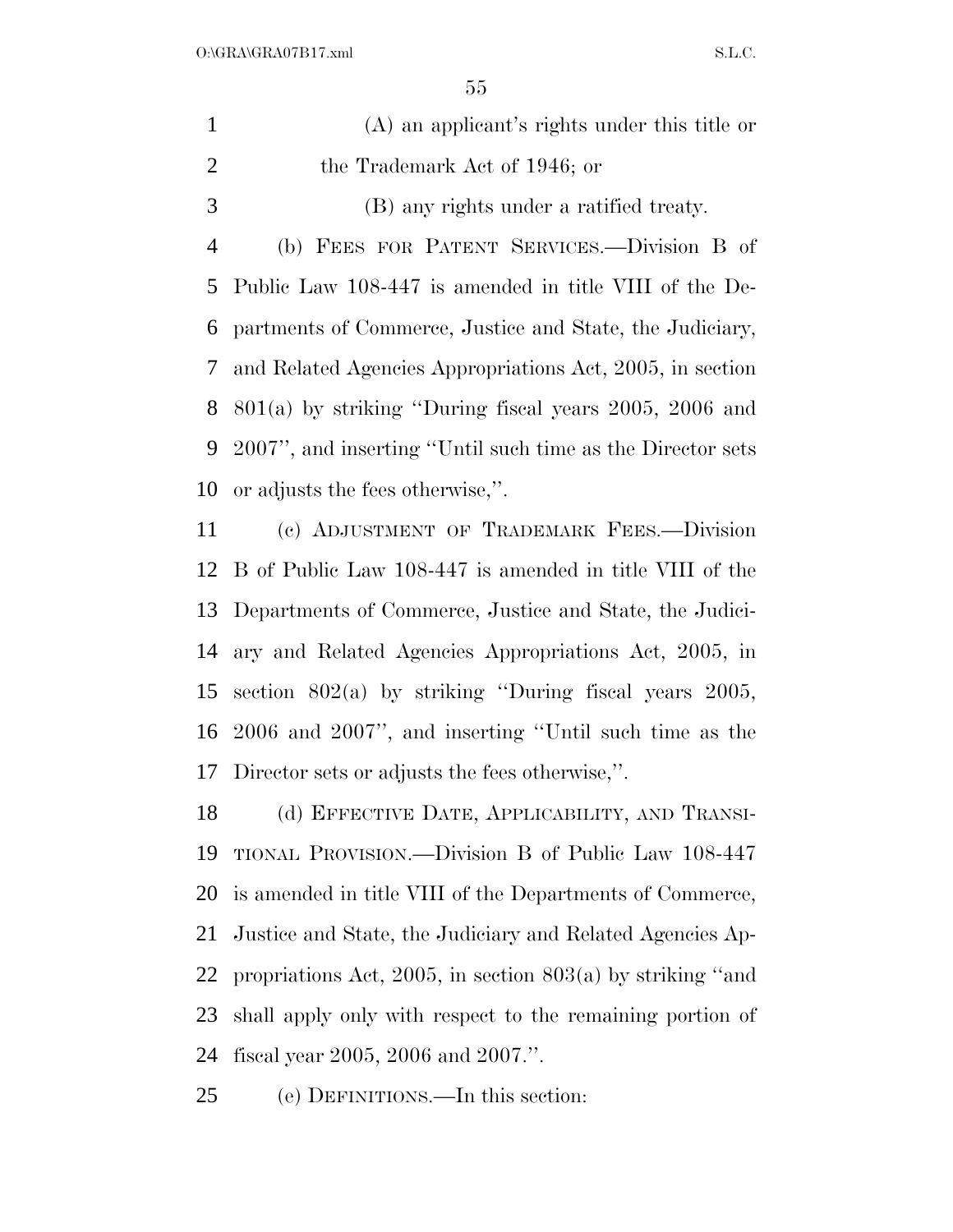(A) an applicant's rights under this title or the Trademark Act of 1946; or

(B) any rights under a ratified treaty.

(b) FEES FOR PATENT SERVICES.—Division B of Public Law 108-447 is amended in title VIII of the Departments of Commerce, Justice and State, the Judiciary, and Related Agencies Appropriations Act, 2005, in section 801(a) by striking ''During fiscal years 2005, 2006 and 2007'', and inserting ''Until such time as the Director sets or adjusts the fees otherwise,''.

(c) ADJUSTMENT OF TRADEMARK FEES.—Division B of Public Law 108-447 is amended in title VIII of the Departments of Commerce, Justice and State, the Judiciary and Related Agencies Appropriations Act, 2005, in section 802(a) by striking ''During fiscal years 2005, 2006 and 2007'', and inserting ''Until such time as the Director sets or adjusts the fees otherwise,''.

(d) EFFECTIVE DATE, APPLICABILITY, AND TRANSITIONAL PROVISION.—Division B of Public Law 108-447 is amended in title VIII of the Departments of Commerce, Justice and State, the Judiciary and Related Agencies Appropriations Act, 2005, in section 803(a) by striking ''and shall apply only with respect to the remaining portion of fiscal year 2005, 2006 and 2007.''.

(e) DEFINITIONS.—In this section: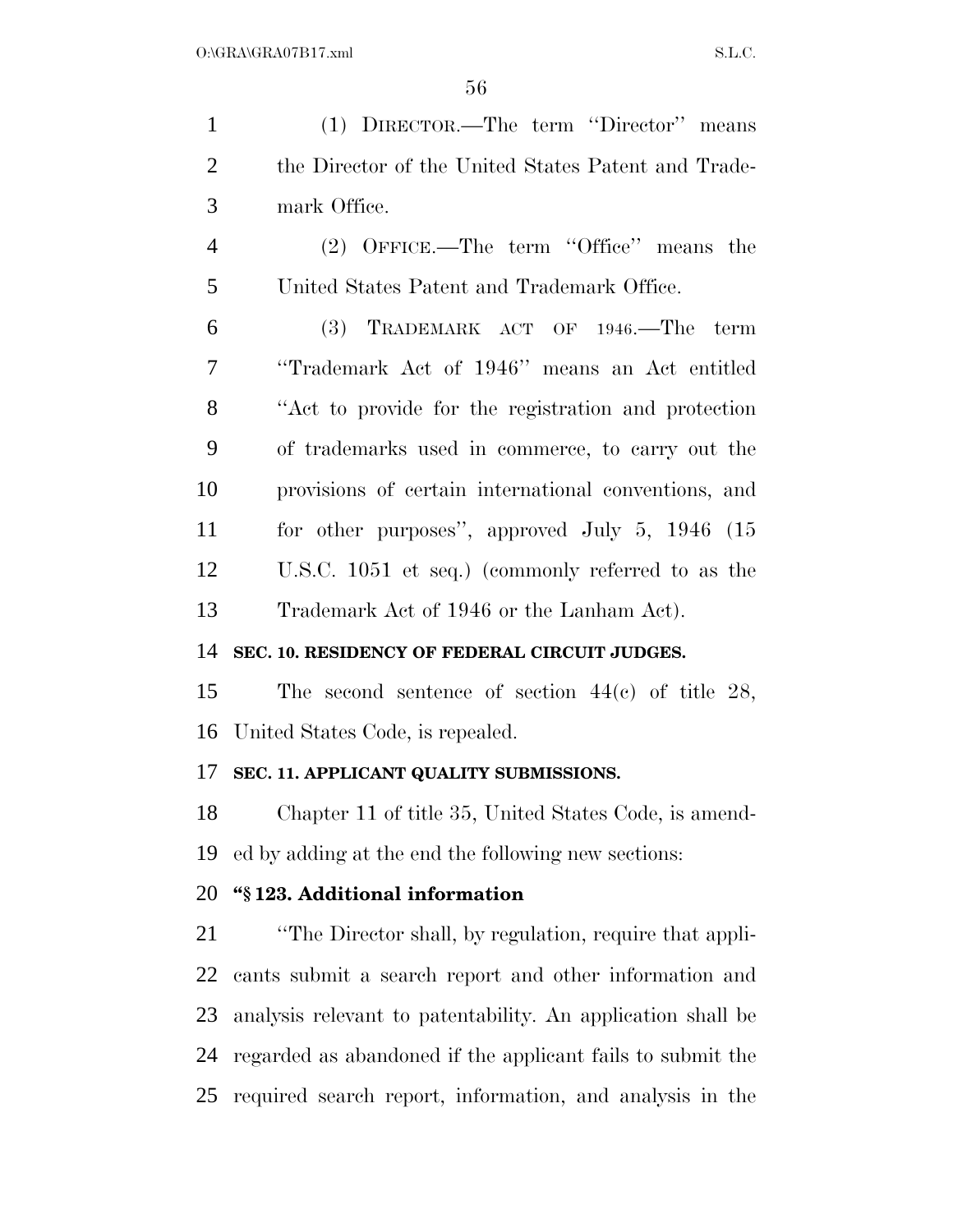(1) DIRECTOR.—The term ''Director'' means the Director of the United States Patent and Trademark Office.

(2) OFFICE.—The term ''Office'' means the United States Patent and Trademark Office.

(3) TRADEMARK ACT OF 1946.—The term ''Trademark Act of 1946'' means an Act entitled ''Act to provide for the registration and protection of trademarks used in commerce, to carry out the provisions of certain international conventions, and for other purposes'', approved July 5, 1946 (15 U.S.C. 1051 et seq.) (commonly referred to as the Trademark Act of 1946 or the Lanham Act).

**SEC. 10. RESIDENCY OF FEDERAL CIRCUIT JUDGES.**

The second sentence of section 44(c) of title 28, United States Code, is repealed.

**SEC. 11. APPLICANT QUALITY SUBMISSIONS.**

Chapter 11 of title 35, United States Code, is amended by adding at the end the following new sections:

**''§ 123. Additional information**

''The Director shall, by regulation, require that applicants submit a search report and other information and analysis relevant to patentability. An application shall be regarded as abandoned if the applicant fails to submit the required search report, information, and analysis in the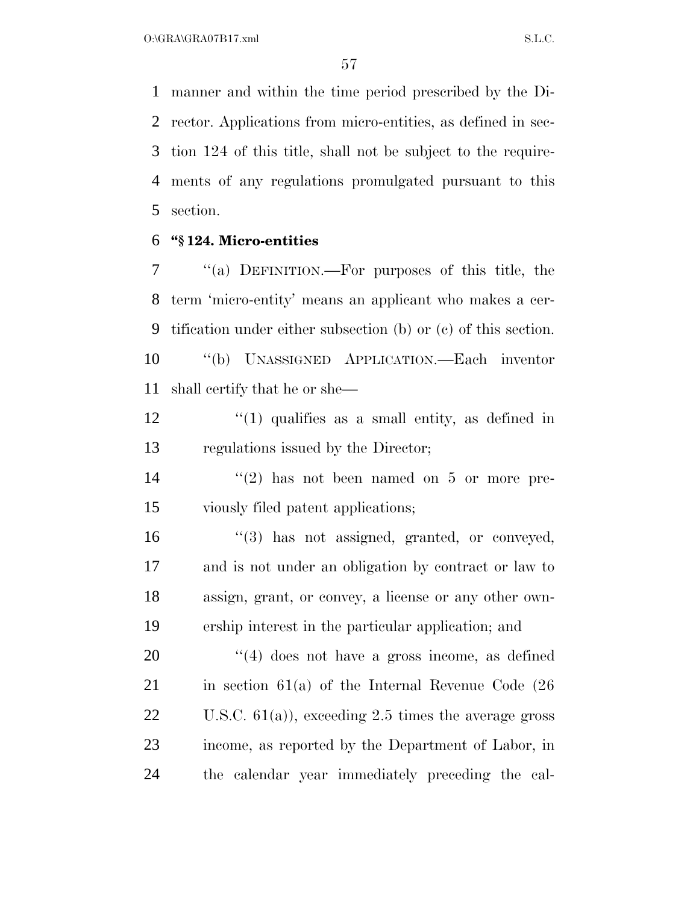manner and within the time period prescribed by the Director. Applications from micro-entities, as defined in section 124 of this title, shall not be subject to the requirements of any regulations promulgated pursuant to this section.

**"§ 124. Micro-entities**

"(a) DEFINITION.—For purposes of this title, the term 'micro-entity' means an applicant who makes a certification under either subsection (b) or (c) of this section.

"(b) UNASSIGNED APPLICATION.—Each inventor shall certify that he or she—

"(1) qualifies as a small entity, as defined in regulations issued by the Director;

"(2) has not been named on 5 or more previously filed patent applications;

"(3) has not assigned, granted, or conveyed, and is not under an obligation by contract or law to assign, grant, or convey, a license or any other ownership interest in the particular application; and

"(4) does not have a gross income, as defined in section 61(a) of the Internal Revenue Code (26 U.S.C. 61(a)), exceeding 2.5 times the average gross income, as reported by the Department of Labor, in the calendar year immediately preceding the cal-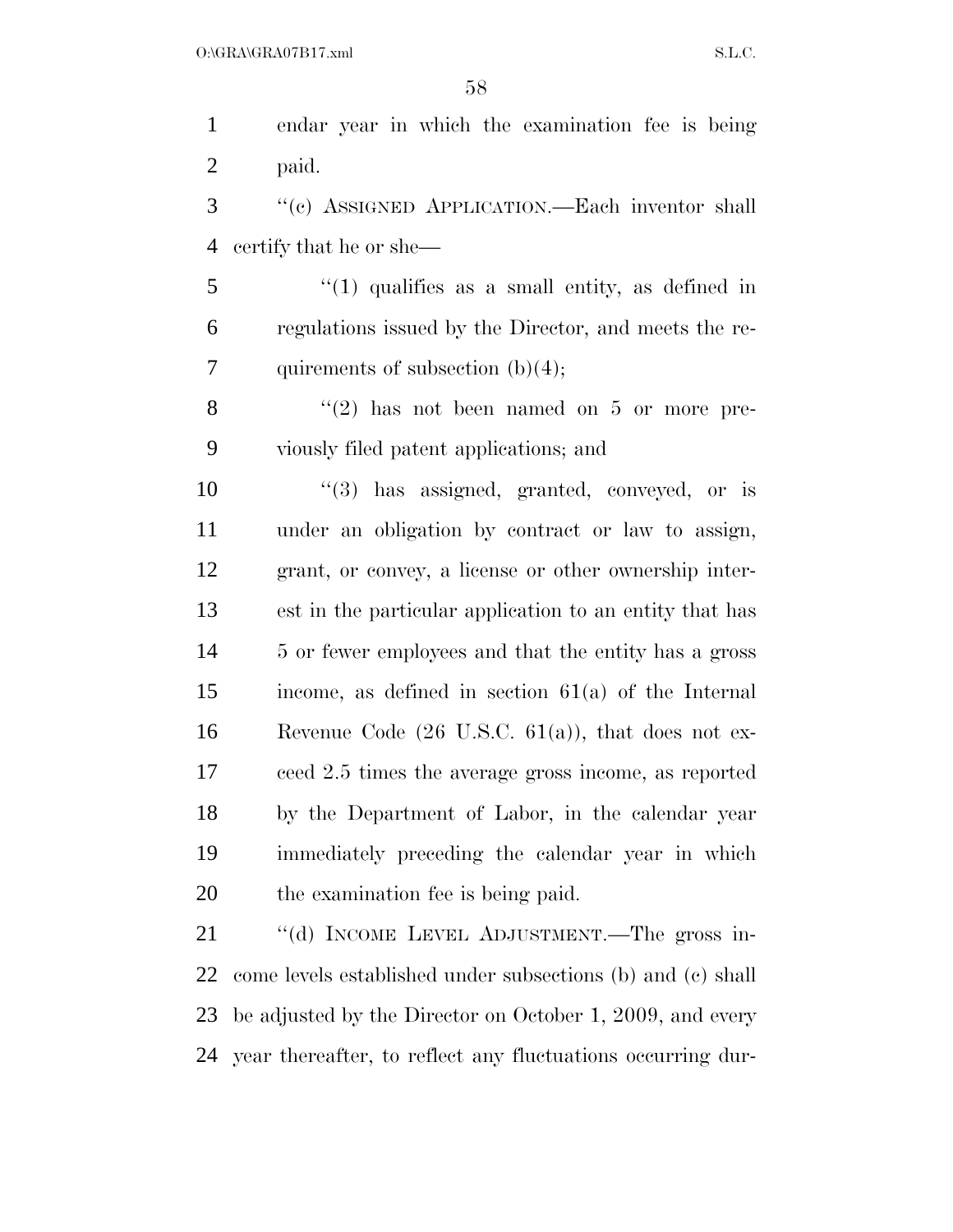endar year in which the examination fee is being paid.

"(c) ASSIGNED APPLICATION.—Each inventor shall certify that he or she—

"(1) qualifies as a small entity, as defined in regulations issued by the Director, and meets the requirements of subsection (b)(4);

"(2) has not been named on 5 or more previously filed patent applications; and

"(3) has assigned, granted, conveyed, or is under an obligation by contract or law to assign, grant, or convey, a license or other ownership interest in the particular application to an entity that has 5 or fewer employees and that the entity has a gross income, as defined in section 61(a) of the Internal Revenue Code (26 U.S.C. 61(a)), that does not exceed 2.5 times the average gross income, as reported by the Department of Labor, in the calendar year immediately preceding the calendar year in which the examination fee is being paid.

"(d) INCOME LEVEL ADJUSTMENT.—The gross income levels established under subsections (b) and (c) shall be adjusted by the Director on October 1, 2009, and every year thereafter, to reflect any fluctuations occurring dur-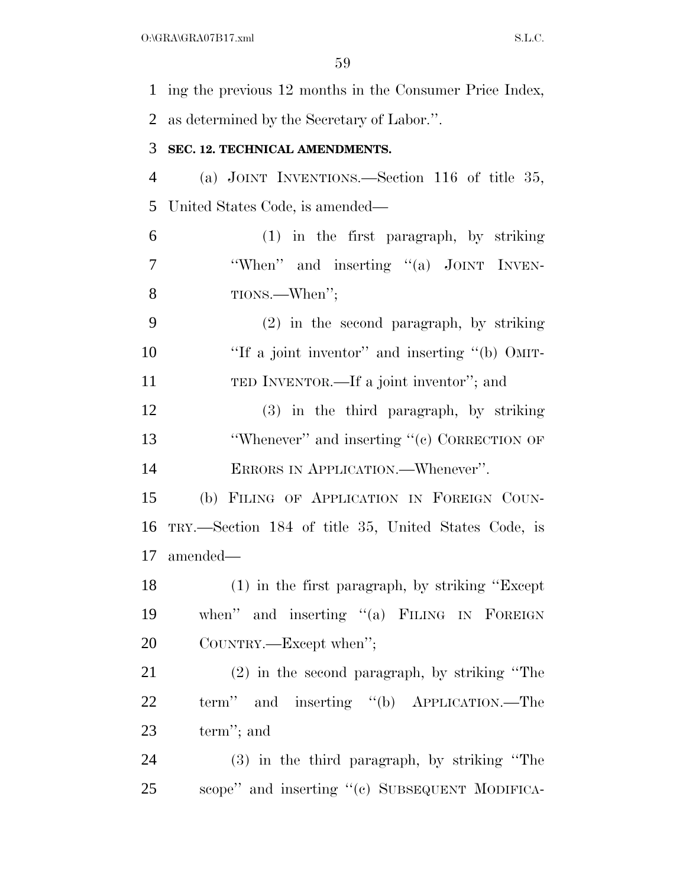ing the previous 12 months in the Consumer Price Index, as determined by the Secretary of Labor.''.

**SEC. 12. TECHNICAL AMENDMENTS.**

(a) JOINT INVENTIONS.—Section 116 of title 35, United States Code, is amended—

(1) in the first paragraph, by striking ''When'' and inserting ''(a) JOINT INVENTIONS.—When'';

(2) in the second paragraph, by striking ''If a joint inventor'' and inserting ''(b) OMITTED INVENTOR.—If a joint inventor''; and

(3) in the third paragraph, by striking ''Whenever'' and inserting ''(c) CORRECTION OF ERRORS IN APPLICATION.—Whenever''.

(b) FILING OF APPLICATION IN FOREIGN COUNTRY.—Section 184 of title 35, United States Code, is amended—

(1) in the first paragraph, by striking ''Except when'' and inserting ''(a) FILING IN FOREIGN COUNTRY.—Except when'';

(2) in the second paragraph, by striking ''The term'' and inserting ''(b) APPLICATION.—The term''; and

(3) in the third paragraph, by striking ''The scope'' and inserting ''(c) SUBSEQUENT MODIFICA-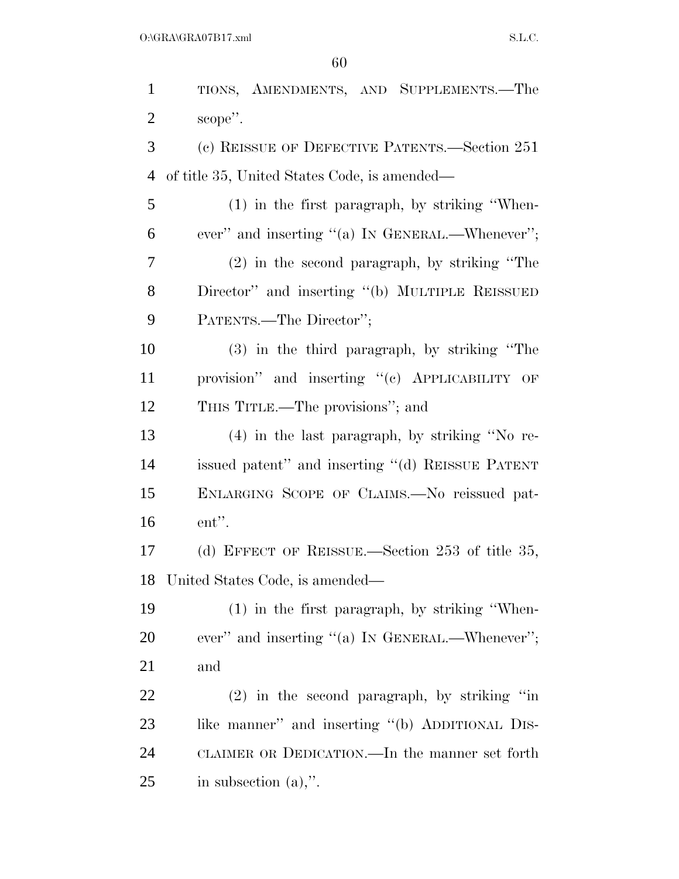TIONS, AMENDMENTS, AND SUPPLEMENTS.—The scope''.

(c) REISSUE OF DEFECTIVE PATENTS.—Section 251 of title 35, United States Code, is amended—

(1) in the first paragraph, by striking ''Whenever'' and inserting ''(a) IN GENERAL.—Whenever'';

(2) in the second paragraph, by striking ''The Director'' and inserting ''(b) MULTIPLE REISSUED PATENTS.—The Director'';

(3) in the third paragraph, by striking ''The provision'' and inserting ''(c) APPLICABILITY OF THIS TITLE.—The provisions''; and

(4) in the last paragraph, by striking ''No reissued patent'' and inserting ''(d) REISSUE PATENT ENLARGING SCOPE OF CLAIMS.—No reissued patent''.

(d) EFFECT OF REISSUE.—Section 253 of title 35, United States Code, is amended—

(1) in the first paragraph, by striking ''Whenever'' and inserting ''(a) IN GENERAL.—Whenever''; and

(2) in the second paragraph, by striking ''in like manner'' and inserting ''(b) ADDITIONAL DISCLAIMER OR DEDICATION.—In the manner set forth in subsection (a),''.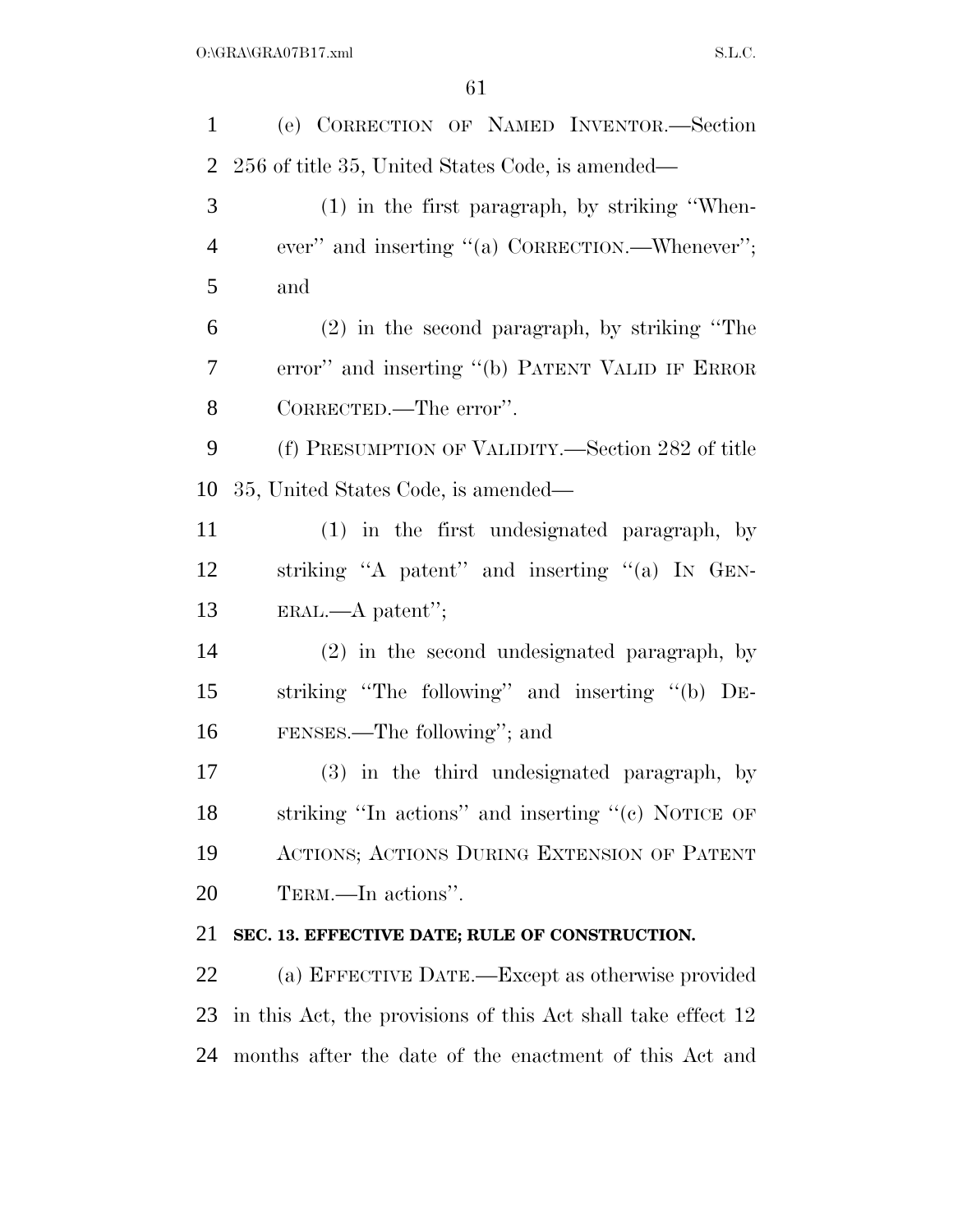(e) CORRECTION OF NAMED INVENTOR.—Section 256 of title 35, United States Code, is amended—

(1) in the first paragraph, by striking ''Whenever'' and inserting ''(a) CORRECTION.—Whenever''; and

(2) in the second paragraph, by striking ''The error'' and inserting ''(b) PATENT VALID IF ERROR CORRECTED.—The error''.

(f) PRESUMPTION OF VALIDITY.—Section 282 of title 35, United States Code, is amended—

(1) in the first undesignated paragraph, by striking ''A patent'' and inserting ''(a) IN GENERAL.—A patent'';

(2) in the second undesignated paragraph, by striking ''The following'' and inserting ''(b) DEFENSES.—The following''; and

(3) in the third undesignated paragraph, by striking ''In actions'' and inserting ''(c) NOTICE OF ACTIONS; ACTIONS DURING EXTENSION OF PATENT TERM.—In actions''.

**SEC. 13. EFFECTIVE DATE; RULE OF CONSTRUCTION.**

(a) EFFECTIVE DATE.—Except as otherwise provided in this Act, the provisions of this Act shall take effect 12 months after the date of the enactment of this Act and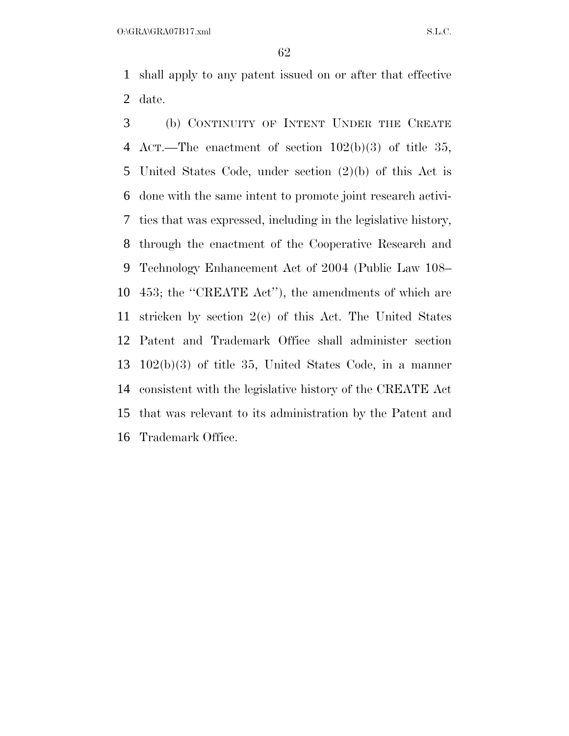shall apply to any patent issued on or after that effective date.

(b) CONTINUITY OF INTENT UNDER THE CREATE ACT.—The enactment of section 102(b)(3) of title 35, United States Code, under section (2)(b) of this Act is done with the same intent to promote joint research activities that was expressed, including in the legislative history, through the enactment of the Cooperative Research and Technology Enhancement Act of 2004 (Public Law 108–453; the ''CREATE Act''), the amendments of which are stricken by section 2(c) of this Act. The United States Patent and Trademark Office shall administer section 102(b)(3) of title 35, United States Code, in a manner consistent with the legislative history of the CREATE Act that was relevant to its administration by the Patent and Trademark Office.